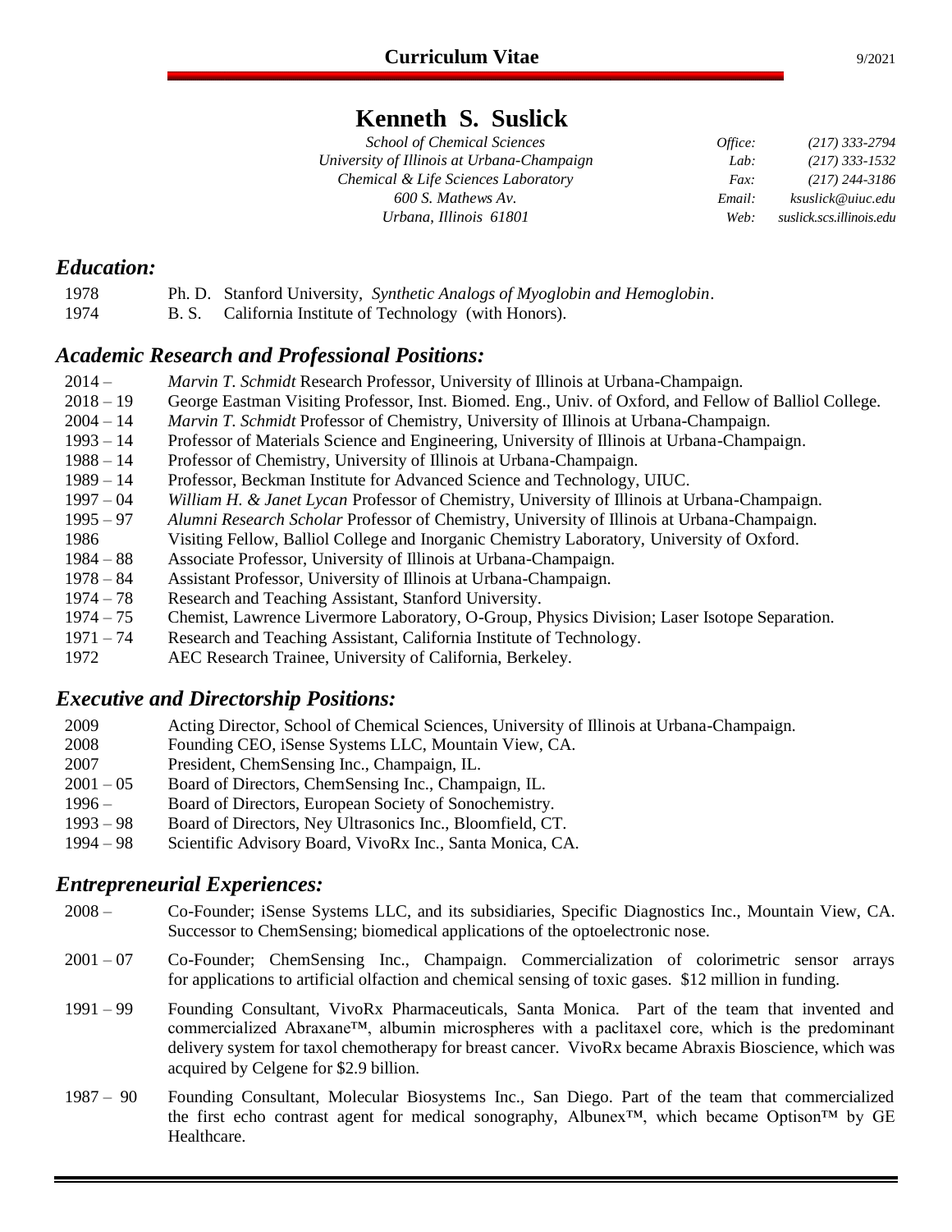**Curriculum Vitae**

# Kenneth S. Suslick

*School of Chemical Sciences*
*University of Illinois at Urbana-Champaign*
*Chemical & Life Sciences Laboratory*
*600 S. Mathews Av.*
*Urbana, Illinois 61801*

| | |
|---|---|
| *Office:* | *(217) 333-2794* |
| *Lab:* | *(217) 333-1532* |
| *Fax:* | *(217) 244-3186* |
| *Email:* | *ksuslick@uiuc.edu* |
| *Web:* | *suslick.scs.illinois.edu* |

## *Education:*

| | |
|---|---|
| 1978 | Ph. D. Stanford University, *Synthetic Analogs of Myoglobin and Hemoglobin*. |
| 1974 | B. S. California Institute of Technology (with Honors). |

## *Academic Research and Professional Positions:*

| | |
|---|---|
| 2014 – | *Marvin T. Schmidt* Research Professor, University of Illinois at Urbana-Champaign. |
| 2018 – 19 | George Eastman Visiting Professor, Inst. Biomed. Eng., Univ. of Oxford, and Fellow of Balliol College. |
| 2004 – 14 | *Marvin T. Schmidt* Professor of Chemistry, University of Illinois at Urbana-Champaign. |
| 1993 – 14 | Professor of Materials Science and Engineering, University of Illinois at Urbana-Champaign. |
| 1988 – 14 | Professor of Chemistry, University of Illinois at Urbana-Champaign. |
| 1989 – 14 | Professor, Beckman Institute for Advanced Science and Technology, UIUC. |
| 1997 – 04 | *William H. & Janet Lycan* Professor of Chemistry, University of Illinois at Urbana-Champaign. |
| 1995 – 97 | *Alumni Research Scholar* Professor of Chemistry, University of Illinois at Urbana-Champaign. |
| 1986 | Visiting Fellow, Balliol College and Inorganic Chemistry Laboratory, University of Oxford. |
| 1984 – 88 | Associate Professor, University of Illinois at Urbana-Champaign. |
| 1978 – 84 | Assistant Professor, University of Illinois at Urbana-Champaign. |
| 1974 – 78 | Research and Teaching Assistant, Stanford University. |
| 1974 – 75 | Chemist, Lawrence Livermore Laboratory, O-Group, Physics Division; Laser Isotope Separation. |
| 1971 – 74 | Research and Teaching Assistant, California Institute of Technology. |
| 1972 | AEC Research Trainee, University of California, Berkeley. |

## *Executive and Directorship Positions:*

| | |
|---|---|
| 2009 | Acting Director, School of Chemical Sciences, University of Illinois at Urbana-Champaign. |
| 2008 | Founding CEO, iSense Systems LLC, Mountain View, CA. |
| 2007 | President, ChemSensing Inc., Champaign, IL. |
| 2001 – 05 | Board of Directors, ChemSensing Inc., Champaign, IL. |
| 1996 – | Board of Directors, European Society of Sonochemistry. |
| 1993 – 98 | Board of Directors, Ney Ultrasonics Inc., Bloomfield, CT. |
| 1994 – 98 | Scientific Advisory Board, VivoRx Inc., Santa Monica, CA. |

## *Entrepreneurial Experiences:*

| | |
|---|---|
| 2008 – | Co-Founder; iSense Systems LLC, and its subsidiaries, Specific Diagnostics Inc., Mountain View, CA. Successor to ChemSensing; biomedical applications of the optoelectronic nose. |
| 2001 – 07 | Co-Founder; ChemSensing Inc., Champaign. Commercialization of colorimetric sensor arrays for applications to artificial olfaction and chemical sensing of toxic gases. $12 million in funding. |
| 1991 – 99 | Founding Consultant, VivoRx Pharmaceuticals, Santa Monica. Part of the team that invented and commercialized Abraxane™, albumin microspheres with a paclitaxel core, which is the predominant delivery system for taxol chemotherapy for breast cancer. VivoRx became Abraxis Bioscience, which was acquired by Celgene for $2.9 billion. |
| 1987 – 90 | Founding Consultant, Molecular Biosystems Inc., San Diego. Part of the team that commercialized the first echo contrast agent for medical sonography, Albunex™, which became Optison™ by GE Healthcare. |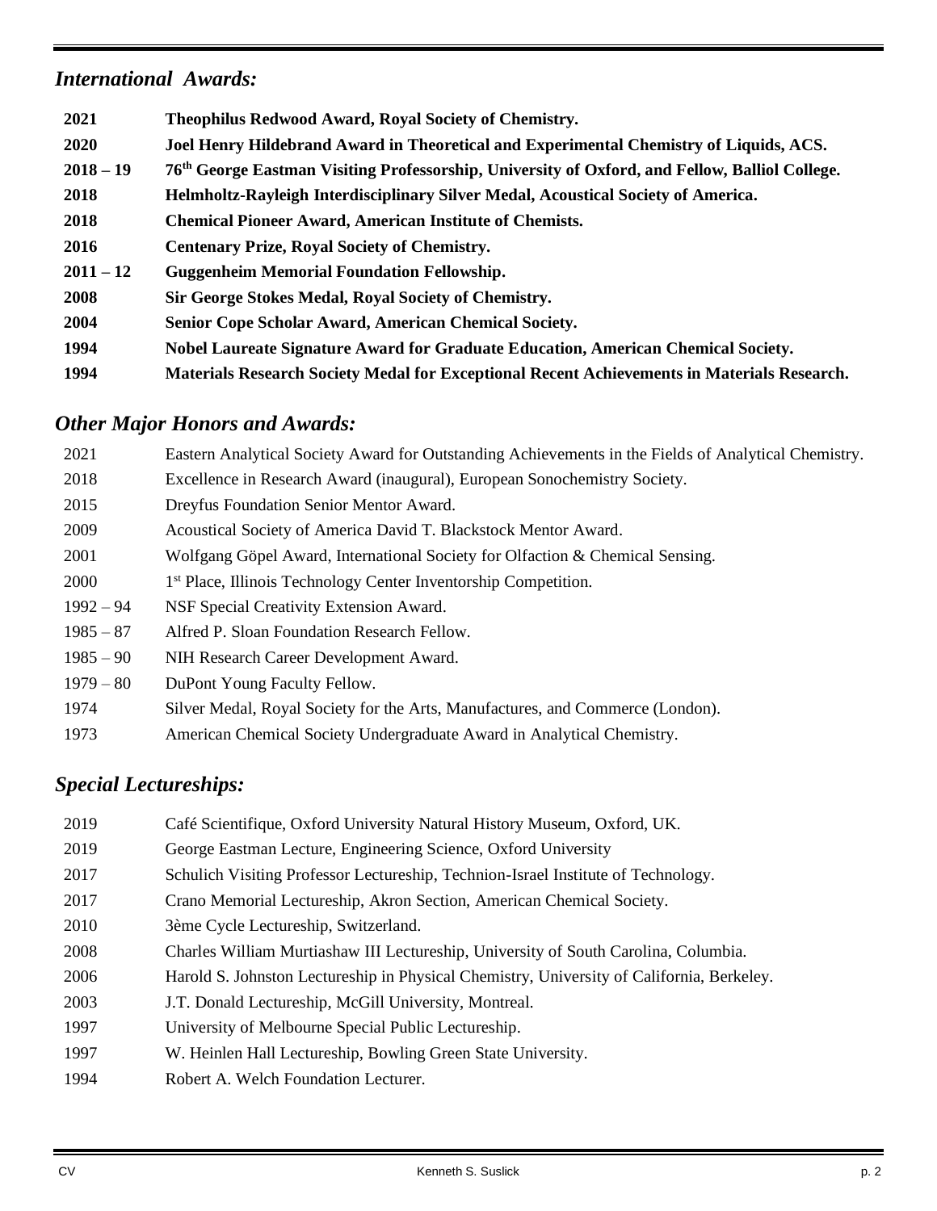## *International Awards:*

| | |
|---|---|
| **2021** | **Theophilus Redwood Award, Royal Society of Chemistry.** |
| **2020** | **Joel Henry Hildebrand Award in Theoretical and Experimental Chemistry of Liquids, ACS.** |
| **2018 – 19** | **76th George Eastman Visiting Professorship, University of Oxford, and Fellow, Balliol College.** |
| **2018** | **Helmholtz-Rayleigh Interdisciplinary Silver Medal, Acoustical Society of America.** |
| **2018** | **Chemical Pioneer Award, American Institute of Chemists.** |
| **2016** | **Centenary Prize, Royal Society of Chemistry.** |
| **2011 – 12** | **Guggenheim Memorial Foundation Fellowship.** |
| **2008** | **Sir George Stokes Medal, Royal Society of Chemistry.** |
| **2004** | **Senior Cope Scholar Award, American Chemical Society.** |
| **1994** | **Nobel Laureate Signature Award for Graduate Education, American Chemical Society.** |
| **1994** | **Materials Research Society Medal for Exceptional Recent Achievements in Materials Research.** |

## *Other Major Honors and Awards:*

| | |
|---|---|
| 2021 | Eastern Analytical Society Award for Outstanding Achievements in the Fields of Analytical Chemistry. |
| 2018 | Excellence in Research Award (inaugural), European Sonochemistry Society. |
| 2015 | Dreyfus Foundation Senior Mentor Award. |
| 2009 | Acoustical Society of America David T. Blackstock Mentor Award. |
| 2001 | Wolfgang Göpel Award, International Society for Olfaction & Chemical Sensing. |
| 2000 | 1st Place, Illinois Technology Center Inventorship Competition. |
| 1992 – 94 | NSF Special Creativity Extension Award. |
| 1985 – 87 | Alfred P. Sloan Foundation Research Fellow. |
| 1985 – 90 | NIH Research Career Development Award. |
| 1979 – 80 | DuPont Young Faculty Fellow. |
| 1974 | Silver Medal, Royal Society for the Arts, Manufactures, and Commerce (London). |
| 1973 | American Chemical Society Undergraduate Award in Analytical Chemistry. |

## *Special Lectureships:*

| | |
|---|---|
| 2019 | Café Scientifique, Oxford University Natural History Museum, Oxford, UK. |
| 2019 | George Eastman Lecture, Engineering Science, Oxford University |
| 2017 | Schulich Visiting Professor Lectureship, Technion-Israel Institute of Technology. |
| 2017 | Crano Memorial Lectureship, Akron Section, American Chemical Society. |
| 2010 | 3ème Cycle Lectureship, Switzerland. |
| 2008 | Charles William Murtiashaw III Lectureship, University of South Carolina, Columbia. |
| 2006 | Harold S. Johnston Lectureship in Physical Chemistry, University of California, Berkeley. |
| 2003 | J.T. Donald Lectureship, McGill University, Montreal. |
| 1997 | University of Melbourne Special Public Lectureship. |
| 1997 | W. Heinlen Hall Lectureship, Bowling Green State University. |
| 1994 | Robert A. Welch Foundation Lecturer. |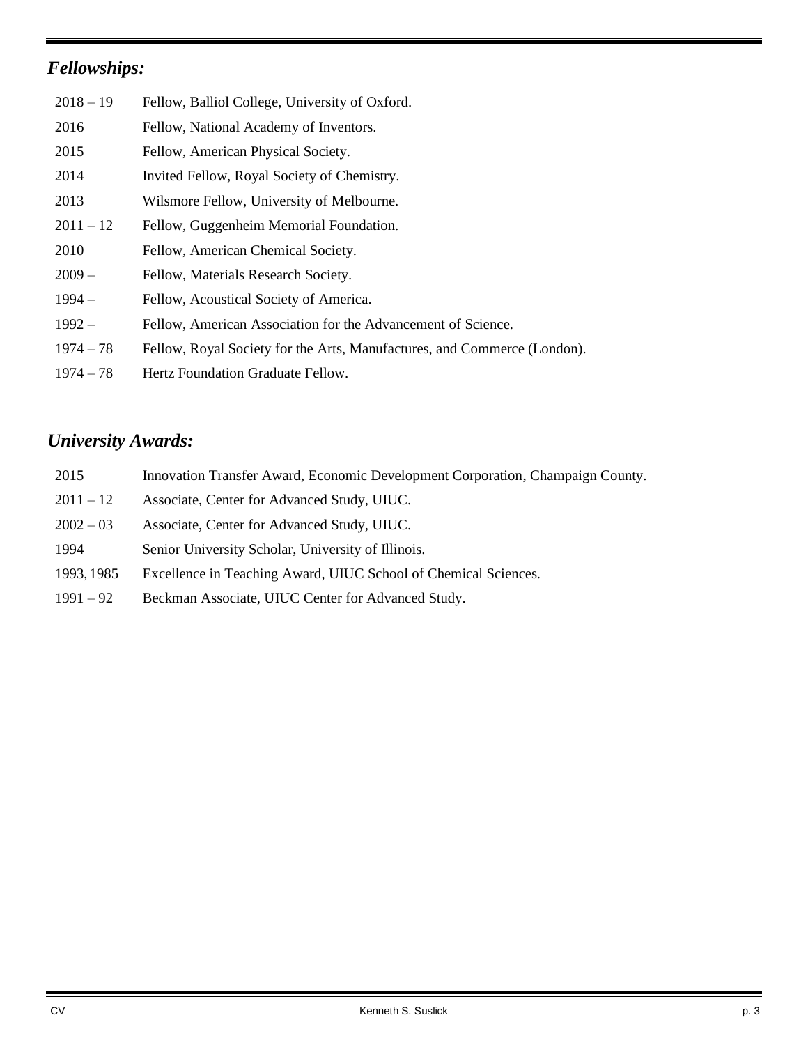## *Fellowships:*

| | |
|---|---|
| 2018 – 19 | Fellow, Balliol College, University of Oxford. |
| 2016 | Fellow, National Academy of Inventors. |
| 2015 | Fellow, American Physical Society. |
| 2014 | Invited Fellow, Royal Society of Chemistry. |
| 2013 | Wilsmore Fellow, University of Melbourne. |
| 2011 – 12 | Fellow, Guggenheim Memorial Foundation. |
| 2010 | Fellow, American Chemical Society. |
| 2009 – | Fellow, Materials Research Society. |
| 1994 – | Fellow, Acoustical Society of America. |
| 1992 – | Fellow, American Association for the Advancement of Science. |
| 1974 – 78 | Fellow, Royal Society for the Arts, Manufactures, and Commerce (London). |
| 1974 – 78 | Hertz Foundation Graduate Fellow. |

## *University Awards:*

| | |
|---|---|
| 2015 | Innovation Transfer Award, Economic Development Corporation, Champaign County. |
| 2011 – 12 | Associate, Center for Advanced Study, UIUC. |
| 2002 – 03 | Associate, Center for Advanced Study, UIUC. |
| 1994 | Senior University Scholar, University of Illinois. |
| 1993, 1985 | Excellence in Teaching Award, UIUC School of Chemical Sciences. |
| 1991 – 92 | Beckman Associate, UIUC Center for Advanced Study. |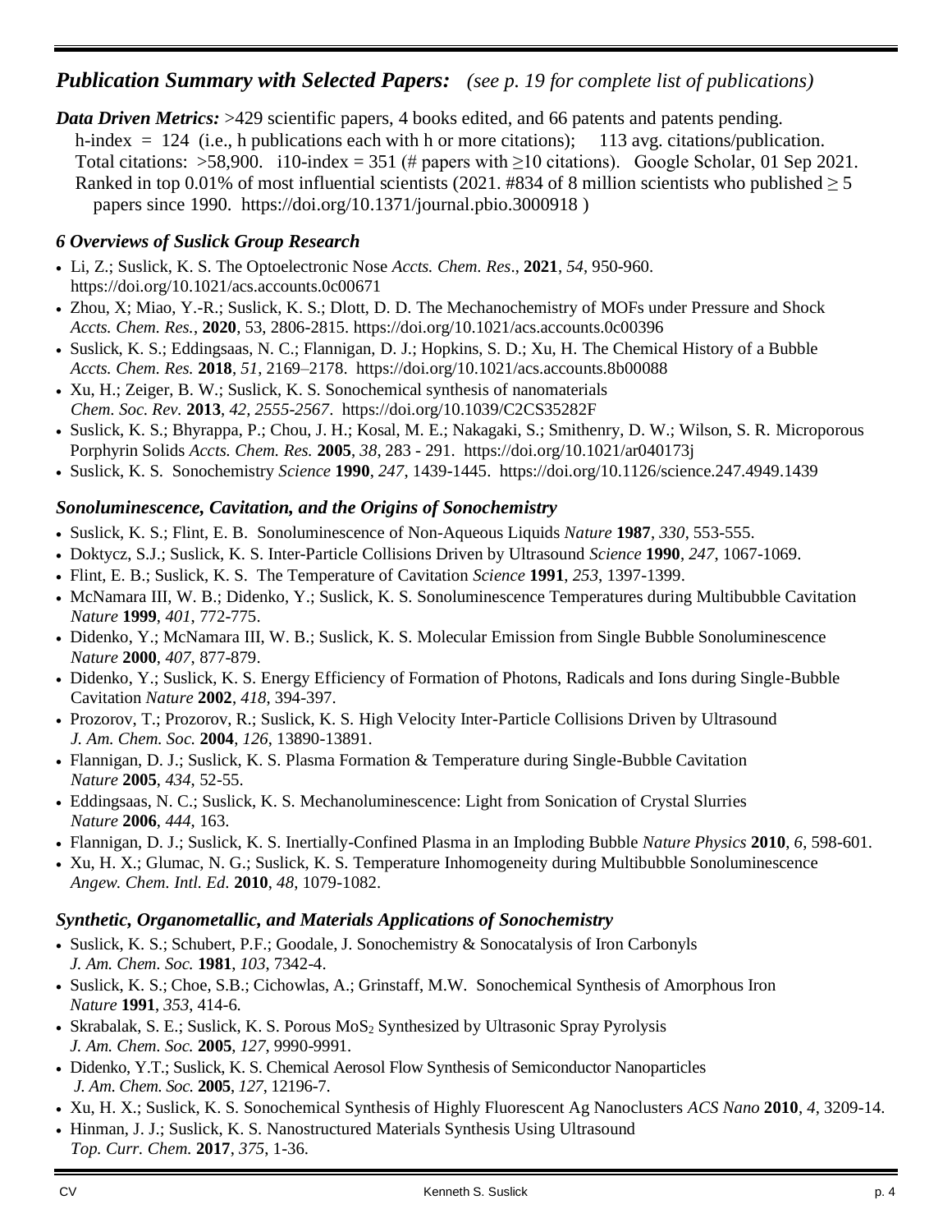## *Publication Summary with Selected Papers:* *(see p. 19 for complete list of publications)*

***Data Driven Metrics:*** >429 scientific papers, 4 books edited, and 66 patents and patents pending.
h-index = 124 (i.e., h publications each with h or more citations); 113 avg. citations/publication.
Total citations: >58,900. i10-index = 351 (# papers with ≥10 citations). Google Scholar, 01 Sep 2021.
Ranked in top 0.01% of most influential scientists (2021. #834 of 8 million scientists who published ≥ 5 papers since 1990. https://doi.org/10.1371/journal.pbio.3000918 )

### *6 Overviews of Suslick Group Research*

- Li, Z.; Suslick, K. S. The Optoelectronic Nose *Accts. Chem. Res*., **2021**, *54*, 950-960. https://doi.org/10.1021/acs.accounts.0c00671
- Zhou, X; Miao, Y.-R.; Suslick, K. S.; Dlott, D. D. The Mechanochemistry of MOFs under Pressure and Shock *Accts. Chem. Res.*, **2020**, 53, 2806-2815. https://doi.org/10.1021/acs.accounts.0c00396
- Suslick, K. S.; Eddingsaas, N. C.; Flannigan, D. J.; Hopkins, S. D.; Xu, H. The Chemical History of a Bubble *Accts. Chem. Res.* **2018**, *51*, 2169–2178. https://doi.org/10.1021/acs.accounts.8b00088
- Xu, H.; Zeiger, B. W.; Suslick, K. S. Sonochemical synthesis of nanomaterials *Chem. Soc. Rev.* **2013**, *42, 2555-2567*. https://doi.org/10.1039/C2CS35282F
- Suslick, K. S.; Bhyrappa, P.; Chou, J. H.; Kosal, M. E.; Nakagaki, S.; Smithenry, D. W.; Wilson, S. R. Microporous Porphyrin Solids *Accts. Chem. Res.* **2005**, *38*, 283 - 291. https://doi.org/10.1021/ar040173j
- Suslick, K. S. Sonochemistry *Science* **1990**, *247*, 1439-1445. https://doi.org/10.1126/science.247.4949.1439

### *Sonoluminescence, Cavitation, and the Origins of Sonochemistry*

- Suslick, K. S.; Flint, E. B. Sonoluminescence of Non-Aqueous Liquids *Nature* **1987**, *330*, 553-555.
- Doktycz, S.J.; Suslick, K. S. Inter-Particle Collisions Driven by Ultrasound *Science* **1990**, *247*, 1067-1069.
- Flint, E. B.; Suslick, K. S. The Temperature of Cavitation *Science* **1991**, *253*, 1397-1399.
- McNamara III, W. B.; Didenko, Y.; Suslick, K. S. Sonoluminescence Temperatures during Multibubble Cavitation *Nature* **1999**, *401*, 772-775.
- Didenko, Y.; McNamara III, W. B.; Suslick, K. S. Molecular Emission from Single Bubble Sonoluminescence *Nature* **2000**, *407*, 877-879.
- Didenko, Y.; Suslick, K. S. Energy Efficiency of Formation of Photons, Radicals and Ions during Single-Bubble Cavitation *Nature* **2002**, *418*, 394-397.
- Prozorov, T.; Prozorov, R.; Suslick, K. S. High Velocity Inter-Particle Collisions Driven by Ultrasound *J. Am. Chem. Soc.* **2004**, *126*, 13890-13891.
- Flannigan, D. J.; Suslick, K. S. Plasma Formation & Temperature during Single-Bubble Cavitation *Nature* **2005**, *434*, 52-55.
- Eddingsaas, N. C.; Suslick, K. S. Mechanoluminescence: Light from Sonication of Crystal Slurries *Nature* **2006**, *444*, 163.
- Flannigan, D. J.; Suslick, K. S. Inertially-Confined Plasma in an Imploding Bubble *Nature Physics* **2010**, *6*, 598-601.
- Xu, H. X.; Glumac, N. G.; Suslick, K. S. Temperature Inhomogeneity during Multibubble Sonoluminescence *Angew. Chem. Intl. Ed.* **2010**, *48*, 1079-1082.

### *Synthetic, Organometallic, and Materials Applications of Sonochemistry*

- Suslick, K. S.; Schubert, P.F.; Goodale, J. Sonochemistry & Sonocatalysis of Iron Carbonyls *J. Am. Chem. Soc.* **1981**, *103*, 7342-4.
- Suslick, K. S.; Choe, S.B.; Cichowlas, A.; Grinstaff, M.W. Sonochemical Synthesis of Amorphous Iron *Nature* **1991**, *353*, 414-6.
- Skrabalak, S. E.; Suslick, K. S. Porous $MoS_2$ Synthesized by Ultrasonic Spray Pyrolysis *J. Am. Chem. Soc.* **2005**, *127*, 9990-9991.
- Didenko, Y.T.; Suslick, K. S. Chemical Aerosol Flow Synthesis of Semiconductor Nanoparticles *J. Am. Chem. Soc.* **2005**, *127*, 12196-7.
- Xu, H. X.; Suslick, K. S. Sonochemical Synthesis of Highly Fluorescent Ag Nanoclusters *ACS Nano* **2010**, *4*, 3209-14.
- Hinman, J. J.; Suslick, K. S. Nanostructured Materials Synthesis Using Ultrasound *Top. Curr. Chem.* **2017**, *375*, 1-36.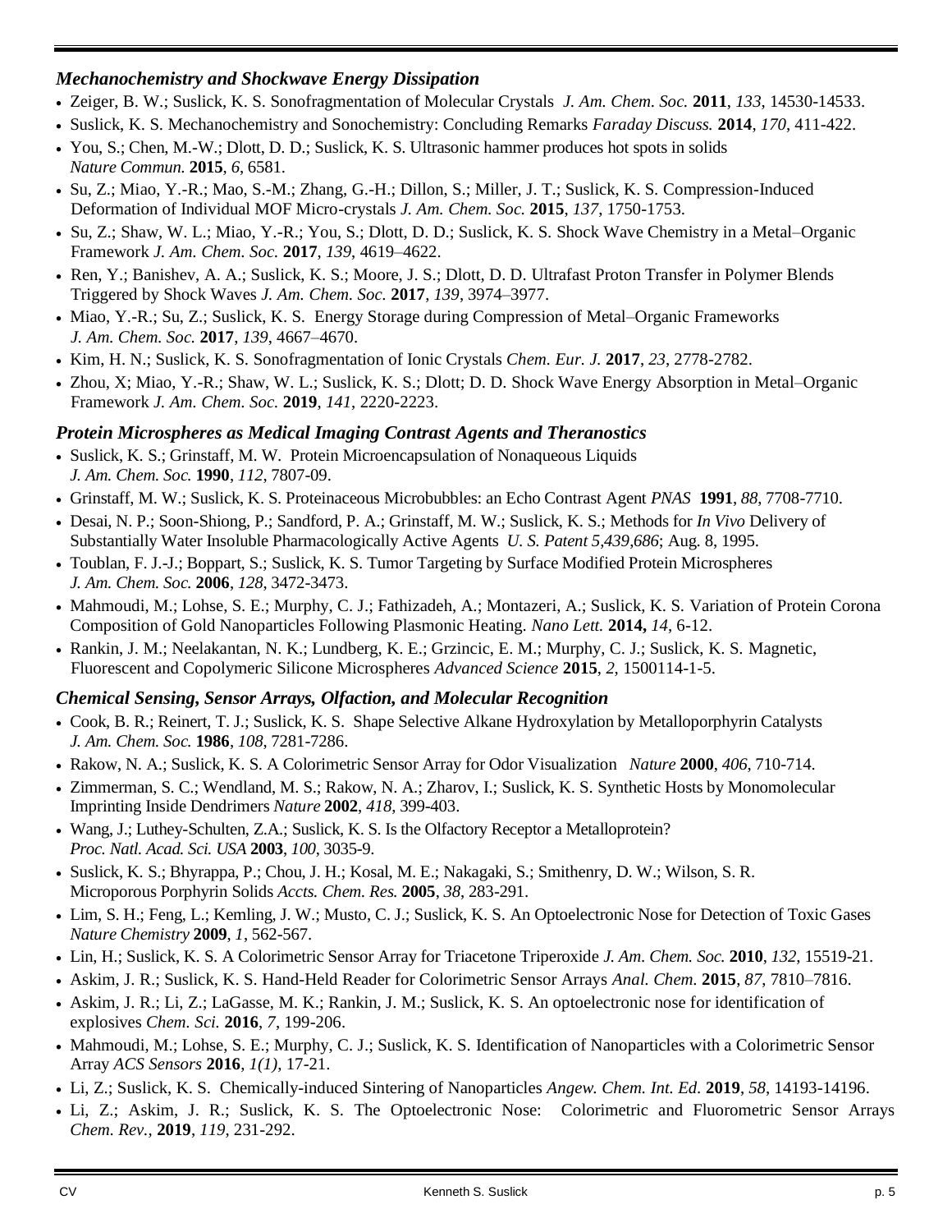### *Mechanochemistry and Shockwave Energy Dissipation*

- Zeiger, B. W.; Suslick, K. S. Sonofragmentation of Molecular Crystals *J. Am. Chem. Soc.* **2011**, *133*, 14530-14533.
- Suslick, K. S. Mechanochemistry and Sonochemistry: Concluding Remarks *Faraday Discuss.* **2014**, *170*, 411-422.
- You, S.; Chen, M.-W.; Dlott, D. D.; Suslick, K. S. Ultrasonic hammer produces hot spots in solids *Nature Commun.* **2015**, *6*, 6581.
- Su, Z.; Miao, Y.-R.; Mao, S.-M.; Zhang, G.-H.; Dillon, S.; Miller, J. T.; Suslick, K. S. Compression-Induced Deformation of Individual MOF Micro-crystals *J. Am. Chem. Soc.* **2015**, *137*, 1750-1753.
- Su, Z.; Shaw, W. L.; Miao, Y.-R.; You, S.; Dlott, D. D.; Suslick, K. S. Shock Wave Chemistry in a Metal–Organic Framework *J. Am. Chem. Soc.* **2017**, *139*, 4619–4622.
- Ren, Y.; Banishev, A. A.; Suslick, K. S.; Moore, J. S.; Dlott, D. D. Ultrafast Proton Transfer in Polymer Blends Triggered by Shock Waves *J. Am. Chem. Soc.* **2017**, *139*, 3974–3977.
- Miao, Y.-R.; Su, Z.; Suslick, K. S. Energy Storage during Compression of Metal–Organic Frameworks *J. Am. Chem. Soc.* **2017**, *139*, 4667–4670.
- Kim, H. N.; Suslick, K. S. Sonofragmentation of Ionic Crystals *Chem. Eur. J.* **2017**, *23*, 2778-2782.
- Zhou, X; Miao, Y.-R.; Shaw, W. L.; Suslick, K. S.; Dlott; D. D. Shock Wave Energy Absorption in Metal–Organic Framework *J. Am. Chem. Soc.* **2019**, *141*, 2220-2223.

### *Protein Microspheres as Medical Imaging Contrast Agents and Theranostics*

- Suslick, K. S.; Grinstaff, M. W. Protein Microencapsulation of Nonaqueous Liquids *J. Am. Chem. Soc.* **1990**, *112*, 7807-09.
- Grinstaff, M. W.; Suslick, K. S. Proteinaceous Microbubbles: an Echo Contrast Agent *PNAS* **1991**, *88*, 7708-7710.
- Desai, N. P.; Soon-Shiong, P.; Sandford, P. A.; Grinstaff, M. W.; Suslick, K. S.; Methods for *In Vivo* Delivery of Substantially Water Insoluble Pharmacologically Active Agents *U. S. Patent 5,439,686*; Aug. 8, 1995.
- Toublan, F. J.-J.; Boppart, S.; Suslick, K. S. Tumor Targeting by Surface Modified Protein Microspheres *J. Am. Chem. Soc.* **2006**, *128*, 3472-3473.
- Mahmoudi, M.; Lohse, S. E.; Murphy, C. J.; Fathizadeh, A.; Montazeri, A.; Suslick, K. S. Variation of Protein Corona Composition of Gold Nanoparticles Following Plasmonic Heating. *Nano Lett.* **2014,** *14*, 6-12.
- Rankin, J. M.; Neelakantan, N. K.; Lundberg, K. E.; Grzincic, E. M.; Murphy, C. J.; Suslick, K. S. Magnetic, Fluorescent and Copolymeric Silicone Microspheres *Advanced Science* **2015**, *2*, 1500114-1-5.

### *Chemical Sensing, Sensor Arrays, Olfaction, and Molecular Recognition*

- Cook, B. R.; Reinert, T. J.; Suslick, K. S. Shape Selective Alkane Hydroxylation by Metalloporphyrin Catalysts *J. Am. Chem. Soc.* **1986**, *108*, 7281-7286.
- Rakow, N. A.; Suslick, K. S. A Colorimetric Sensor Array for Odor Visualization *Nature* **2000**, *406*, 710-714.
- Zimmerman, S. C.; Wendland, M. S.; Rakow, N. A.; Zharov, I.; Suslick, K. S. Synthetic Hosts by Monomolecular Imprinting Inside Dendrimers *Nature* **2002**, *418*, 399-403.
- Wang, J.; Luthey-Schulten, Z.A.; Suslick, K. S. Is the Olfactory Receptor a Metalloprotein? *Proc. Natl. Acad. Sci. USA* **2003**, *100*, 3035-9.
- Suslick, K. S.; Bhyrappa, P.; Chou, J. H.; Kosal, M. E.; Nakagaki, S.; Smithenry, D. W.; Wilson, S. R. Microporous Porphyrin Solids *Accts. Chem. Res.* **2005**, *38*, 283-291.
- Lim, S. H.; Feng, L.; Kemling, J. W.; Musto, C. J.; Suslick, K. S. An Optoelectronic Nose for Detection of Toxic Gases *Nature Chemistry* **2009**, *1*, 562-567.
- Lin, H.; Suslick, K. S. A Colorimetric Sensor Array for Triacetone Triperoxide *J. Am. Chem. Soc.* **2010**, *132*, 15519-21.
- Askim, J. R.; Suslick, K. S. Hand-Held Reader for Colorimetric Sensor Arrays *Anal. Chem.* **2015**, *87*, 7810–7816.
- Askim, J. R.; Li, Z.; LaGasse, M. K.; Rankin, J. M.; Suslick, K. S. An optoelectronic nose for identification of explosives *Chem. Sci.* **2016**, *7*, 199-206.
- Mahmoudi, M.; Lohse, S. E.; Murphy, C. J.; Suslick, K. S. Identification of Nanoparticles with a Colorimetric Sensor Array *ACS Sensors* **2016**, *1(1)*, 17-21.
- Li, Z.; Suslick, K. S. Chemically-induced Sintering of Nanoparticles *Angew. Chem. Int. Ed.* **2019**, *58*, 14193-14196.
- Li, Z.; Askim, J. R.; Suslick, K. S. The Optoelectronic Nose: Colorimetric and Fluorometric Sensor Arrays *Chem. Rev.,* **2019**, *119*, 231-292.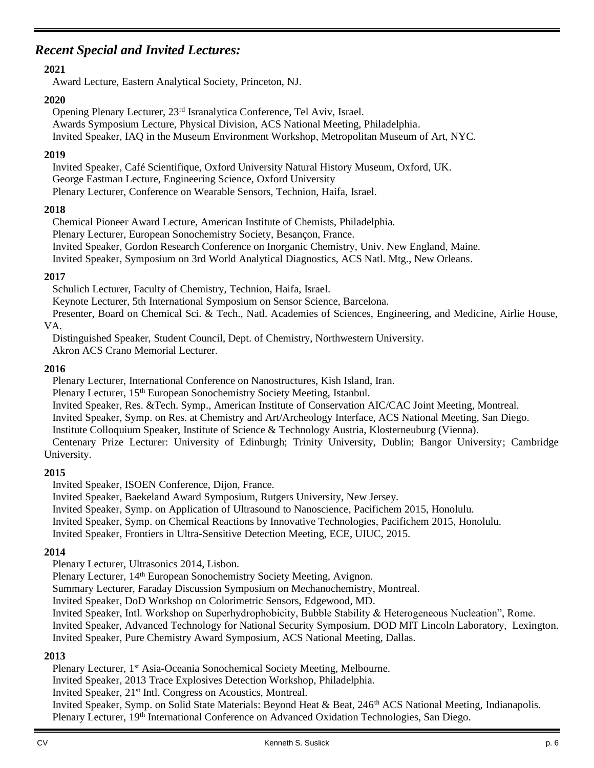## *Recent Special and Invited Lectures:*

**2021**

Award Lecture, Eastern Analytical Society, Princeton, NJ.

**2020**

Opening Plenary Lecturer, 23rd Isranalytica Conference, Tel Aviv, Israel.
Awards Symposium Lecture, Physical Division, ACS National Meeting, Philadelphia.
Invited Speaker, IAQ in the Museum Environment Workshop, Metropolitan Museum of Art, NYC.

**2019**

Invited Speaker, Café Scientifique, Oxford University Natural History Museum, Oxford, UK.
George Eastman Lecture, Engineering Science, Oxford University
Plenary Lecturer, Conference on Wearable Sensors, Technion, Haifa, Israel.

**2018**

Chemical Pioneer Award Lecture, American Institute of Chemists, Philadelphia.
Plenary Lecturer, European Sonochemistry Society, Besançon, France.
Invited Speaker, Gordon Research Conference on Inorganic Chemistry, Univ. New England, Maine.
Invited Speaker, Symposium on 3rd World Analytical Diagnostics, ACS Natl. Mtg., New Orleans.

**2017**

Schulich Lecturer, Faculty of Chemistry, Technion, Haifa, Israel.
Keynote Lecturer, 5th International Symposium on Sensor Science, Barcelona.
Presenter, Board on Chemical Sci. & Tech., Natl. Academies of Sciences, Engineering, and Medicine, Airlie House, VA.
Distinguished Speaker, Student Council, Dept. of Chemistry, Northwestern University.
Akron ACS Crano Memorial Lecturer.

**2016**

Plenary Lecturer, International Conference on Nanostructures, Kish Island, Iran.
Plenary Lecturer, 15th European Sonochemistry Society Meeting, Istanbul.
Invited Speaker, Res. &Tech. Symp., American Institute of Conservation AIC/CAC Joint Meeting, Montreal.
Invited Speaker, Symp. on Res. at Chemistry and Art/Archeology Interface, ACS National Meeting, San Diego.
Institute Colloquium Speaker, Institute of Science & Technology Austria, Klosterneuburg (Vienna).
Centenary Prize Lecturer: University of Edinburgh; Trinity University, Dublin; Bangor University; Cambridge University.

**2015**

Invited Speaker, ISOEN Conference, Dijon, France.
Invited Speaker, Baekeland Award Symposium, Rutgers University, New Jersey.
Invited Speaker, Symp. on Application of Ultrasound to Nanoscience, Pacifichem 2015, Honolulu.
Invited Speaker, Symp. on Chemical Reactions by Innovative Technologies, Pacifichem 2015, Honolulu.
Invited Speaker, Frontiers in Ultra-Sensitive Detection Meeting, ECE, UIUC, 2015.

**2014**

Plenary Lecturer, Ultrasonics 2014, Lisbon.
Plenary Lecturer, 14th European Sonochemistry Society Meeting, Avignon.
Summary Lecturer, Faraday Discussion Symposium on Mechanochemistry, Montreal.
Invited Speaker, DoD Workshop on Colorimetric Sensors, Edgewood, MD.
Invited Speaker, Intl. Workshop on Superhydrophobicity, Bubble Stability & Heterogeneous Nucleation", Rome.
Invited Speaker, Advanced Technology for National Security Symposium, DOD MIT Lincoln Laboratory, Lexington.
Invited Speaker, Pure Chemistry Award Symposium, ACS National Meeting, Dallas.

**2013**

Plenary Lecturer, 1st Asia-Oceania Sonochemical Society Meeting, Melbourne.
Invited Speaker, 2013 Trace Explosives Detection Workshop, Philadelphia.
Invited Speaker, 21st Intl. Congress on Acoustics, Montreal.
Invited Speaker, Symp. on Solid State Materials: Beyond Heat & Beat, 246th ACS National Meeting, Indianapolis.
Plenary Lecturer, 19th International Conference on Advanced Oxidation Technologies, San Diego.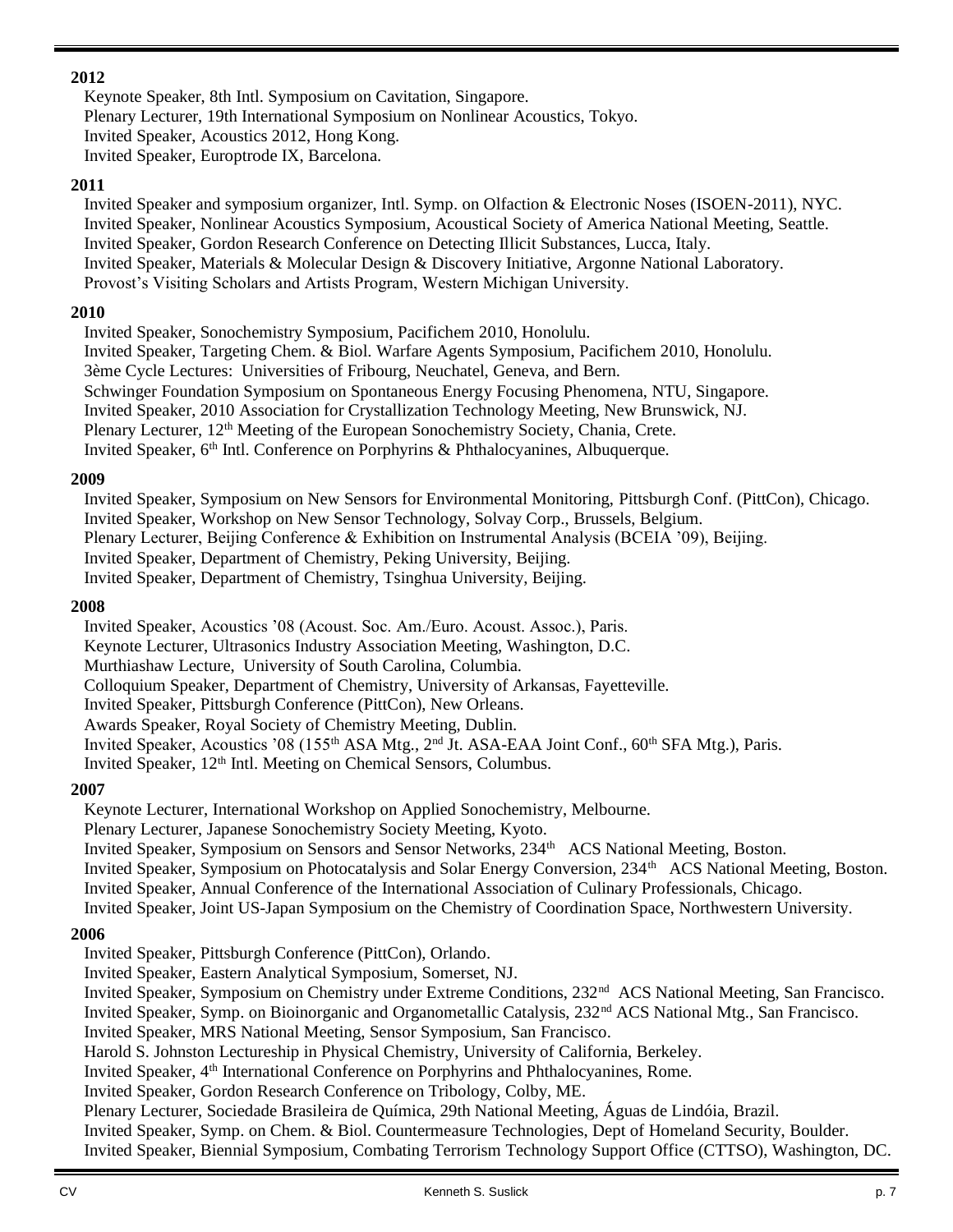**2012**

Keynote Speaker, 8th Intl. Symposium on Cavitation, Singapore.
Plenary Lecturer, 19th International Symposium on Nonlinear Acoustics, Tokyo.
Invited Speaker, Acoustics 2012, Hong Kong.
Invited Speaker, Europtrode IX, Barcelona.

**2011**

Invited Speaker and symposium organizer, Intl. Symp. on Olfaction & Electronic Noses (ISOEN-2011), NYC.
Invited Speaker, Nonlinear Acoustics Symposium, Acoustical Society of America National Meeting, Seattle.
Invited Speaker, Gordon Research Conference on Detecting Illicit Substances, Lucca, Italy.
Invited Speaker, Materials & Molecular Design & Discovery Initiative, Argonne National Laboratory.
Provost's Visiting Scholars and Artists Program, Western Michigan University.

**2010**

Invited Speaker, Sonochemistry Symposium, Pacifichem 2010, Honolulu.
Invited Speaker, Targeting Chem. & Biol. Warfare Agents Symposium, Pacifichem 2010, Honolulu.
3ème Cycle Lectures: Universities of Fribourg, Neuchatel, Geneva, and Bern.
Schwinger Foundation Symposium on Spontaneous Energy Focusing Phenomena, NTU, Singapore.
Invited Speaker, 2010 Association for Crystallization Technology Meeting, New Brunswick, NJ.
Plenary Lecturer, 12th Meeting of the European Sonochemistry Society, Chania, Crete.
Invited Speaker, 6th Intl. Conference on Porphyrins & Phthalocyanines, Albuquerque.

**2009**

Invited Speaker, Symposium on New Sensors for Environmental Monitoring, Pittsburgh Conf. (PittCon), Chicago.
Invited Speaker, Workshop on New Sensor Technology, Solvay Corp., Brussels, Belgium.
Plenary Lecturer, Beijing Conference & Exhibition on Instrumental Analysis (BCEIA '09), Beijing.
Invited Speaker, Department of Chemistry, Peking University, Beijing.
Invited Speaker, Department of Chemistry, Tsinghua University, Beijing.

**2008**

Invited Speaker, Acoustics '08 (Acoust. Soc. Am./Euro. Acoust. Assoc.), Paris.
Keynote Lecturer, Ultrasonics Industry Association Meeting, Washington, D.C.
Murthiashaw Lecture, University of South Carolina, Columbia.
Colloquium Speaker, Department of Chemistry, University of Arkansas, Fayetteville.
Invited Speaker, Pittsburgh Conference (PittCon), New Orleans.
Awards Speaker, Royal Society of Chemistry Meeting, Dublin.
Invited Speaker, Acoustics '08 (155th ASA Mtg., 2nd Jt. ASA-EAA Joint Conf., 60th SFA Mtg.), Paris.
Invited Speaker, 12th Intl. Meeting on Chemical Sensors, Columbus.

**2007**

Keynote Lecturer, International Workshop on Applied Sonochemistry, Melbourne.
Plenary Lecturer, Japanese Sonochemistry Society Meeting, Kyoto.
Invited Speaker, Symposium on Sensors and Sensor Networks, 234th ACS National Meeting, Boston.
Invited Speaker, Symposium on Photocatalysis and Solar Energy Conversion, 234th ACS National Meeting, Boston.
Invited Speaker, Annual Conference of the International Association of Culinary Professionals, Chicago.
Invited Speaker, Joint US-Japan Symposium on the Chemistry of Coordination Space, Northwestern University.

**2006**

Invited Speaker, Pittsburgh Conference (PittCon), Orlando.
Invited Speaker, Eastern Analytical Symposium, Somerset, NJ.
Invited Speaker, Symposium on Chemistry under Extreme Conditions, 232nd ACS National Meeting, San Francisco.
Invited Speaker, Symp. on Bioinorganic and Organometallic Catalysis, 232nd ACS National Mtg., San Francisco.
Invited Speaker, MRS National Meeting, Sensor Symposium, San Francisco.
Harold S. Johnston Lectureship in Physical Chemistry, University of California, Berkeley.
Invited Speaker, 4th International Conference on Porphyrins and Phthalocyanines, Rome.
Invited Speaker, Gordon Research Conference on Tribology, Colby, ME.
Plenary Lecturer, Sociedade Brasileira de Química, 29th National Meeting, Águas de Lindóia, Brazil.
Invited Speaker, Symp. on Chem. & Biol. Countermeasure Technologies, Dept of Homeland Security, Boulder.
Invited Speaker, Biennial Symposium, Combating Terrorism Technology Support Office (CTTSO), Washington, DC.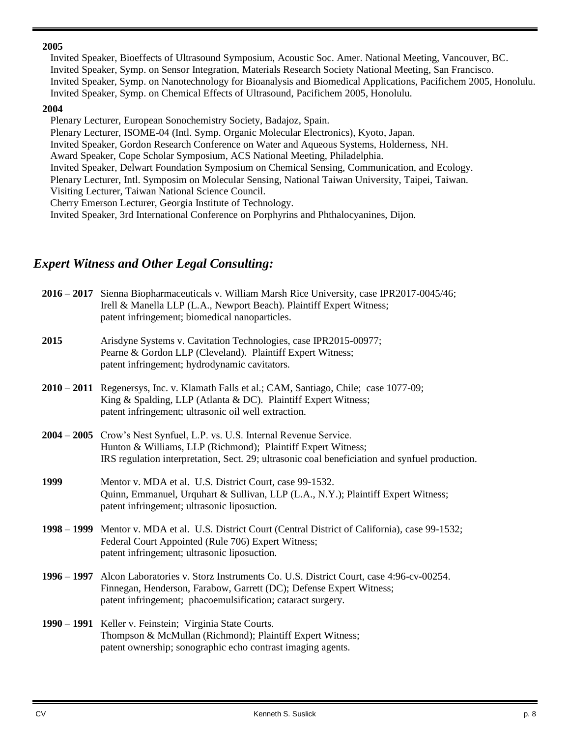**2005**

Invited Speaker, Bioeffects of Ultrasound Symposium, Acoustic Soc. Amer. National Meeting, Vancouver, BC.
Invited Speaker, Symp. on Sensor Integration, Materials Research Society National Meeting, San Francisco.
Invited Speaker, Symp. on Nanotechnology for Bioanalysis and Biomedical Applications, Pacifichem 2005, Honolulu.
Invited Speaker, Symp. on Chemical Effects of Ultrasound, Pacifichem 2005, Honolulu.

**2004**

Plenary Lecturer, European Sonochemistry Society, Badajoz, Spain.
Plenary Lecturer, ISOME-04 (Intl. Symp. Organic Molecular Electronics), Kyoto, Japan.
Invited Speaker, Gordon Research Conference on Water and Aqueous Systems, Holderness, NH.
Award Speaker, Cope Scholar Symposium, ACS National Meeting, Philadelphia.
Invited Speaker, Delwart Foundation Symposium on Chemical Sensing, Communication, and Ecology.
Plenary Lecturer, Intl. Symposim on Molecular Sensing, National Taiwan University, Taipei, Taiwan.
Visiting Lecturer, Taiwan National Science Council.
Cherry Emerson Lecturer, Georgia Institute of Technology.
Invited Speaker, 3rd International Conference on Porphyrins and Phthalocyanines, Dijon.

## *Expert Witness and Other Legal Consulting:*

**2016 – 2017** Sienna Biopharmaceuticals v. William Marsh Rice University, case IPR2017-0045/46;
Irell & Manella LLP (L.A., Newport Beach). Plaintiff Expert Witness;
patent infringement; biomedical nanoparticles.

**2015** Arisdyne Systems v. Cavitation Technologies, case IPR2015-00977;
Pearne & Gordon LLP (Cleveland). Plaintiff Expert Witness;
patent infringement; hydrodynamic cavitators.

**2010 – 2011** Regenersys, Inc. v. Klamath Falls et al.; CAM, Santiago, Chile; case 1077-09;
King & Spalding, LLP (Atlanta & DC). Plaintiff Expert Witness;
patent infringement; ultrasonic oil well extraction.

**2004 – 2005** Crow's Nest Synfuel, L.P. vs. U.S. Internal Revenue Service.
Hunton & Williams, LLP (Richmond); Plaintiff Expert Witness;
IRS regulation interpretation, Sect. 29; ultrasonic coal beneficiation and synfuel production.

**1999** Mentor v. MDA et al. U.S. District Court, case 99-1532.
Quinn, Emmanuel, Urquhart & Sullivan, LLP (L.A., N.Y.); Plaintiff Expert Witness;
patent infringement; ultrasonic liposuction.

**1998 – 1999** Mentor v. MDA et al. U.S. District Court (Central District of California), case 99-1532;
Federal Court Appointed (Rule 706) Expert Witness;
patent infringement; ultrasonic liposuction.

**1996 – 1997** Alcon Laboratories v. Storz Instruments Co. U.S. District Court, case 4:96-cv-00254.
Finnegan, Henderson, Farabow, Garrett (DC); Defense Expert Witness;
patent infringement; phacoemulsification; cataract surgery.

**1990 – 1991** Keller v. Feinstein; Virginia State Courts.
Thompson & McMullan (Richmond); Plaintiff Expert Witness;
patent ownership; sonographic echo contrast imaging agents.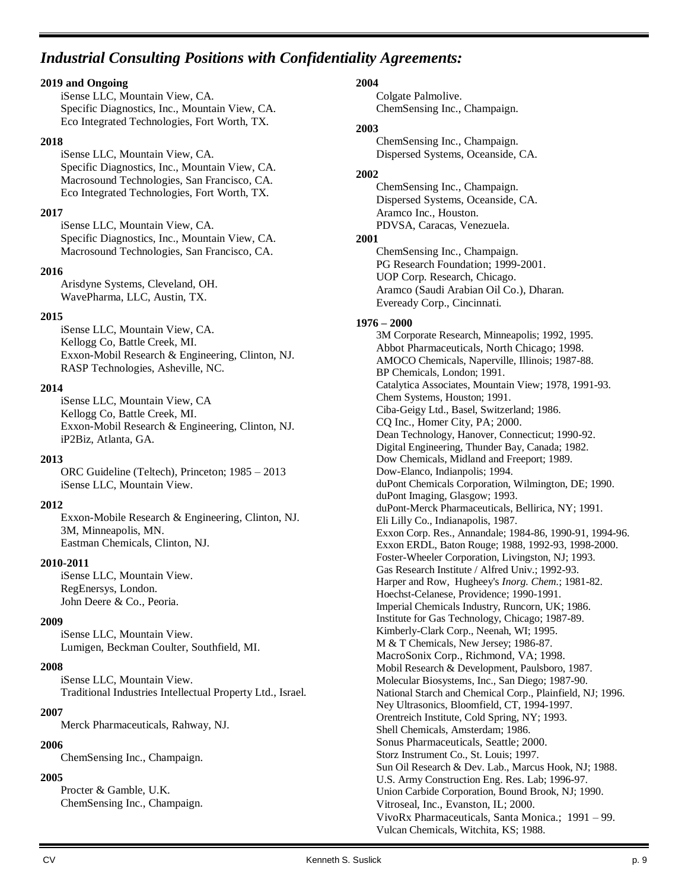## *Industrial Consulting Positions with Confidentiality Agreements:*

**2019 and Ongoing**
- iSense LLC, Mountain View, CA.
- Specific Diagnostics, Inc., Mountain View, CA.
- Eco Integrated Technologies, Fort Worth, TX.

**2018**
- iSense LLC, Mountain View, CA.
- Specific Diagnostics, Inc., Mountain View, CA.
- Macrosound Technologies, San Francisco, CA.
- Eco Integrated Technologies, Fort Worth, TX.

**2017**
- iSense LLC, Mountain View, CA.
- Specific Diagnostics, Inc., Mountain View, CA.
- Macrosound Technologies, San Francisco, CA.

**2016**
- Arisdyne Systems, Cleveland, OH.
- WavePharma, LLC, Austin, TX.

**2015**
- iSense LLC, Mountain View, CA.
- Kellogg Co, Battle Creek, MI.
- Exxon-Mobil Research & Engineering, Clinton, NJ.
- RASP Technologies, Asheville, NC.

**2014**
- iSense LLC, Mountain View, CA
- Kellogg Co, Battle Creek, MI.
- Exxon-Mobil Research & Engineering, Clinton, NJ.
- iP2Biz, Atlanta, GA.

**2013**
- ORC Guideline (Teltech), Princeton; 1985 – 2013
- iSense LLC, Mountain View.

**2012**
- Exxon-Mobile Research & Engineering, Clinton, NJ.
- 3M, Minneapolis, MN.
- Eastman Chemicals, Clinton, NJ.

**2010-2011**
- iSense LLC, Mountain View.
- RegEnersys, London.
- John Deere & Co., Peoria.

**2009**
- iSense LLC, Mountain View.
- Lumigen, Beckman Coulter, Southfield, MI.

**2008**
- iSense LLC, Mountain View.
- Traditional Industries Intellectual Property Ltd., Israel.

**2007**
- Merck Pharmaceuticals, Rahway, NJ.

**2006**
- ChemSensing Inc., Champaign.

**2005**
- Procter & Gamble, U.K.
- ChemSensing Inc., Champaign.

**2004**
- Colgate Palmolive.
- ChemSensing Inc., Champaign.

**2003**
- ChemSensing Inc., Champaign.
- Dispersed Systems, Oceanside, CA.

**2002**
- ChemSensing Inc., Champaign.
- Dispersed Systems, Oceanside, CA.
- Aramco Inc., Houston.
- PDVSA, Caracas, Venezuela.

**2001**
- ChemSensing Inc., Champaign.
- PG Research Foundation; 1999-2001.
- UOP Corp. Research, Chicago.
- Aramco (Saudi Arabian Oil Co.), Dharan.
- Eveready Corp., Cincinnati.

**1976 – 2000**
- 3M Corporate Research, Minneapolis; 1992, 1995.
- Abbot Pharmaceuticals, North Chicago; 1998.
- AMOCO Chemicals, Naperville, Illinois; 1987-88.
- BP Chemicals, London; 1991.
- Catalytica Associates, Mountain View; 1978, 1991-93.
- Chem Systems, Houston; 1991.
- Ciba-Geigy Ltd., Basel, Switzerland; 1986.
- CQ Inc., Homer City, PA; 2000.
- Dean Technology, Hanover, Connecticut; 1990-92.
- Digital Engineering, Thunder Bay, Canada; 1982.
- Dow Chemicals, Midland and Freeport; 1989.
- Dow-Elanco, Indianpolis; 1994.
- duPont Chemicals Corporation, Wilmington, DE; 1990.
- duPont Imaging, Glasgow; 1993.
- duPont-Merck Pharmaceuticals, Bellirica, NY; 1991.
- Eli Lilly Co., Indianapolis, 1987.
- Exxon Corp. Res., Annandale; 1984-86, 1990-91, 1994-96.
- Exxon ERDL, Baton Rouge; 1988, 1992-93, 1998-2000.
- Foster-Wheeler Corporation, Livingston, NJ; 1993.
- Gas Research Institute / Alfred Univ.; 1992-93.
- Harper and Row, Hugheey's *Inorg. Chem*.; 1981-82.
- Hoechst-Celanese, Providence; 1990-1991.
- Imperial Chemicals Industry, Runcorn, UK; 1986.
- Institute for Gas Technology, Chicago; 1987-89.
- Kimberly-Clark Corp., Neenah, WI; 1995.
- M & T Chemicals, New Jersey; 1986-87.
- MacroSonix Corp., Richmond, VA; 1998.
- Mobil Research & Development, Paulsboro, 1987.
- Molecular Biosystems, Inc., San Diego; 1987-90.
- National Starch and Chemical Corp., Plainfield, NJ; 1996.
- Ney Ultrasonics, Bloomfield, CT, 1994-1997.
- Orentreich Institute, Cold Spring, NY; 1993.
- Shell Chemicals, Amsterdam; 1986.
- Sonus Pharmaceuticals, Seattle; 2000.
- Storz Instrument Co., St. Louis; 1997.
- Sun Oil Research & Dev. Lab., Marcus Hook, NJ; 1988.
- U.S. Army Construction Eng. Res. Lab; 1996-97.
- Union Carbide Corporation, Bound Brook, NJ; 1990.
- Vitroseal, Inc., Evanston, IL; 2000.
- VivoRx Pharmaceuticals, Santa Monica.; 1991 – 99.
- Vulcan Chemicals, Witchita, KS; 1988.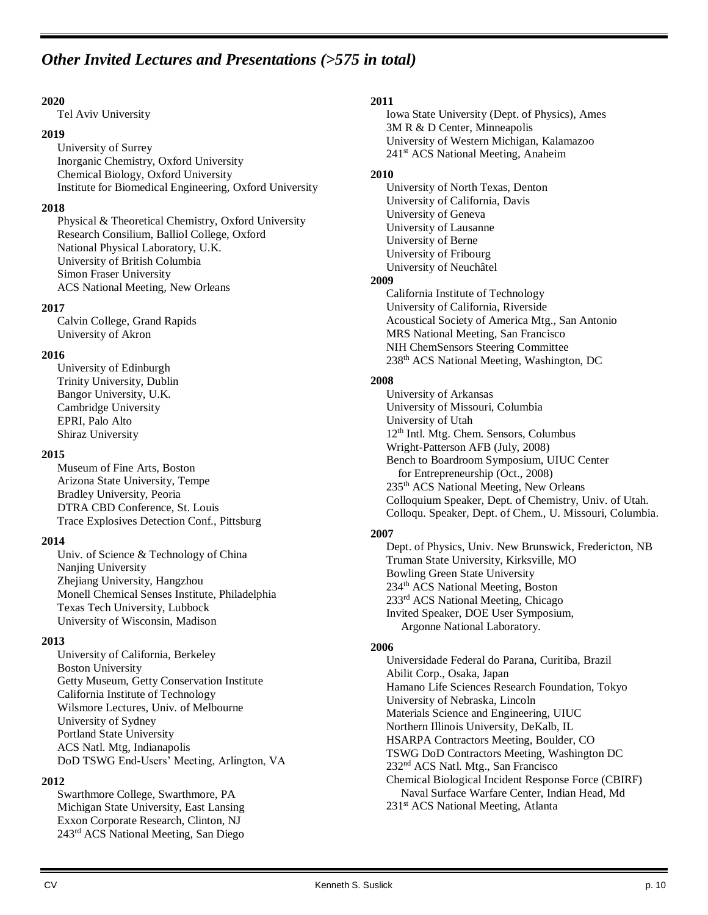## *Other Invited Lectures and Presentations (>575 in total)*

**2020**

Tel Aviv University

**2019**

University of Surrey
Inorganic Chemistry, Oxford University
Chemical Biology, Oxford University
Institute for Biomedical Engineering, Oxford University

**2018**

Physical & Theoretical Chemistry, Oxford University
Research Consilium, Balliol College, Oxford
National Physical Laboratory, U.K.
University of British Columbia
Simon Fraser University
ACS National Meeting, New Orleans

**2017**

Calvin College, Grand Rapids
University of Akron

**2016**

University of Edinburgh
Trinity University, Dublin
Bangor University, U.K.
Cambridge University
EPRI, Palo Alto
Shiraz University

**2015**

Museum of Fine Arts, Boston
Arizona State University, Tempe
Bradley University, Peoria
DTRA CBD Conference, St. Louis
Trace Explosives Detection Conf., Pittsburg

**2014**

Univ. of Science & Technology of China
Nanjing University
Zhejiang University, Hangzhou
Monell Chemical Senses Institute, Philadelphia
Texas Tech University, Lubbock
University of Wisconsin, Madison

**2013**

University of California, Berkeley
Boston University
Getty Museum, Getty Conservation Institute
California Institute of Technology
Wilsmore Lectures, Univ. of Melbourne
University of Sydney
Portland State University
ACS Natl. Mtg, Indianapolis
DoD TSWG End-Users' Meeting, Arlington, VA

**2012**

Swarthmore College, Swarthmore, PA
Michigan State University, East Lansing
Exxon Corporate Research, Clinton, NJ
243rd ACS National Meeting, San Diego

**2011**

Iowa State University (Dept. of Physics), Ames
3M R & D Center, Minneapolis
University of Western Michigan, Kalamazoo
241st ACS National Meeting, Anaheim

**2010**

University of North Texas, Denton
University of California, Davis
University of Geneva
University of Lausanne
University of Berne
University of Fribourg
University of Neuchâtel

**2009**

California Institute of Technology
University of California, Riverside
Acoustical Society of America Mtg., San Antonio
MRS National Meeting, San Francisco
NIH ChemSensors Steering Committee
238th ACS National Meeting, Washington, DC

**2008**

University of Arkansas
University of Missouri, Columbia
University of Utah
12th Intl. Mtg. Chem. Sensors, Columbus
Wright-Patterson AFB (July, 2008)
Bench to Boardroom Symposium, UIUC Center for Entrepreneurship (Oct., 2008)
235th ACS National Meeting, New Orleans
Colloquium Speaker, Dept. of Chemistry, Univ. of Utah.
Colloqu. Speaker, Dept. of Chem., U. Missouri, Columbia.

**2007**

Dept. of Physics, Univ. New Brunswick, Fredericton, NB
Truman State University, Kirksville, MO
Bowling Green State University
234th ACS National Meeting, Boston
233rd ACS National Meeting, Chicago
Invited Speaker, DOE User Symposium, Argonne National Laboratory.

**2006**

Universidade Federal do Parana, Curitiba, Brazil
Abilit Corp., Osaka, Japan
Hamano Life Sciences Research Foundation, Tokyo
University of Nebraska, Lincoln
Materials Science and Engineering, UIUC
Northern Illinois University, DeKalb, IL
HSARPA Contractors Meeting, Boulder, CO
TSWG DoD Contractors Meeting, Washington DC
232nd ACS Natl. Mtg., San Francisco
Chemical Biological Incident Response Force (CBIRF) Naval Surface Warfare Center, Indian Head, Md
231st ACS National Meeting, Atlanta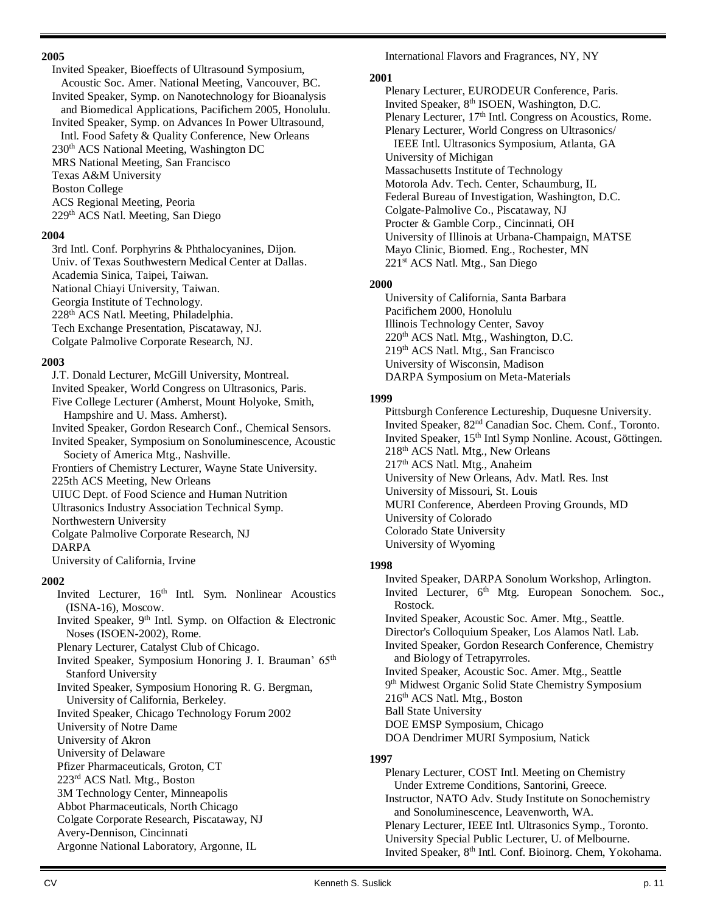**2005**

Invited Speaker, Bioeffects of Ultrasound Symposium, Acoustic Soc. Amer. National Meeting, Vancouver, BC.
Invited Speaker, Symp. on Nanotechnology for Bioanalysis and Biomedical Applications, Pacifichem 2005, Honolulu.
Invited Speaker, Symp. on Advances In Power Ultrasound, Intl. Food Safety & Quality Conference, New Orleans
230th ACS National Meeting, Washington DC
MRS National Meeting, San Francisco
Texas A&M University
Boston College
ACS Regional Meeting, Peoria
229th ACS Natl. Meeting, San Diego

**2004**

3rd Intl. Conf. Porphyrins & Phthalocyanines, Dijon.
Univ. of Texas Southwestern Medical Center at Dallas.
Academia Sinica, Taipei, Taiwan.
National Chiayi University, Taiwan.
Georgia Institute of Technology.
228th ACS Natl. Meeting, Philadelphia.
Tech Exchange Presentation, Piscataway, NJ.
Colgate Palmolive Corporate Research, NJ.

**2003**

J.T. Donald Lecturer, McGill University, Montreal.
Invited Speaker, World Congress on Ultrasonics, Paris.
Five College Lecturer (Amherst, Mount Holyoke, Smith, Hampshire and U. Mass. Amherst).
Invited Speaker, Gordon Research Conf., Chemical Sensors.
Invited Speaker, Symposium on Sonoluminescence, Acoustic Society of America Mtg., Nashville.
Frontiers of Chemistry Lecturer, Wayne State University.
225th ACS Meeting, New Orleans
UIUC Dept. of Food Science and Human Nutrition
Ultrasonics Industry Association Technical Symp.
Northwestern University
Colgate Palmolive Corporate Research, NJ
DARPA
University of California, Irvine

**2002**

Invited Lecturer, 16th Intl. Sym. Nonlinear Acoustics (ISNA-16), Moscow.
Invited Speaker, 9th Intl. Symp. on Olfaction & Electronic Noses (ISOEN-2002), Rome.
Plenary Lecturer, Catalyst Club of Chicago.
Invited Speaker, Symposium Honoring J. I. Brauman' 65th Stanford University
Invited Speaker, Symposium Honoring R. G. Bergman, University of California, Berkeley.
Invited Speaker, Chicago Technology Forum 2002
University of Notre Dame
University of Akron
University of Delaware
Pfizer Pharmaceuticals, Groton, CT
223rd ACS Natl. Mtg., Boston
3M Technology Center, Minneapolis
Abbot Pharmaceuticals, North Chicago
Colgate Corporate Research, Piscataway, NJ
Avery-Dennison, Cincinnati
Argonne National Laboratory, Argonne, IL
International Flavors and Fragrances, NY, NY

**2001**

Plenary Lecturer, EURODEUR Conference, Paris.
Invited Speaker, 8th ISOEN, Washington, D.C.
Plenary Lecturer, 17th Intl. Congress on Acoustics, Rome.
Plenary Lecturer, World Congress on Ultrasonics/ IEEE Intl. Ultrasonics Symposium, Atlanta, GA
University of Michigan
Massachusetts Institute of Technology
Motorola Adv. Tech. Center, Schaumburg, IL
Federal Bureau of Investigation, Washington, D.C.
Colgate-Palmolive Co., Piscataway, NJ
Procter & Gamble Corp., Cincinnati, OH
University of Illinois at Urbana-Champaign, MATSE
Mayo Clinic, Biomed. Eng., Rochester, MN
221st ACS Natl. Mtg., San Diego

**2000**

University of California, Santa Barbara
Pacifichem 2000, Honolulu
Illinois Technology Center, Savoy
220th ACS Natl. Mtg., Washington, D.C.
219th ACS Natl. Mtg., San Francisco
University of Wisconsin, Madison
DARPA Symposium on Meta-Materials

**1999**

Pittsburgh Conference Lectureship, Duquesne University.
Invited Speaker, 82nd Canadian Soc. Chem. Conf., Toronto.
Invited Speaker, 15th Intl Symp Nonline. Acoust, Göttingen.
218th ACS Natl. Mtg., New Orleans
217th ACS Natl. Mtg., Anaheim
University of New Orleans, Adv. Matl. Res. Inst
University of Missouri, St. Louis
MURI Conference, Aberdeen Proving Grounds, MD
University of Colorado
Colorado State University
University of Wyoming

**1998**

Invited Speaker, DARPA Sonolum Workshop, Arlington.
Invited Lecturer, 6th Mtg. European Sonochem. Soc., Rostock.
Invited Speaker, Acoustic Soc. Amer. Mtg., Seattle.
Director's Colloquium Speaker, Los Alamos Natl. Lab.
Invited Speaker, Gordon Research Conference, Chemistry and Biology of Tetrapyrroles.
Invited Speaker, Acoustic Soc. Amer. Mtg., Seattle
9th Midwest Organic Solid State Chemistry Symposium
216th ACS Natl. Mtg., Boston
Ball State University
DOE EMSP Symposium, Chicago
DOA Dendrimer MURI Symposium, Natick

**1997**

Plenary Lecturer, COST Intl. Meeting on Chemistry Under Extreme Conditions, Santorini, Greece.
Instructor, NATO Adv. Study Institute on Sonochemistry and Sonoluminescence, Leavenworth, WA.
Plenary Lecturer, IEEE Intl. Ultrasonics Symp., Toronto.
University Special Public Lecturer, U. of Melbourne.
Invited Speaker, 8th Intl. Conf. Bioinorg. Chem, Yokohama.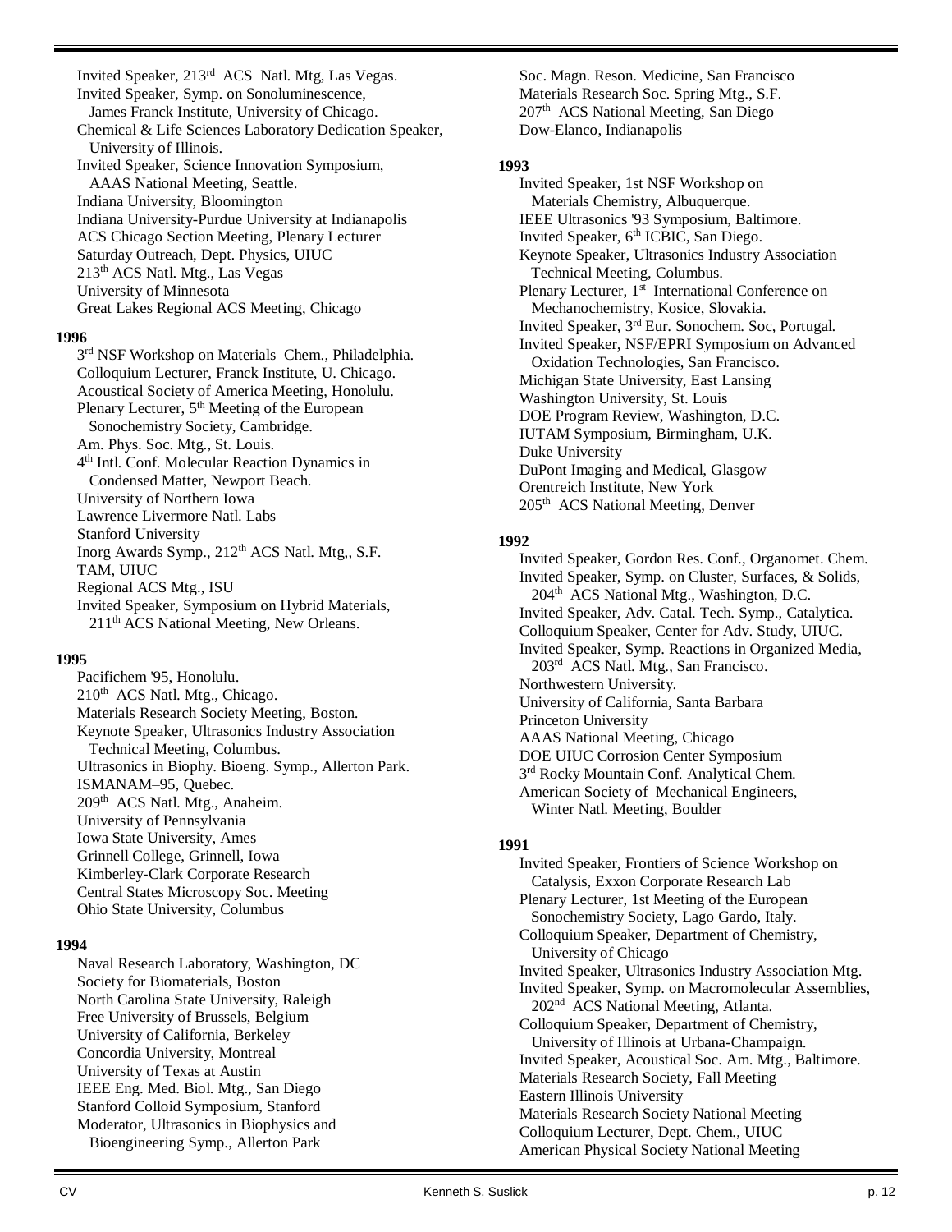Invited Speaker, 213rd ACS Natl. Mtg, Las Vegas.
Invited Speaker, Symp. on Sonoluminescence, James Franck Institute, University of Chicago.
Chemical & Life Sciences Laboratory Dedication Speaker, University of Illinois.
Invited Speaker, Science Innovation Symposium, AAAS National Meeting, Seattle.
Indiana University, Bloomington
Indiana University-Purdue University at Indianapolis
ACS Chicago Section Meeting, Plenary Lecturer
Saturday Outreach, Dept. Physics, UIUC
213th ACS Natl. Mtg., Las Vegas
University of Minnesota
Great Lakes Regional ACS Meeting, Chicago

**1996**

3rd NSF Workshop on Materials Chem., Philadelphia.
Colloquium Lecturer, Franck Institute, U. Chicago.
Acoustical Society of America Meeting, Honolulu.
Plenary Lecturer, 5th Meeting of the European Sonochemistry Society, Cambridge.
Am. Phys. Soc. Mtg., St. Louis.
4th Intl. Conf. Molecular Reaction Dynamics in Condensed Matter, Newport Beach.
University of Northern Iowa
Lawrence Livermore Natl. Labs
Stanford University
Inorg Awards Symp., 212th ACS Natl. Mtg,, S.F.
TAM, UIUC
Regional ACS Mtg., ISU
Invited Speaker, Symposium on Hybrid Materials, 211th ACS National Meeting, New Orleans.

**1995**

Pacifichem '95, Honolulu.
210th ACS Natl. Mtg., Chicago.
Materials Research Society Meeting, Boston.
Keynote Speaker, Ultrasonics Industry Association Technical Meeting, Columbus.
Ultrasonics in Biophy. Bioeng. Symp., Allerton Park.
ISMANAM–95, Quebec.
209th ACS Natl. Mtg., Anaheim.
University of Pennsylvania
Iowa State University, Ames
Grinnell College, Grinnell, Iowa
Kimberley-Clark Corporate Research
Central States Microscopy Soc. Meeting
Ohio State University, Columbus

**1994**

Naval Research Laboratory, Washington, DC
Society for Biomaterials, Boston
North Carolina State University, Raleigh
Free University of Brussels, Belgium
University of California, Berkeley
Concordia University, Montreal
University of Texas at Austin
IEEE Eng. Med. Biol. Mtg., San Diego
Stanford Colloid Symposium, Stanford
Moderator, Ultrasonics in Biophysics and Bioengineering Symp., Allerton Park
Soc. Magn. Reson. Medicine, San Francisco
Materials Research Soc. Spring Mtg., S.F.
207th ACS National Meeting, San Diego
Dow-Elanco, Indianapolis

**1993**

Invited Speaker, 1st NSF Workshop on Materials Chemistry, Albuquerque.
IEEE Ultrasonics '93 Symposium, Baltimore.
Invited Speaker, 6th ICBIC, San Diego.
Keynote Speaker, Ultrasonics Industry Association Technical Meeting, Columbus.
Plenary Lecturer, 1st International Conference on Mechanochemistry, Kosice, Slovakia.
Invited Speaker, 3rd Eur. Sonochem. Soc, Portugal.
Invited Speaker, NSF/EPRI Symposium on Advanced Oxidation Technologies, San Francisco.
Michigan State University, East Lansing
Washington University, St. Louis
DOE Program Review, Washington, D.C.
IUTAM Symposium, Birmingham, U.K.
Duke University
DuPont Imaging and Medical, Glasgow
Orentreich Institute, New York
205th ACS National Meeting, Denver

**1992**

Invited Speaker, Gordon Res. Conf., Organomet. Chem.
Invited Speaker, Symp. on Cluster, Surfaces, & Solids, 204th ACS National Mtg., Washington, D.C.
Invited Speaker, Adv. Catal. Tech. Symp., Catalytica.
Colloquium Speaker, Center for Adv. Study, UIUC.
Invited Speaker, Symp. Reactions in Organized Media, 203rd ACS Natl. Mtg., San Francisco.
Northwestern University.
University of California, Santa Barbara
Princeton University
AAAS National Meeting, Chicago
DOE UIUC Corrosion Center Symposium
3rd Rocky Mountain Conf. Analytical Chem.
American Society of Mechanical Engineers, Winter Natl. Meeting, Boulder

**1991**

Invited Speaker, Frontiers of Science Workshop on Catalysis, Exxon Corporate Research Lab
Plenary Lecturer, 1st Meeting of the European Sonochemistry Society, Lago Gardo, Italy.
Colloquium Speaker, Department of Chemistry, University of Chicago
Invited Speaker, Ultrasonics Industry Association Mtg.
Invited Speaker, Symp. on Macromolecular Assemblies, 202nd ACS National Meeting, Atlanta.
Colloquium Speaker, Department of Chemistry, University of Illinois at Urbana-Champaign.
Invited Speaker, Acoustical Soc. Am. Mtg., Baltimore.
Materials Research Society, Fall Meeting
Eastern Illinois University
Materials Research Society National Meeting
Colloquium Lecturer, Dept. Chem., UIUC
American Physical Society National Meeting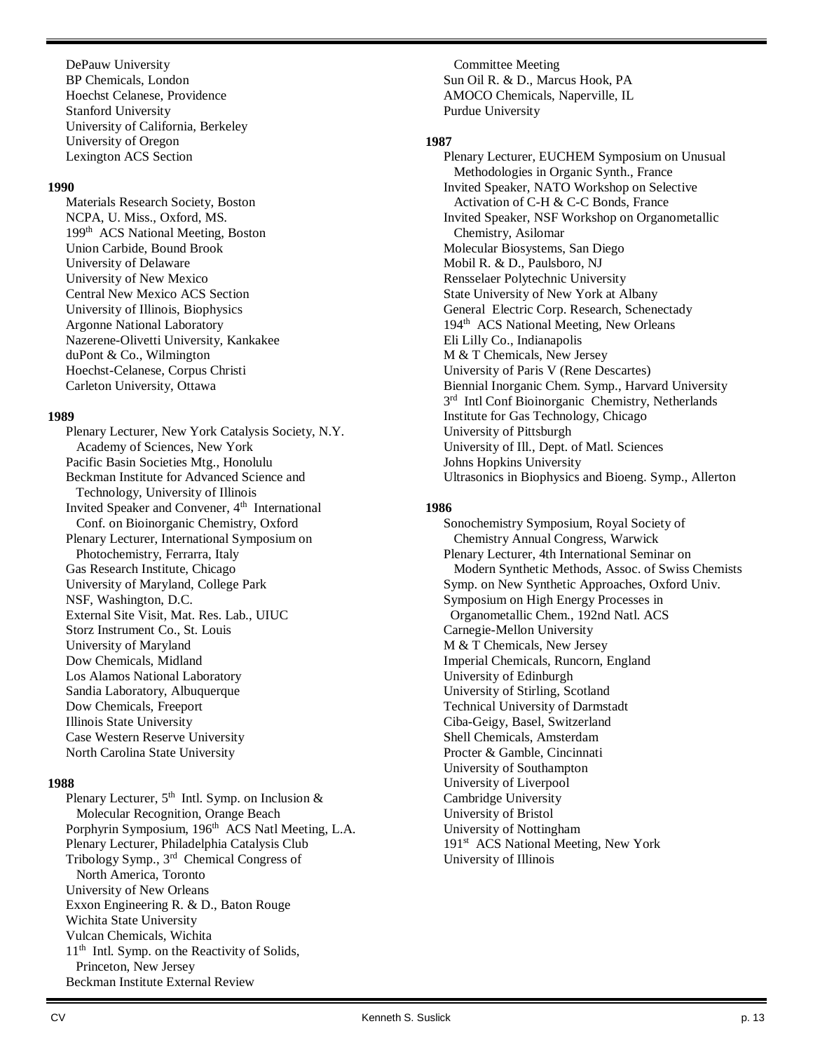DePauw University
BP Chemicals, London
Hoechst Celanese, Providence
Stanford University
University of California, Berkeley
University of Oregon
Lexington ACS Section

**1990**

Materials Research Society, Boston
NCPA, U. Miss., Oxford, MS.
199th ACS National Meeting, Boston
Union Carbide, Bound Brook
University of Delaware
University of New Mexico
Central New Mexico ACS Section
University of Illinois, Biophysics
Argonne National Laboratory
Nazerene-Olivetti University, Kankakee
duPont & Co., Wilmington
Hoechst-Celanese, Corpus Christi
Carleton University, Ottawa

**1989**

Plenary Lecturer, New York Catalysis Society, N.Y. Academy of Sciences, New York
Pacific Basin Societies Mtg., Honolulu
Beckman Institute for Advanced Science and Technology, University of Illinois
Invited Speaker and Convener, 4th International Conf. on Bioinorganic Chemistry, Oxford
Plenary Lecturer, International Symposium on Photochemistry, Ferrarra, Italy
Gas Research Institute, Chicago
University of Maryland, College Park
NSF, Washington, D.C.
External Site Visit, Mat. Res. Lab., UIUC
Storz Instrument Co., St. Louis
University of Maryland
Dow Chemicals, Midland
Los Alamos National Laboratory
Sandia Laboratory, Albuquerque
Dow Chemicals, Freeport
Illinois State University
Case Western Reserve University
North Carolina State University

**1988**

Plenary Lecturer, 5th Intl. Symp. on Inclusion & Molecular Recognition, Orange Beach
Porphyrin Symposium, 196th ACS Natl Meeting, L.A.
Plenary Lecturer, Philadelphia Catalysis Club
Tribology Symp., 3rd Chemical Congress of North America, Toronto
University of New Orleans
Exxon Engineering R. & D., Baton Rouge
Wichita State University
Vulcan Chemicals, Wichita
11th Intl. Symp. on the Reactivity of Solids, Princeton, New Jersey
Beckman Institute External Review Committee Meeting
Sun Oil R. & D., Marcus Hook, PA
AMOCO Chemicals, Naperville, IL
Purdue University

**1987**

Plenary Lecturer, EUCHEM Symposium on Unusual Methodologies in Organic Synth., France
Invited Speaker, NATO Workshop on Selective Activation of C-H & C-C Bonds, France
Invited Speaker, NSF Workshop on Organometallic Chemistry, Asilomar
Molecular Biosystems, San Diego
Mobil R. & D., Paulsboro, NJ
Rensselaer Polytechnic University
State University of New York at Albany
General Electric Corp. Research, Schenectady
194th ACS National Meeting, New Orleans
Eli Lilly Co., Indianapolis
M & T Chemicals, New Jersey
University of Paris V (Rene Descartes)
Biennial Inorganic Chem. Symp., Harvard University
3rd Intl Conf Bioinorganic Chemistry, Netherlands
Institute for Gas Technology, Chicago
University of Pittsburgh
University of Ill., Dept. of Matl. Sciences
Johns Hopkins University
Ultrasonics in Biophysics and Bioeng. Symp., Allerton

**1986**

Sonochemistry Symposium, Royal Society of Chemistry Annual Congress, Warwick
Plenary Lecturer, 4th International Seminar on Modern Synthetic Methods, Assoc. of Swiss Chemists
Symp. on New Synthetic Approaches, Oxford Univ.
Symposium on High Energy Processes in Organometallic Chem., 192nd Natl. ACS
Carnegie-Mellon University
M & T Chemicals, New Jersey
Imperial Chemicals, Runcorn, England
University of Edinburgh
University of Stirling, Scotland
Technical University of Darmstadt
Ciba-Geigy, Basel, Switzerland
Shell Chemicals, Amsterdam
Procter & Gamble, Cincinnati
University of Southampton
University of Liverpool
Cambridge University
University of Bristol
University of Nottingham
191st ACS National Meeting, New York
University of Illinois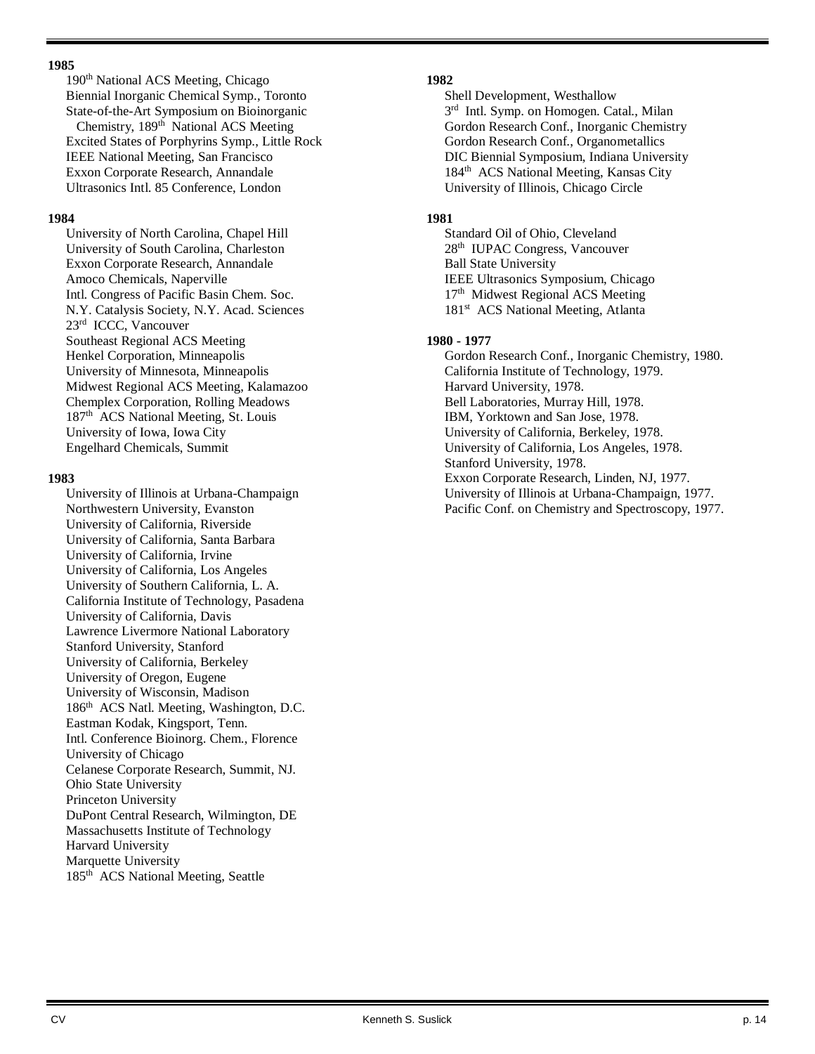**1985**

190th National ACS Meeting, Chicago
Biennial Inorganic Chemical Symp., Toronto
State-of-the-Art Symposium on Bioinorganic Chemistry, 189th National ACS Meeting
Excited States of Porphyrins Symp., Little Rock
IEEE National Meeting, San Francisco
Exxon Corporate Research, Annandale
Ultrasonics Intl. 85 Conference, London

**1984**

University of North Carolina, Chapel Hill
University of South Carolina, Charleston
Exxon Corporate Research, Annandale
Amoco Chemicals, Naperville
Intl. Congress of Pacific Basin Chem. Soc.
N.Y. Catalysis Society, N.Y. Acad. Sciences
23rd ICCC, Vancouver
Southeast Regional ACS Meeting
Henkel Corporation, Minneapolis
University of Minnesota, Minneapolis
Midwest Regional ACS Meeting, Kalamazoo
Chemplex Corporation, Rolling Meadows
187th ACS National Meeting, St. Louis
University of Iowa, Iowa City
Engelhard Chemicals, Summit

**1983**

University of Illinois at Urbana-Champaign
Northwestern University, Evanston
University of California, Riverside
University of California, Santa Barbara
University of California, Irvine
University of California, Los Angeles
University of Southern California, L. A.
California Institute of Technology, Pasadena
University of California, Davis
Lawrence Livermore National Laboratory
Stanford University, Stanford
University of California, Berkeley
University of Oregon, Eugene
University of Wisconsin, Madison
186th ACS Natl. Meeting, Washington, D.C.
Eastman Kodak, Kingsport, Tenn.
Intl. Conference Bioinorg. Chem., Florence
University of Chicago
Celanese Corporate Research, Summit, NJ.
Ohio State University
Princeton University
DuPont Central Research, Wilmington, DE
Massachusetts Institute of Technology
Harvard University
Marquette University
185th ACS National Meeting, Seattle

**1982**

Shell Development, Westhallow
3rd Intl. Symp. on Homogen. Catal., Milan
Gordon Research Conf., Inorganic Chemistry
Gordon Research Conf., Organometallics
DIC Biennial Symposium, Indiana University
184th ACS National Meeting, Kansas City
University of Illinois, Chicago Circle

**1981**

Standard Oil of Ohio, Cleveland
28th IUPAC Congress, Vancouver
Ball State University
IEEE Ultrasonics Symposium, Chicago
17th Midwest Regional ACS Meeting
181st ACS National Meeting, Atlanta

**1980 - 1977**

Gordon Research Conf., Inorganic Chemistry, 1980.
California Institute of Technology, 1979.
Harvard University, 1978.
Bell Laboratories, Murray Hill, 1978.
IBM, Yorktown and San Jose, 1978.
University of California, Berkeley, 1978.
University of California, Los Angeles, 1978.
Stanford University, 1978.
Exxon Corporate Research, Linden, NJ, 1977.
University of Illinois at Urbana-Champaign, 1977.
Pacific Conf. on Chemistry and Spectroscopy, 1977.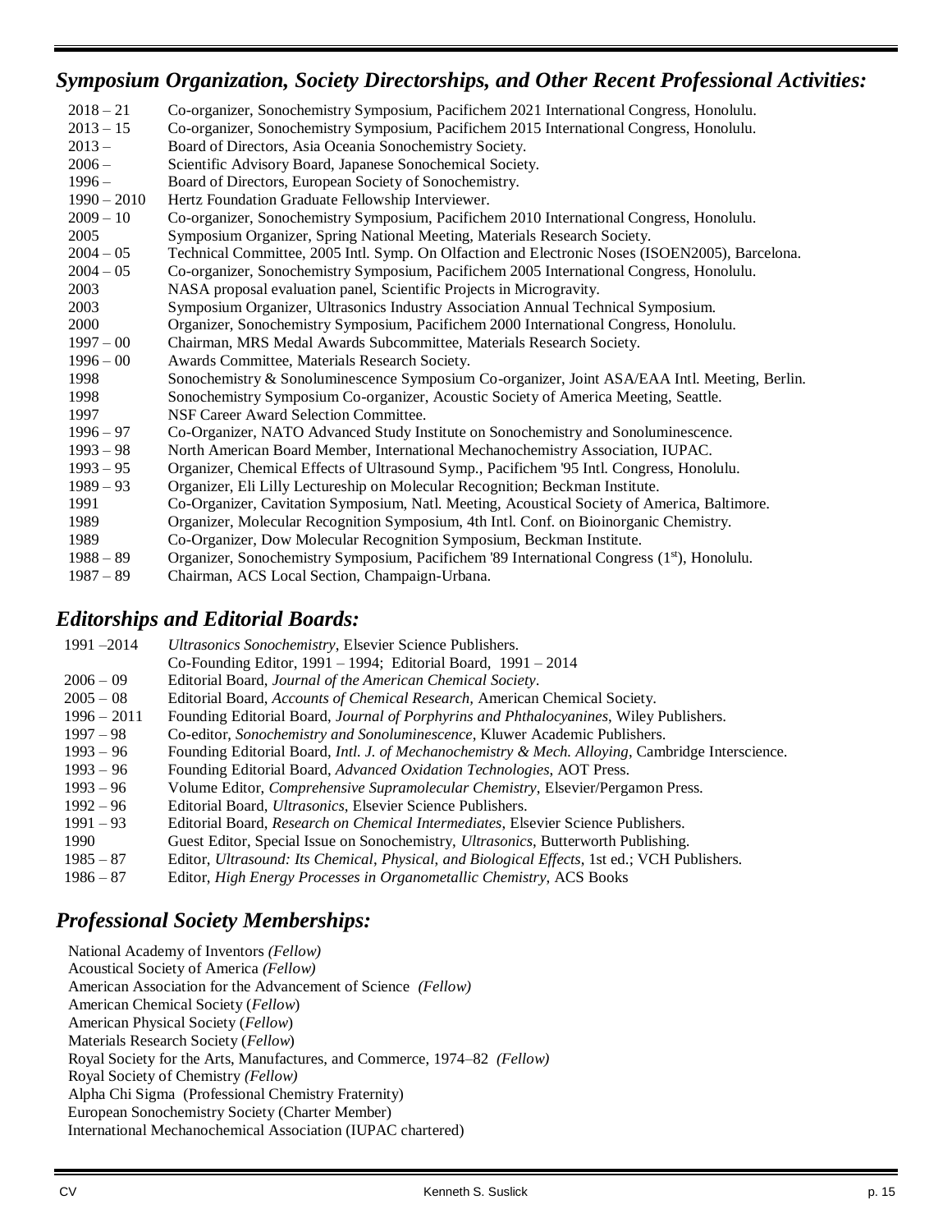## *Symposium Organization, Society Directorships, and Other Recent Professional Activities:*

| | |
|---|---|
| 2018 – 21 | Co-organizer, Sonochemistry Symposium, Pacifichem 2021 International Congress, Honolulu. |
| 2013 – 15 | Co-organizer, Sonochemistry Symposium, Pacifichem 2015 International Congress, Honolulu. |
| 2013 – | Board of Directors, Asia Oceania Sonochemistry Society. |
| 2006 – | Scientific Advisory Board, Japanese Sonochemical Society. |
| 1996 – | Board of Directors, European Society of Sonochemistry. |
| 1990 – 2010 | Hertz Foundation Graduate Fellowship Interviewer. |
| 2009 – 10 | Co-organizer, Sonochemistry Symposium, Pacifichem 2010 International Congress, Honolulu. |
| 2005 | Symposium Organizer, Spring National Meeting, Materials Research Society. |
| 2004 – 05 | Technical Committee, 2005 Intl. Symp. On Olfaction and Electronic Noses (ISOEN2005), Barcelona. |
| 2004 – 05 | Co-organizer, Sonochemistry Symposium, Pacifichem 2005 International Congress, Honolulu. |
| 2003 | NASA proposal evaluation panel, Scientific Projects in Microgravity. |
| 2003 | Symposium Organizer, Ultrasonics Industry Association Annual Technical Symposium. |
| 2000 | Organizer, Sonochemistry Symposium, Pacifichem 2000 International Congress, Honolulu. |
| 1997 – 00 | Chairman, MRS Medal Awards Subcommittee, Materials Research Society. |
| 1996 – 00 | Awards Committee, Materials Research Society. |
| 1998 | Sonochemistry & Sonoluminescence Symposium Co-organizer, Joint ASA/EAA Intl. Meeting, Berlin. |
| 1998 | Sonochemistry Symposium Co-organizer, Acoustic Society of America Meeting, Seattle. |
| 1997 | NSF Career Award Selection Committee. |
| 1996 – 97 | Co-Organizer, NATO Advanced Study Institute on Sonochemistry and Sonoluminescence. |
| 1993 – 98 | North American Board Member, International Mechanochemistry Association, IUPAC. |
| 1993 – 95 | Organizer, Chemical Effects of Ultrasound Symp., Pacifichem '95 Intl. Congress, Honolulu. |
| 1989 – 93 | Organizer, Eli Lilly Lectureship on Molecular Recognition; Beckman Institute. |
| 1991 | Co-Organizer, Cavitation Symposium, Natl. Meeting, Acoustical Society of America, Baltimore. |
| 1989 | Organizer, Molecular Recognition Symposium, 4th Intl. Conf. on Bioinorganic Chemistry. |
| 1989 | Co-Organizer, Dow Molecular Recognition Symposium, Beckman Institute. |
| 1988 – 89 | Organizer, Sonochemistry Symposium, Pacifichem '89 International Congress (1st), Honolulu. |
| 1987 – 89 | Chairman, ACS Local Section, Champaign-Urbana. |

## *Editorships and Editorial Boards:*

| | |
|---|---|
| 1991 –2014 | *Ultrasonics Sonochemistry*, Elsevier Science Publishers. Co-Founding Editor, 1991 – 1994; Editorial Board, 1991 – 2014 |
| 2006 – 09 | Editorial Board, *Journal of the American Chemical Society*. |
| 2005 – 08 | Editorial Board, *Accounts of Chemical Research*, American Chemical Society. |
| 1996 – 2011 | Founding Editorial Board, *Journal of Porphyrins and Phthalocyanines*, Wiley Publishers. |
| 1997 – 98 | Co-editor, *Sonochemistry and Sonoluminescence*, Kluwer Academic Publishers. |
| 1993 – 96 | Founding Editorial Board, *Intl. J. of Mechanochemistry & Mech. Alloying*, Cambridge Interscience. |
| 1993 – 96 | Founding Editorial Board, *Advanced Oxidation Technologies*, AOT Press. |
| 1993 – 96 | Volume Editor, *Comprehensive Supramolecular Chemistry*, Elsevier/Pergamon Press. |
| 1992 – 96 | Editorial Board, *Ultrasonics*, Elsevier Science Publishers. |
| 1991 – 93 | Editorial Board, *Research on Chemical Intermediates*, Elsevier Science Publishers. |
| 1990 | Guest Editor, Special Issue on Sonochemistry, *Ultrasonics*, Butterworth Publishing. |
| 1985 – 87 | Editor, *Ultrasound: Its Chemical, Physical, and Biological Effects*, 1st ed.; VCH Publishers. |
| 1986 – 87 | Editor, *High Energy Processes in Organometallic Chemistry*, ACS Books |

## *Professional Society Memberships:*

National Academy of Inventors *(Fellow)*
Acoustical Society of America *(Fellow)*
American Association for the Advancement of Science *(Fellow)*
American Chemical Society (*Fellow*)
American Physical Society (*Fellow*)
Materials Research Society (*Fellow*)
Royal Society for the Arts, Manufactures, and Commerce, 1974–82 *(Fellow)*
Royal Society of Chemistry *(Fellow)*
Alpha Chi Sigma (Professional Chemistry Fraternity)
European Sonochemistry Society (Charter Member)
International Mechanochemical Association (IUPAC chartered)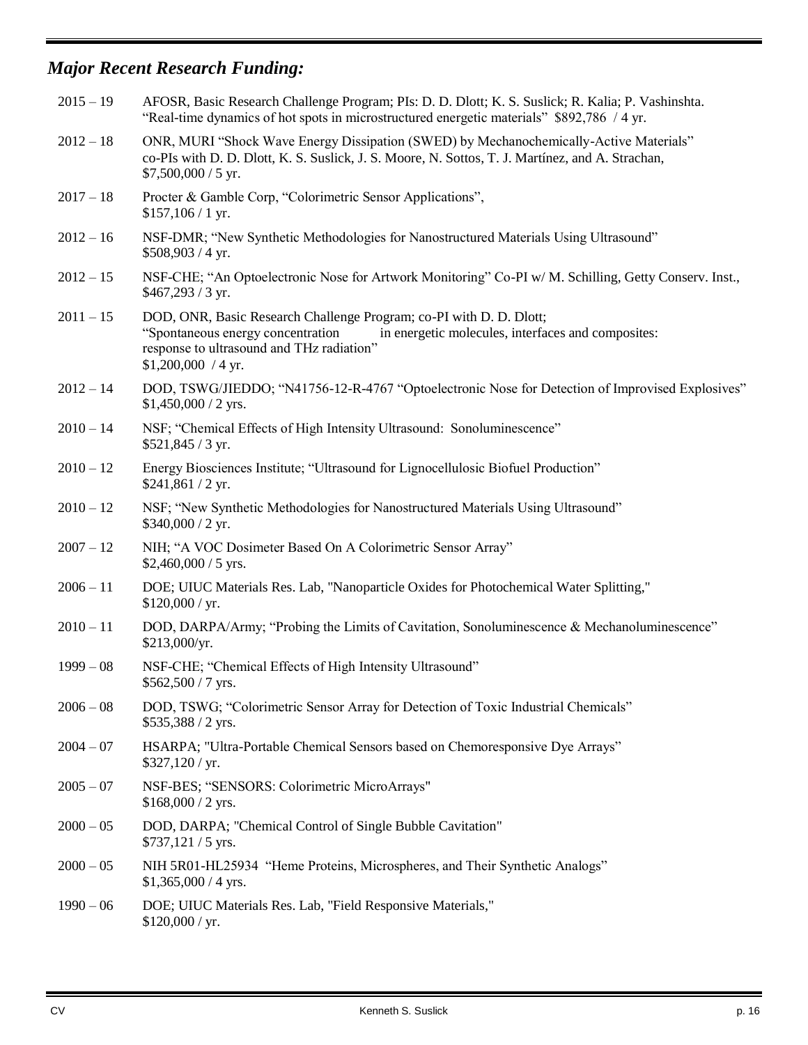## *Major Recent Research Funding:*

2015 – 19 AFOSR, Basic Research Challenge Program; PIs: D. D. Dlott; K. S. Suslick; R. Kalia; P. Vashinshta. "Real-time dynamics of hot spots in microstructured energetic materials" $892,786 / 4 yr.

2012 – 18 ONR, MURI "Shock Wave Energy Dissipation (SWED) by Mechanochemically-Active Materials" co-PIs with D. D. Dlott, K. S. Suslick, J. S. Moore, N. Sottos, T. J. Martínez, and A. Strachan, $7,500,000 / 5 yr.

2017 – 18 Procter & Gamble Corp, "Colorimetric Sensor Applications", $157,106 / 1 yr.

2012 – 16 NSF-DMR; "New Synthetic Methodologies for Nanostructured Materials Using Ultrasound" $508,903 / 4 yr.

2012 – 15 NSF-CHE; "An Optoelectronic Nose for Artwork Monitoring" Co-PI w/ M. Schilling, Getty Conserv. Inst., $467,293 / 3 yr.

2011 – 15 DOD, ONR, Basic Research Challenge Program; co-PI with D. D. Dlott; "Spontaneous energy concentration in energetic molecules, interfaces and composites: response to ultrasound and THz radiation" $1,200,000 / 4 yr.

2012 – 14 DOD, TSWG/JIEDDO; "N41756-12-R-4767 "Optoelectronic Nose for Detection of Improvised Explosives" $1,450,000 / 2 yrs.

2010 – 14 NSF; "Chemical Effects of High Intensity Ultrasound: Sonoluminescence" $521,845 / 3 yr.

2010 – 12 Energy Biosciences Institute; "Ultrasound for Lignocellulosic Biofuel Production" $241,861 / 2 yr.

2010 – 12 NSF; "New Synthetic Methodologies for Nanostructured Materials Using Ultrasound" $340,000 / 2 yr.

2007 – 12 NIH; "A VOC Dosimeter Based On A Colorimetric Sensor Array" $2,460,000 / 5 yrs.

2006 – 11 DOE; UIUC Materials Res. Lab, "Nanoparticle Oxides for Photochemical Water Splitting," $120,000 / yr.

2010 – 11 DOD, DARPA/Army; "Probing the Limits of Cavitation, Sonoluminescence & Mechanoluminescence" $213,000/yr.

1999 – 08 NSF-CHE; "Chemical Effects of High Intensity Ultrasound" $562,500 / 7 yrs.

2006 – 08 DOD, TSWG; "Colorimetric Sensor Array for Detection of Toxic Industrial Chemicals" $535,388 / 2 yrs.

2004 – 07 HSARPA; "Ultra-Portable Chemical Sensors based on Chemoresponsive Dye Arrays" $327,120 / yr.

2005 – 07 NSF-BES; "SENSORS: Colorimetric MicroArrays" $168,000 / 2 yrs.

2000 – 05 DOD, DARPA; "Chemical Control of Single Bubble Cavitation" $737,121 / 5 yrs.

2000 – 05 NIH 5R01-HL25934 "Heme Proteins, Microspheres, and Their Synthetic Analogs" $1,365,000 / 4 yrs.

1990 – 06 DOE; UIUC Materials Res. Lab, "Field Responsive Materials," $120,000 / yr.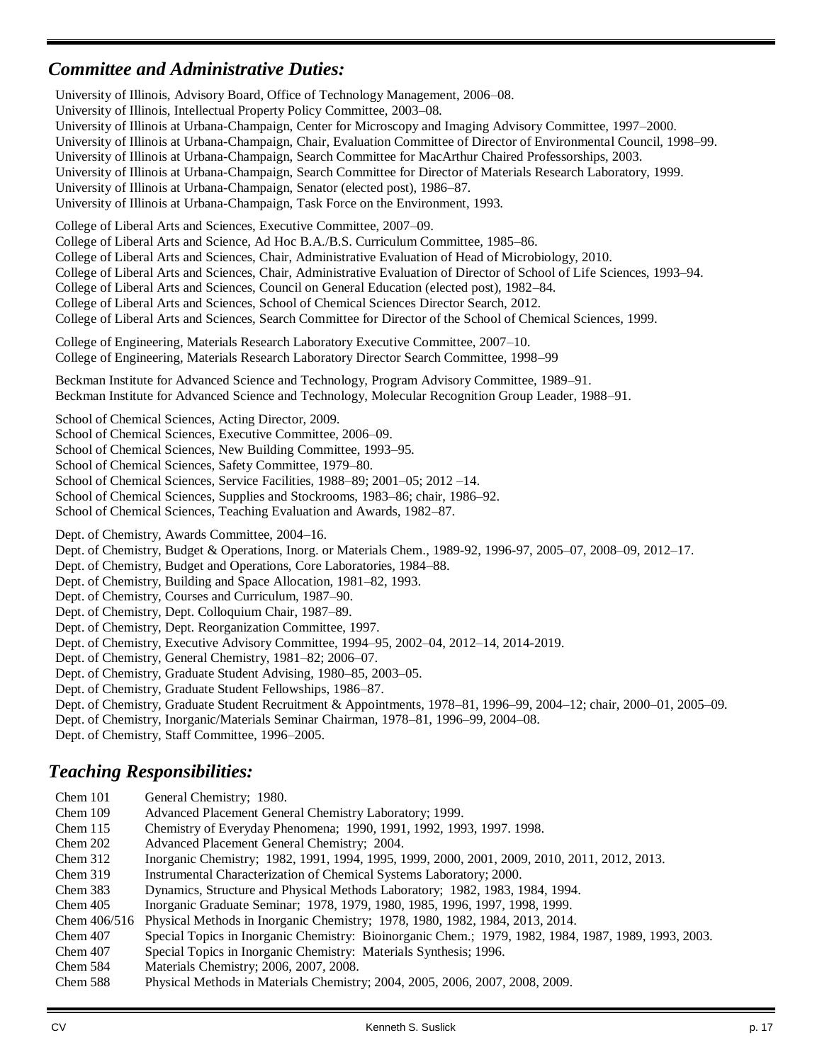## *Committee and Administrative Duties:*

University of Illinois, Advisory Board, Office of Technology Management, 2006–08.
University of Illinois, Intellectual Property Policy Committee, 2003–08.
University of Illinois at Urbana-Champaign, Center for Microscopy and Imaging Advisory Committee, 1997–2000.
University of Illinois at Urbana-Champaign, Chair, Evaluation Committee of Director of Environmental Council, 1998–99.
University of Illinois at Urbana-Champaign, Search Committee for MacArthur Chaired Professorships, 2003.
University of Illinois at Urbana-Champaign, Search Committee for Director of Materials Research Laboratory, 1999.
University of Illinois at Urbana-Champaign, Senator (elected post), 1986–87.
University of Illinois at Urbana-Champaign, Task Force on the Environment, 1993.

College of Liberal Arts and Sciences, Executive Committee, 2007–09.
College of Liberal Arts and Science, Ad Hoc B.A./B.S. Curriculum Committee, 1985–86.
College of Liberal Arts and Sciences, Chair, Administrative Evaluation of Head of Microbiology, 2010.
College of Liberal Arts and Sciences, Chair, Administrative Evaluation of Director of School of Life Sciences, 1993–94.
College of Liberal Arts and Sciences, Council on General Education (elected post), 1982–84.
College of Liberal Arts and Sciences, School of Chemical Sciences Director Search, 2012.
College of Liberal Arts and Sciences, Search Committee for Director of the School of Chemical Sciences, 1999.

College of Engineering, Materials Research Laboratory Executive Committee, 2007–10.
College of Engineering, Materials Research Laboratory Director Search Committee, 1998–99

Beckman Institute for Advanced Science and Technology, Program Advisory Committee, 1989–91.
Beckman Institute for Advanced Science and Technology, Molecular Recognition Group Leader, 1988–91.

School of Chemical Sciences, Acting Director, 2009.
School of Chemical Sciences, Executive Committee, 2006–09.
School of Chemical Sciences, New Building Committee, 1993–95.
School of Chemical Sciences, Safety Committee, 1979–80.
School of Chemical Sciences, Service Facilities, 1988–89; 2001–05; 2012 –14.
School of Chemical Sciences, Supplies and Stockrooms, 1983–86; chair, 1986–92.
School of Chemical Sciences, Teaching Evaluation and Awards, 1982–87.

Dept. of Chemistry, Awards Committee, 2004–16.
Dept. of Chemistry, Budget & Operations, Inorg. or Materials Chem., 1989-92, 1996-97, 2005–07, 2008–09, 2012–17.
Dept. of Chemistry, Budget and Operations, Core Laboratories, 1984–88.
Dept. of Chemistry, Building and Space Allocation, 1981–82, 1993.
Dept. of Chemistry, Courses and Curriculum, 1987–90.
Dept. of Chemistry, Dept. Colloquium Chair, 1987–89.
Dept. of Chemistry, Dept. Reorganization Committee, 1997.
Dept. of Chemistry, Executive Advisory Committee, 1994–95, 2002–04, 2012–14, 2014-2019.
Dept. of Chemistry, General Chemistry, 1981–82; 2006–07.
Dept. of Chemistry, Graduate Student Advising, 1980–85, 2003–05.
Dept. of Chemistry, Graduate Student Fellowships, 1986–87.
Dept. of Chemistry, Graduate Student Recruitment & Appointments, 1978–81, 1996–99, 2004–12; chair, 2000–01, 2005–09.
Dept. of Chemistry, Inorganic/Materials Seminar Chairman, 1978–81, 1996–99, 2004–08.
Dept. of Chemistry, Staff Committee, 1996–2005.

## *Teaching Responsibilities:*

| | |
|---|---|
| Chem 101 | General Chemistry; 1980. |
| Chem 109 | Advanced Placement General Chemistry Laboratory; 1999. |
| Chem 115 | Chemistry of Everyday Phenomena; 1990, 1991, 1992, 1993, 1997. 1998. |
| Chem 202 | Advanced Placement General Chemistry; 2004. |
| Chem 312 | Inorganic Chemistry; 1982, 1991, 1994, 1995, 1999, 2000, 2001, 2009, 2010, 2011, 2012, 2013. |
| Chem 319 | Instrumental Characterization of Chemical Systems Laboratory; 2000. |
| Chem 383 | Dynamics, Structure and Physical Methods Laboratory; 1982, 1983, 1984, 1994. |
| Chem 405 | Inorganic Graduate Seminar; 1978, 1979, 1980, 1985, 1996, 1997, 1998, 1999. |
| Chem 406/516 | Physical Methods in Inorganic Chemistry; 1978, 1980, 1982, 1984, 2013, 2014. |
| Chem 407 | Special Topics in Inorganic Chemistry: Bioinorganic Chem.; 1979, 1982, 1984, 1987, 1989, 1993, 2003. |
| Chem 407 | Special Topics in Inorganic Chemistry: Materials Synthesis; 1996. |
| Chem 584 | Materials Chemistry; 2006, 2007, 2008. |
| Chem 588 | Physical Methods in Materials Chemistry; 2004, 2005, 2006, 2007, 2008, 2009. |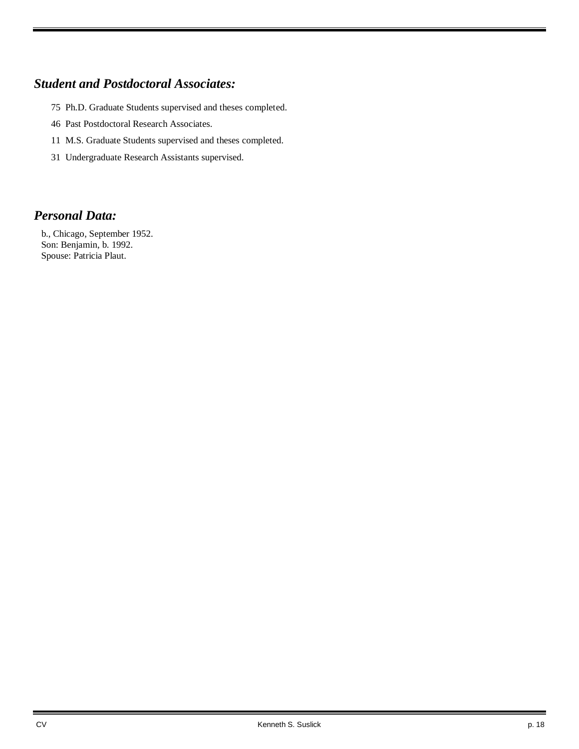## *Student and Postdoctoral Associates:*

75 Ph.D. Graduate Students supervised and theses completed.

46 Past Postdoctoral Research Associates.

11 M.S. Graduate Students supervised and theses completed.

31 Undergraduate Research Assistants supervised.

## *Personal Data:*

b., Chicago, September 1952.
Son: Benjamin, b. 1992.
Spouse: Patricia Plaut.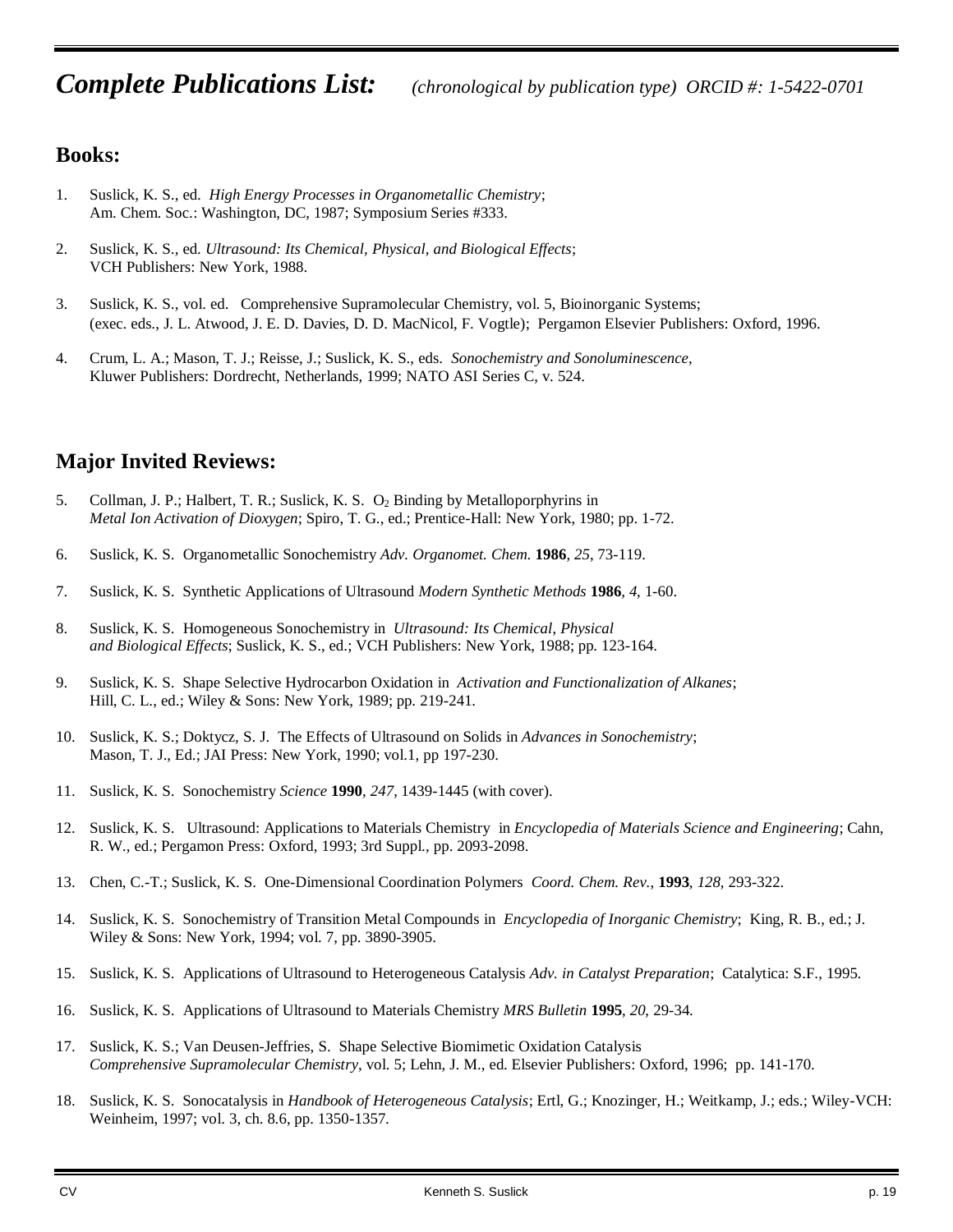# *Complete Publications List:* *(chronological by publication type) ORCID #: 1-5422-0701*

## Books:

1. Suslick, K. S., ed. *High Energy Processes in Organometallic Chemistry*; Am. Chem. Soc.: Washington, DC, 1987; Symposium Series #333.

2. Suslick, K. S., ed. *Ultrasound: Its Chemical, Physical, and Biological Effects*; VCH Publishers: New York, 1988.

3. Suslick, K. S., vol. ed. Comprehensive Supramolecular Chemistry, vol. 5, Bioinorganic Systems; (exec. eds., J. L. Atwood, J. E. D. Davies, D. D. MacNicol, F. Vogtle); Pergamon Elsevier Publishers: Oxford, 1996.

4. Crum, L. A.; Mason, T. J.; Reisse, J.; Suslick, K. S., eds. *Sonochemistry and Sonoluminescence*, Kluwer Publishers: Dordrecht, Netherlands, 1999; NATO ASI Series C, v. 524.

## Major Invited Reviews:

5. Collman, J. P.; Halbert, T. R.; Suslick, K. S. $O_2$ Binding by Metalloporphyrins in *Metal Ion Activation of Dioxygen*; Spiro, T. G., ed.; Prentice-Hall: New York, 1980; pp. 1-72.

6. Suslick, K. S. Organometallic Sonochemistry *Adv. Organomet. Chem.* **1986**, *25*, 73-119.

7. Suslick, K. S. Synthetic Applications of Ultrasound *Modern Synthetic Methods* **1986**, *4*, 1-60.

8. Suslick, K. S. Homogeneous Sonochemistry in *Ultrasound: Its Chemical, Physical and Biological Effects*; Suslick, K. S., ed.; VCH Publishers: New York, 1988; pp. 123-164.

9. Suslick, K. S. Shape Selective Hydrocarbon Oxidation in *Activation and Functionalization of Alkanes*; Hill, C. L., ed.; Wiley & Sons: New York, 1989; pp. 219-241.

10. Suslick, K. S.; Doktycz, S. J. The Effects of Ultrasound on Solids in *Advances in Sonochemistry*; Mason, T. J., Ed.; JAI Press: New York, 1990; vol.1, pp 197-230.

11. Suslick, K. S. Sonochemistry *Science* **1990**, *247*, 1439-1445 (with cover).

12. Suslick, K. S. Ultrasound: Applications to Materials Chemistry in *Encyclopedia of Materials Science and Engineering*; Cahn, R. W., ed.; Pergamon Press: Oxford, 1993; 3rd Suppl., pp. 2093-2098.

13. Chen, C.-T.; Suslick, K. S. One-Dimensional Coordination Polymers *Coord. Chem. Rev.*, **1993**, *128*, 293-322.

14. Suslick, K. S. Sonochemistry of Transition Metal Compounds in *Encyclopedia of Inorganic Chemistry*; King, R. B., ed.; J. Wiley & Sons: New York, 1994; vol. 7, pp. 3890-3905.

15. Suslick, K. S. Applications of Ultrasound to Heterogeneous Catalysis *Adv. in Catalyst Preparation*; Catalytica: S.F., 1995.

16. Suslick, K. S. Applications of Ultrasound to Materials Chemistry *MRS Bulletin* **1995**, *20*, 29-34.

17. Suslick, K. S.; Van Deusen-Jeffries, S. Shape Selective Biomimetic Oxidation Catalysis *Comprehensive Supramolecular Chemistry*, vol. 5; Lehn, J. M., ed. Elsevier Publishers: Oxford, 1996; pp. 141-170.

18. Suslick, K. S. Sonocatalysis in *Handbook of Heterogeneous Catalysis*; Ertl, G.; Knozinger, H.; Weitkamp, J.; eds.; Wiley-VCH: Weinheim, 1997; vol. 3, ch. 8.6, pp. 1350-1357.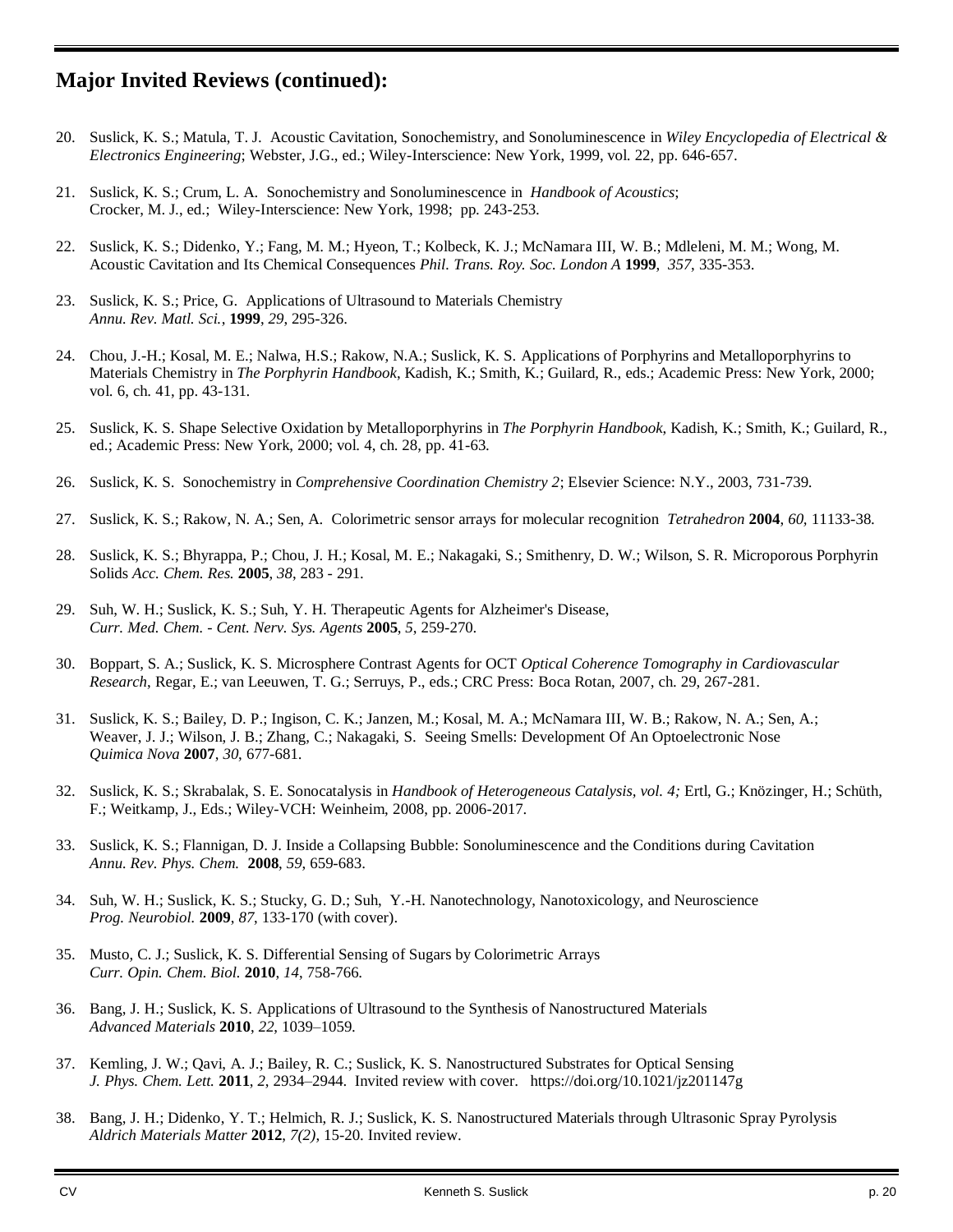## Major Invited Reviews (continued):

20. Suslick, K. S.; Matula, T. J. Acoustic Cavitation, Sonochemistry, and Sonoluminescence in *Wiley Encyclopedia of Electrical & Electronics Engineering*; Webster, J.G., ed.; Wiley-Interscience: New York, 1999, vol. 22, pp. 646-657.

21. Suslick, K. S.; Crum, L. A. Sonochemistry and Sonoluminescence in *Handbook of Acoustics*; Crocker, M. J., ed.; Wiley-Interscience: New York, 1998; pp. 243-253.

22. Suslick, K. S.; Didenko, Y.; Fang, M. M.; Hyeon, T.; Kolbeck, K. J.; McNamara III, W. B.; Mdleleni, M. M.; Wong, M. Acoustic Cavitation and Its Chemical Consequences *Phil. Trans. Roy. Soc. London A* **1999**, *357*, 335-353.

23. Suslick, K. S.; Price, G. Applications of Ultrasound to Materials Chemistry *Annu. Rev. Matl. Sci.*, **1999**, *29*, 295-326.

24. Chou, J.-H.; Kosal, M. E.; Nalwa, H.S.; Rakow, N.A.; Suslick, K. S. Applications of Porphyrins and Metalloporphyrins to Materials Chemistry in *The Porphyrin Handbook*, Kadish, K.; Smith, K.; Guilard, R., eds.; Academic Press: New York, 2000; vol. 6, ch. 41, pp. 43-131.

25. Suslick, K. S. Shape Selective Oxidation by Metalloporphyrins in *The Porphyrin Handbook*, Kadish, K.; Smith, K.; Guilard, R., ed.; Academic Press: New York, 2000; vol. 4, ch. 28, pp. 41-63.

26. Suslick, K. S. Sonochemistry in *Comprehensive Coordination Chemistry 2*; Elsevier Science: N.Y., 2003, 731-739.

27. Suslick, K. S.; Rakow, N. A.; Sen, A. Colorimetric sensor arrays for molecular recognition *Tetrahedron* **2004**, *60*, 11133-38.

28. Suslick, K. S.; Bhyrappa, P.; Chou, J. H.; Kosal, M. E.; Nakagaki, S.; Smithenry, D. W.; Wilson, S. R. Microporous Porphyrin Solids *Acc. Chem. Res.* **2005**, *38*, 283 - 291.

29. Suh, W. H.; Suslick, K. S.; Suh, Y. H. Therapeutic Agents for Alzheimer's Disease, *Curr. Med. Chem. - Cent. Nerv. Sys. Agents* **2005**, *5*, 259-270.

30. Boppart, S. A.; Suslick, K. S. Microsphere Contrast Agents for OCT *Optical Coherence Tomography in Cardiovascular Research*, Regar, E.; van Leeuwen, T. G.; Serruys, P., eds.; CRC Press: Boca Rotan, 2007, ch. 29, 267-281.

31. Suslick, K. S.; Bailey, D. P.; Ingison, C. K.; Janzen, M.; Kosal, M. A.; McNamara III, W. B.; Rakow, N. A.; Sen, A.; Weaver, J. J.; Wilson, J. B.; Zhang, C.; Nakagaki, S. Seeing Smells: Development Of An Optoelectronic Nose *Quimica Nova* **2007**, *30*, 677-681.

32. Suslick, K. S.; Skrabalak, S. E. Sonocatalysis in *Handbook of Heterogeneous Catalysis, vol. 4;* Ertl, G.; Knözinger, H.; Schüth, F.; Weitkamp, J., Eds.; Wiley-VCH: Weinheim, 2008, pp. 2006-2017.

33. Suslick, K. S.; Flannigan, D. J. Inside a Collapsing Bubble: Sonoluminescence and the Conditions during Cavitation *Annu. Rev. Phys. Chem.* **2008**, *59*, 659-683.

34. Suh, W. H.; Suslick, K. S.; Stucky, G. D.; Suh, Y.-H. Nanotechnology, Nanotoxicology, and Neuroscience *Prog. Neurobiol.* **2009**, *87*, 133-170 (with cover).

35. Musto, C. J.; Suslick, K. S. Differential Sensing of Sugars by Colorimetric Arrays *Curr. Opin. Chem. Biol.* **2010**, *14*, 758-766.

36. Bang, J. H.; Suslick, K. S. Applications of Ultrasound to the Synthesis of Nanostructured Materials *Advanced Materials* **2010**, *22*, 1039–1059.

37. Kemling, J. W.; Qavi, A. J.; Bailey, R. C.; Suslick, K. S. Nanostructured Substrates for Optical Sensing *J. Phys. Chem. Lett.* **2011**, *2*, 2934–2944. Invited review with cover. https://doi.org/10.1021/jz201147g

38. Bang, J. H.; Didenko, Y. T.; Helmich, R. J.; Suslick, K. S. Nanostructured Materials through Ultrasonic Spray Pyrolysis *Aldrich Materials Matter* **2012**, *7(2)*, 15-20. Invited review.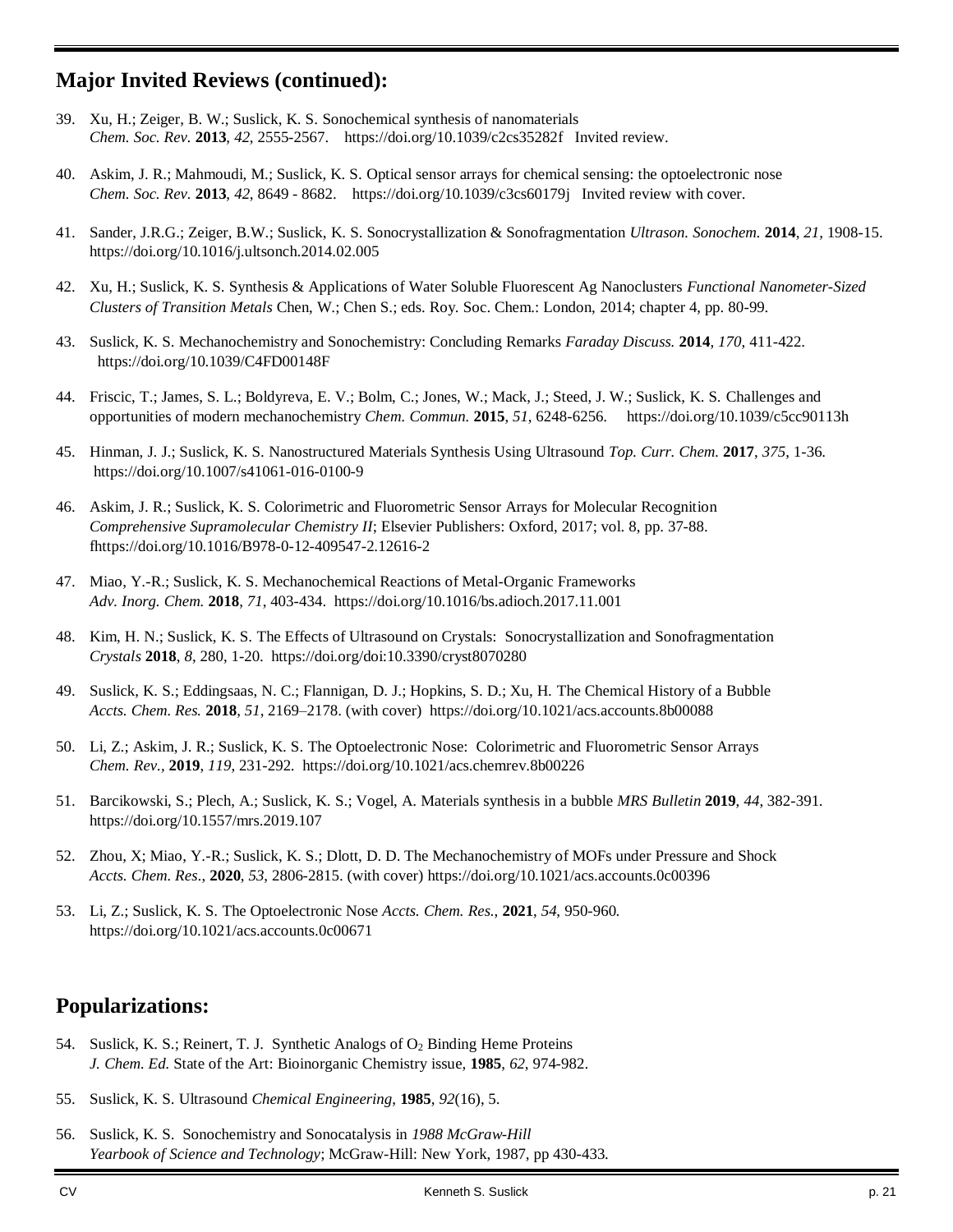## Major Invited Reviews (continued):

39. Xu, H.; Zeiger, B. W.; Suslick, K. S. Sonochemical synthesis of nanomaterials *Chem. Soc. Rev.* **2013**, *42*, 2555-2567. https://doi.org/10.1039/c2cs35282f Invited review.

40. Askim, J. R.; Mahmoudi, M.; Suslick, K. S. Optical sensor arrays for chemical sensing: the optoelectronic nose *Chem. Soc. Rev.* **2013**, *42*, 8649 - 8682. https://doi.org/10.1039/c3cs60179j Invited review with cover.

41. Sander, J.R.G.; Zeiger, B.W.; Suslick, K. S. Sonocrystallization & Sonofragmentation *Ultrason. Sonochem.* **2014**, *21*, 1908-15. https://doi.org/10.1016/j.ultsonch.2014.02.005

42. Xu, H.; Suslick, K. S. Synthesis & Applications of Water Soluble Fluorescent Ag Nanoclusters *Functional Nanometer-Sized Clusters of Transition Metals* Chen, W.; Chen S.; eds. Roy. Soc. Chem.: London, 2014; chapter 4, pp. 80-99.

43. Suslick, K. S. Mechanochemistry and Sonochemistry: Concluding Remarks *Faraday Discuss.* **2014**, *170*, 411-422. https://doi.org/10.1039/C4FD00148F

44. Friscic, T.; James, S. L.; Boldyreva, E. V.; Bolm, C.; Jones, W.; Mack, J.; Steed, J. W.; Suslick, K. S. Challenges and opportunities of modern mechanochemistry *Chem. Commun.* **2015**, *51*, 6248-6256. https://doi.org/10.1039/c5cc90113h

45. Hinman, J. J.; Suslick, K. S. Nanostructured Materials Synthesis Using Ultrasound *Top. Curr. Chem.* **2017**, *375*, 1-36. https://doi.org/10.1007/s41061-016-0100-9

46. Askim, J. R.; Suslick, K. S. Colorimetric and Fluorometric Sensor Arrays for Molecular Recognition *Comprehensive Supramolecular Chemistry II*; Elsevier Publishers: Oxford, 2017; vol. 8, pp. 37-88. fhttps://doi.org/10.1016/B978-0-12-409547-2.12616-2

47. Miao, Y.-R.; Suslick, K. S. Mechanochemical Reactions of Metal-Organic Frameworks *Adv. Inorg. Chem.* **2018**, *71*, 403-434. https://doi.org/10.1016/bs.adioch.2017.11.001

48. Kim, H. N.; Suslick, K. S. The Effects of Ultrasound on Crystals: Sonocrystallization and Sonofragmentation *Crystals* **2018**, *8*, 280, 1-20. https://doi.org/doi:10.3390/cryst8070280

49. Suslick, K. S.; Eddingsaas, N. C.; Flannigan, D. J.; Hopkins, S. D.; Xu, H. The Chemical History of a Bubble *Accts. Chem. Res.* **2018**, *51*, 2169–2178. (with cover) https://doi.org/10.1021/acs.accounts.8b00088

50. Li, Z.; Askim, J. R.; Suslick, K. S. The Optoelectronic Nose: Colorimetric and Fluorometric Sensor Arrays *Chem. Rev.*, **2019**, *119*, 231-292. https://doi.org/10.1021/acs.chemrev.8b00226

51. Barcikowski, S.; Plech, A.; Suslick, K. S.; Vogel, A. Materials synthesis in a bubble *MRS Bulletin* **2019**, *44*, 382-391. https://doi.org/10.1557/mrs.2019.107

52. Zhou, X; Miao, Y.-R.; Suslick, K. S.; Dlott, D. D. The Mechanochemistry of MOFs under Pressure and Shock *Accts. Chem. Res.*, **2020**, *53*, 2806-2815. (with cover) https://doi.org/10.1021/acs.accounts.0c00396

53. Li, Z.; Suslick, K. S. The Optoelectronic Nose *Accts. Chem. Res.*, **2021**, *54*, 950-960. https://doi.org/10.1021/acs.accounts.0c00671

## Popularizations:

54. Suslick, K. S.; Reinert, T. J. Synthetic Analogs of $O_2$ Binding Heme Proteins *J. Chem. Ed.* State of the Art: Bioinorganic Chemistry issue, **1985**, *62*, 974-982.

55. Suslick, K. S. Ultrasound *Chemical Engineering*, **1985**, *92*(16), 5.

56. Suslick, K. S. Sonochemistry and Sonocatalysis in *1988 McGraw-Hill Yearbook of Science and Technology*; McGraw-Hill: New York, 1987, pp 430-433.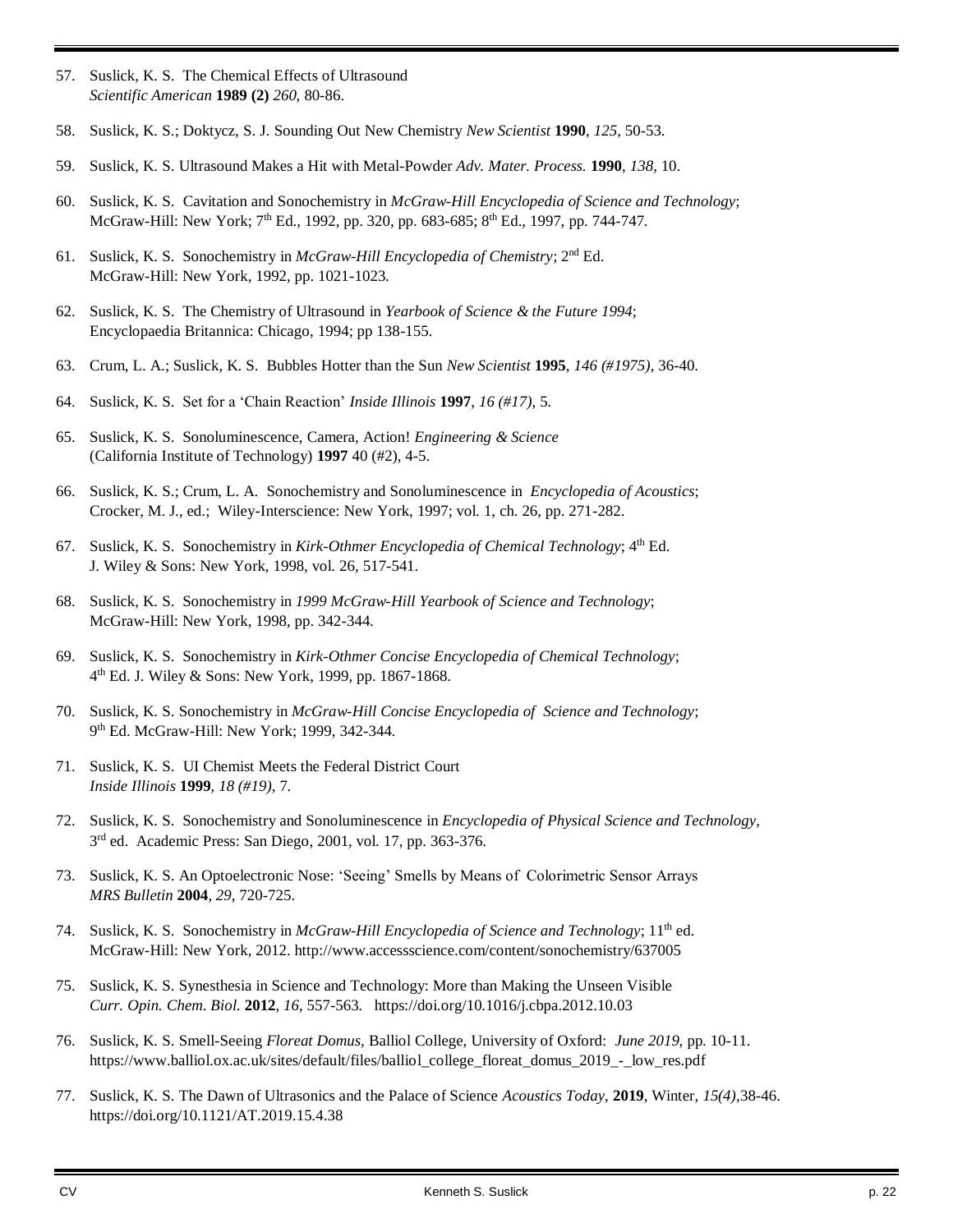57. Suslick, K. S. The Chemical Effects of Ultrasound
    *Scientific American* **1989 (2)** *260*, 80-86.

58. Suslick, K. S.; Doktycz, S. J. Sounding Out New Chemistry *New Scientist* **1990**, *125*, 50-53.

59. Suslick, K. S. Ultrasound Makes a Hit with Metal-Powder *Adv. Mater. Process.* **1990**, *138*, 10.

60. Suslick, K. S. Cavitation and Sonochemistry in *McGraw-Hill Encyclopedia of Science and Technology*; McGraw-Hill: New York; 7th Ed., 1992, pp. 320, pp. 683-685; 8th Ed., 1997, pp. 744-747.

61. Suslick, K. S. Sonochemistry in *McGraw-Hill Encyclopedia of Chemistry*; 2nd Ed. McGraw-Hill: New York, 1992, pp. 1021-1023.

62. Suslick, K. S. The Chemistry of Ultrasound in *Yearbook of Science & the Future 1994*; Encyclopaedia Britannica: Chicago, 1994; pp 138-155.

63. Crum, L. A.; Suslick, K. S. Bubbles Hotter than the Sun *New Scientist* **1995**, *146 (#1975)*, 36-40.

64. Suslick, K. S. Set for a 'Chain Reaction' *Inside Illinois* **1997**, *16 (#17)*, 5.

65. Suslick, K. S. Sonoluminescence, Camera, Action! *Engineering & Science* (California Institute of Technology) **1997** 40 (#2), 4-5.

66. Suslick, K. S.; Crum, L. A. Sonochemistry and Sonoluminescence in *Encyclopedia of Acoustics*; Crocker, M. J., ed.; Wiley-Interscience: New York, 1997; vol. 1, ch. 26, pp. 271-282.

67. Suslick, K. S. Sonochemistry in *Kirk-Othmer Encyclopedia of Chemical Technology*; 4th Ed. J. Wiley & Sons: New York, 1998, vol. 26, 517-541.

68. Suslick, K. S. Sonochemistry in *1999 McGraw-Hill Yearbook of Science and Technology*; McGraw-Hill: New York, 1998, pp. 342-344.

69. Suslick, K. S. Sonochemistry in *Kirk-Othmer Concise Encyclopedia of Chemical Technology*; 4th Ed. J. Wiley & Sons: New York, 1999, pp. 1867-1868.

70. Suslick, K. S. Sonochemistry in *McGraw-Hill Concise Encyclopedia of Science and Technology*; 9th Ed. McGraw-Hill: New York; 1999, 342-344.

71. Suslick, K. S. UI Chemist Meets the Federal District Court
    *Inside Illinois* **1999**, *18 (#19)*, 7.

72. Suslick, K. S. Sonochemistry and Sonoluminescence in *Encyclopedia of Physical Science and Technology*, 3rd ed. Academic Press: San Diego, 2001, vol. 17, pp. 363-376.

73. Suslick, K. S. An Optoelectronic Nose: 'Seeing' Smells by Means of Colorimetric Sensor Arrays
    *MRS Bulletin* **2004**, *29*, 720-725.

74. Suslick, K. S. Sonochemistry in *McGraw-Hill Encyclopedia of Science and Technology*; 11th ed. McGraw-Hill: New York, 2012. http://www.accessscience.com/content/sonochemistry/637005

75. Suslick, K. S. Synesthesia in Science and Technology: More than Making the Unseen Visible
    *Curr. Opin. Chem. Biol.* **2012**, *16*, 557-563. https://doi.org/10.1016/j.cbpa.2012.10.03

76. Suslick, K. S. Smell-Seeing *Floreat Domus*, Balliol College, University of Oxford: *June 2019*, pp. 10-11. https://www.balliol.ox.ac.uk/sites/default/files/balliol_college_floreat_domus_2019_-_low_res.pdf

77. Suslick, K. S. The Dawn of Ultrasonics and the Palace of Science *Acoustics Today*, **2019**, Winter, *15(4)*,38-46. https://doi.org/10.1121/AT.2019.15.4.38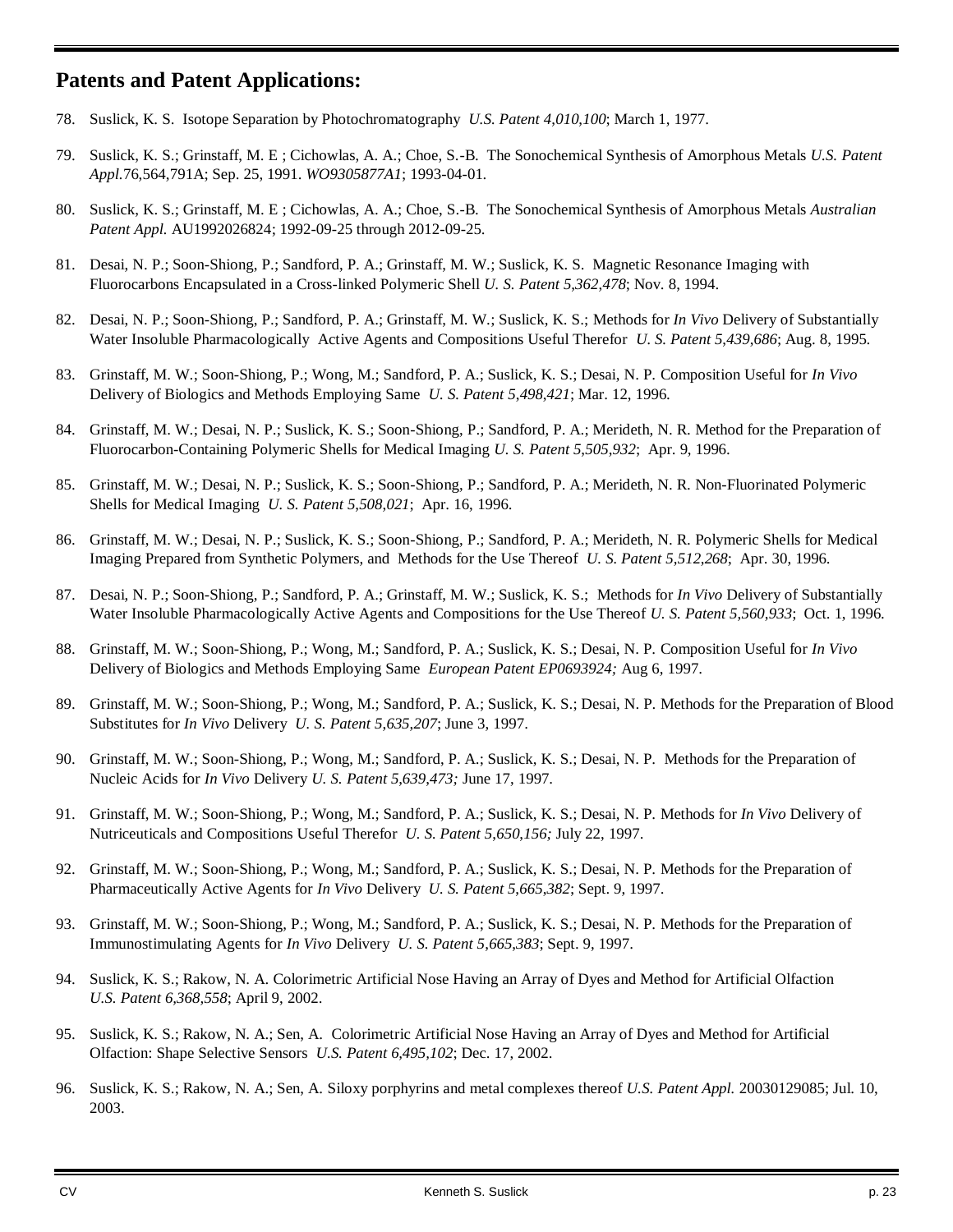## Patents and Patent Applications:

78. Suslick, K. S. Isotope Separation by Photochromatography *U.S. Patent 4,010,100*; March 1, 1977.

79. Suslick, K. S.; Grinstaff, M. E ; Cichowlas, A. A.; Choe, S.-B. The Sonochemical Synthesis of Amorphous Metals *U.S. Patent Appl.*76,564,791A; Sep. 25, 1991. *WO9305877A1*; 1993-04-01.

80. Suslick, K. S.; Grinstaff, M. E ; Cichowlas, A. A.; Choe, S.-B. The Sonochemical Synthesis of Amorphous Metals *Australian Patent Appl.* AU1992026824; 1992-09-25 through 2012-09-25.

81. Desai, N. P.; Soon-Shiong, P.; Sandford, P. A.; Grinstaff, M. W.; Suslick, K. S. Magnetic Resonance Imaging with Fluorocarbons Encapsulated in a Cross-linked Polymeric Shell *U. S. Patent 5,362,478*; Nov. 8, 1994.

82. Desai, N. P.; Soon-Shiong, P.; Sandford, P. A.; Grinstaff, M. W.; Suslick, K. S.; Methods for *In Vivo* Delivery of Substantially Water Insoluble Pharmacologically Active Agents and Compositions Useful Therefor *U. S. Patent 5,439,686*; Aug. 8, 1995.

83. Grinstaff, M. W.; Soon-Shiong, P.; Wong, M.; Sandford, P. A.; Suslick, K. S.; Desai, N. P. Composition Useful for *In Vivo* Delivery of Biologics and Methods Employing Same *U. S. Patent 5,498,421*; Mar. 12, 1996.

84. Grinstaff, M. W.; Desai, N. P.; Suslick, K. S.; Soon-Shiong, P.; Sandford, P. A.; Merideth, N. R. Method for the Preparation of Fluorocarbon-Containing Polymeric Shells for Medical Imaging *U. S. Patent 5,505,932*; Apr. 9, 1996.

85. Grinstaff, M. W.; Desai, N. P.; Suslick, K. S.; Soon-Shiong, P.; Sandford, P. A.; Merideth, N. R. Non-Fluorinated Polymeric Shells for Medical Imaging *U. S. Patent 5,508,021*; Apr. 16, 1996.

86. Grinstaff, M. W.; Desai, N. P.; Suslick, K. S.; Soon-Shiong, P.; Sandford, P. A.; Merideth, N. R. Polymeric Shells for Medical Imaging Prepared from Synthetic Polymers, and Methods for the Use Thereof *U. S. Patent 5,512,268*; Apr. 30, 1996.

87. Desai, N. P.; Soon-Shiong, P.; Sandford, P. A.; Grinstaff, M. W.; Suslick, K. S.; Methods for *In Vivo* Delivery of Substantially Water Insoluble Pharmacologically Active Agents and Compositions for the Use Thereof *U. S. Patent 5,560,933*; Oct. 1, 1996.

88. Grinstaff, M. W.; Soon-Shiong, P.; Wong, M.; Sandford, P. A.; Suslick, K. S.; Desai, N. P. Composition Useful for *In Vivo* Delivery of Biologics and Methods Employing Same *European Patent EP0693924;* Aug 6, 1997.

89. Grinstaff, M. W.; Soon-Shiong, P.; Wong, M.; Sandford, P. A.; Suslick, K. S.; Desai, N. P. Methods for the Preparation of Blood Substitutes for *In Vivo* Delivery *U. S. Patent 5,635,207*; June 3, 1997.

90. Grinstaff, M. W.; Soon-Shiong, P.; Wong, M.; Sandford, P. A.; Suslick, K. S.; Desai, N. P. Methods for the Preparation of Nucleic Acids for *In Vivo* Delivery *U. S. Patent 5,639,473;* June 17, 1997.

91. Grinstaff, M. W.; Soon-Shiong, P.; Wong, M.; Sandford, P. A.; Suslick, K. S.; Desai, N. P. Methods for *In Vivo* Delivery of Nutriceuticals and Compositions Useful Therefor *U. S. Patent 5,650,156;* July 22, 1997.

92. Grinstaff, M. W.; Soon-Shiong, P.; Wong, M.; Sandford, P. A.; Suslick, K. S.; Desai, N. P. Methods for the Preparation of Pharmaceutically Active Agents for *In Vivo* Delivery *U. S. Patent 5,665,382*; Sept. 9, 1997.

93. Grinstaff, M. W.; Soon-Shiong, P.; Wong, M.; Sandford, P. A.; Suslick, K. S.; Desai, N. P. Methods for the Preparation of Immunostimulating Agents for *In Vivo* Delivery *U. S. Patent 5,665,383*; Sept. 9, 1997.

94. Suslick, K. S.; Rakow, N. A. Colorimetric Artificial Nose Having an Array of Dyes and Method for Artificial Olfaction *U.S. Patent 6,368,558*; April 9, 2002.

95. Suslick, K. S.; Rakow, N. A.; Sen, A. Colorimetric Artificial Nose Having an Array of Dyes and Method for Artificial Olfaction: Shape Selective Sensors *U.S. Patent 6,495,102*; Dec. 17, 2002.

96. Suslick, K. S.; Rakow, N. A.; Sen, A. Siloxy porphyrins and metal complexes thereof *U.S. Patent Appl.* 20030129085; Jul. 10, 2003.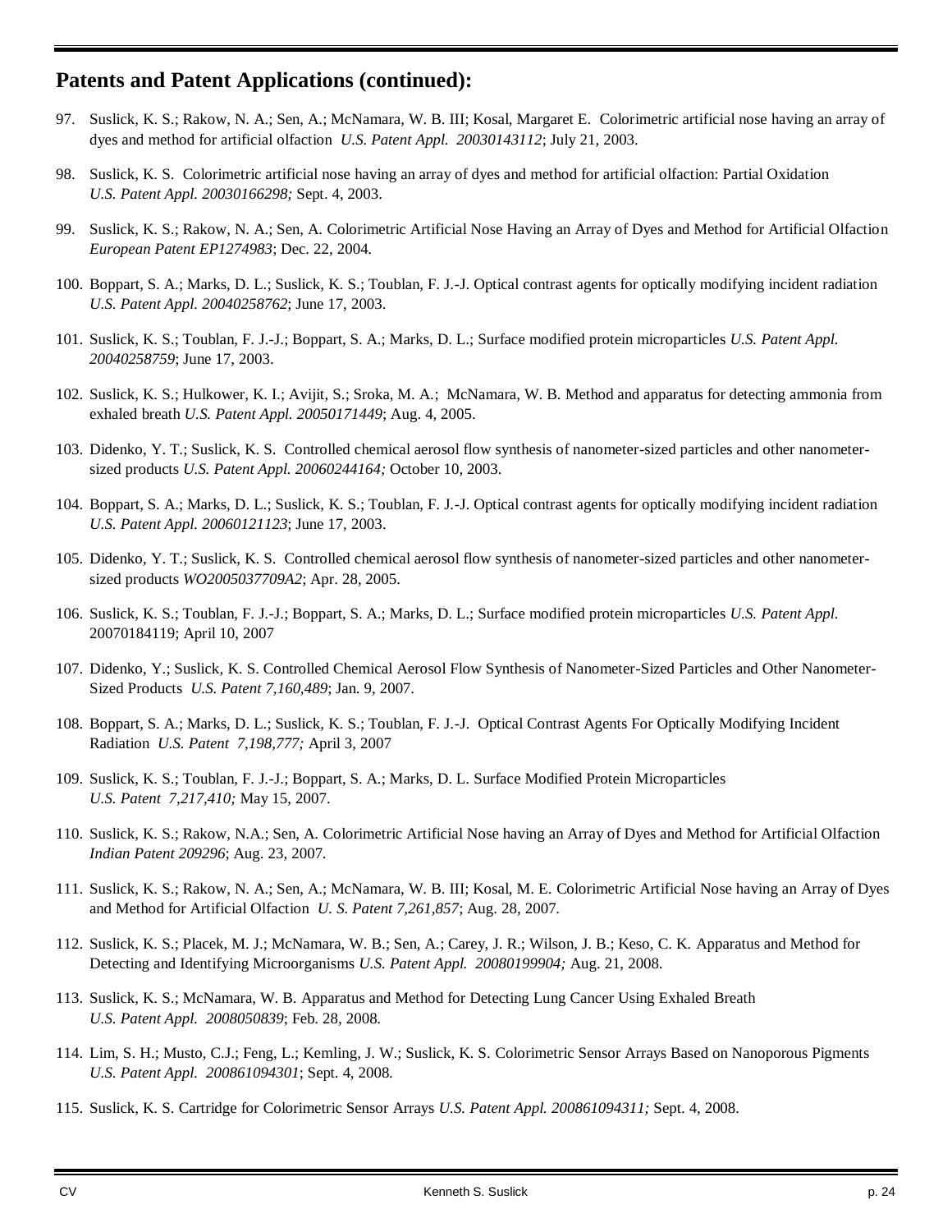## Patents and Patent Applications (continued):

97. Suslick, K. S.; Rakow, N. A.; Sen, A.; McNamara, W. B. III; Kosal, Margaret E. Colorimetric artificial nose having an array of dyes and method for artificial olfaction *U.S. Patent Appl. 20030143112*; July 21, 2003.

98. Suslick, K. S. Colorimetric artificial nose having an array of dyes and method for artificial olfaction: Partial Oxidation *U.S. Patent Appl. 20030166298;* Sept. 4, 2003.

99. Suslick, K. S.; Rakow, N. A.; Sen, A. Colorimetric Artificial Nose Having an Array of Dyes and Method for Artificial Olfaction *European Patent EP1274983*; Dec. 22, 2004.

100. Boppart, S. A.; Marks, D. L.; Suslick, K. S.; Toublan, F. J.-J. Optical contrast agents for optically modifying incident radiation *U.S. Patent Appl. 20040258762*; June 17, 2003.

101. Suslick, K. S.; Toublan, F. J.-J.; Boppart, S. A.; Marks, D. L.; Surface modified protein microparticles *U.S. Patent Appl. 20040258759*; June 17, 2003.

102. Suslick, K. S.; Hulkower, K. I.; Avijit, S.; Sroka, M. A.; McNamara, W. B. Method and apparatus for detecting ammonia from exhaled breath *U.S. Patent Appl. 20050171449*; Aug. 4, 2005.

103. Didenko, Y. T.; Suslick, K. S. Controlled chemical aerosol flow synthesis of nanometer-sized particles and other nanometer-sized products *U.S. Patent Appl. 20060244164;* October 10, 2003.

104. Boppart, S. A.; Marks, D. L.; Suslick, K. S.; Toublan, F. J.-J. Optical contrast agents for optically modifying incident radiation *U.S. Patent Appl. 20060121123*; June 17, 2003.

105. Didenko, Y. T.; Suslick, K. S. Controlled chemical aerosol flow synthesis of nanometer-sized particles and other nanometer-sized products *WO2005037709A2*; Apr. 28, 2005.

106. Suslick, K. S.; Toublan, F. J.-J.; Boppart, S. A.; Marks, D. L.; Surface modified protein microparticles *U.S. Patent Appl.* 20070184119; April 10, 2007

107. Didenko, Y.; Suslick, K. S. Controlled Chemical Aerosol Flow Synthesis of Nanometer-Sized Particles and Other Nanometer-Sized Products *U.S. Patent 7,160,489*; Jan. 9, 2007.

108. Boppart, S. A.; Marks, D. L.; Suslick, K. S.; Toublan, F. J.-J. Optical Contrast Agents For Optically Modifying Incident Radiation *U.S. Patent 7,198,777;* April 3, 2007

109. Suslick, K. S.; Toublan, F. J.-J.; Boppart, S. A.; Marks, D. L. Surface Modified Protein Microparticles *U.S. Patent 7,217,410;* May 15, 2007.

110. Suslick, K. S.; Rakow, N.A.; Sen, A. Colorimetric Artificial Nose having an Array of Dyes and Method for Artificial Olfaction *Indian Patent 209296*; Aug. 23, 2007.

111. Suslick, K. S.; Rakow, N. A.; Sen, A.; McNamara, W. B. III; Kosal, M. E. Colorimetric Artificial Nose having an Array of Dyes and Method for Artificial Olfaction *U. S. Patent 7,261,857*; Aug. 28, 2007.

112. Suslick, K. S.; Placek, M. J.; McNamara, W. B.; Sen, A.; Carey, J. R.; Wilson, J. B.; Keso, C. K. Apparatus and Method for Detecting and Identifying Microorganisms *U.S. Patent Appl. 20080199904;* Aug. 21, 2008.

113. Suslick, K. S.; McNamara, W. B. Apparatus and Method for Detecting Lung Cancer Using Exhaled Breath *U.S. Patent Appl. 2008050839*; Feb. 28, 2008.

114. Lim, S. H.; Musto, C.J.; Feng, L.; Kemling, J. W.; Suslick, K. S. Colorimetric Sensor Arrays Based on Nanoporous Pigments *U.S. Patent Appl. 200861094301*; Sept. 4, 2008.

115. Suslick, K. S. Cartridge for Colorimetric Sensor Arrays *U.S. Patent Appl. 200861094311;* Sept. 4, 2008.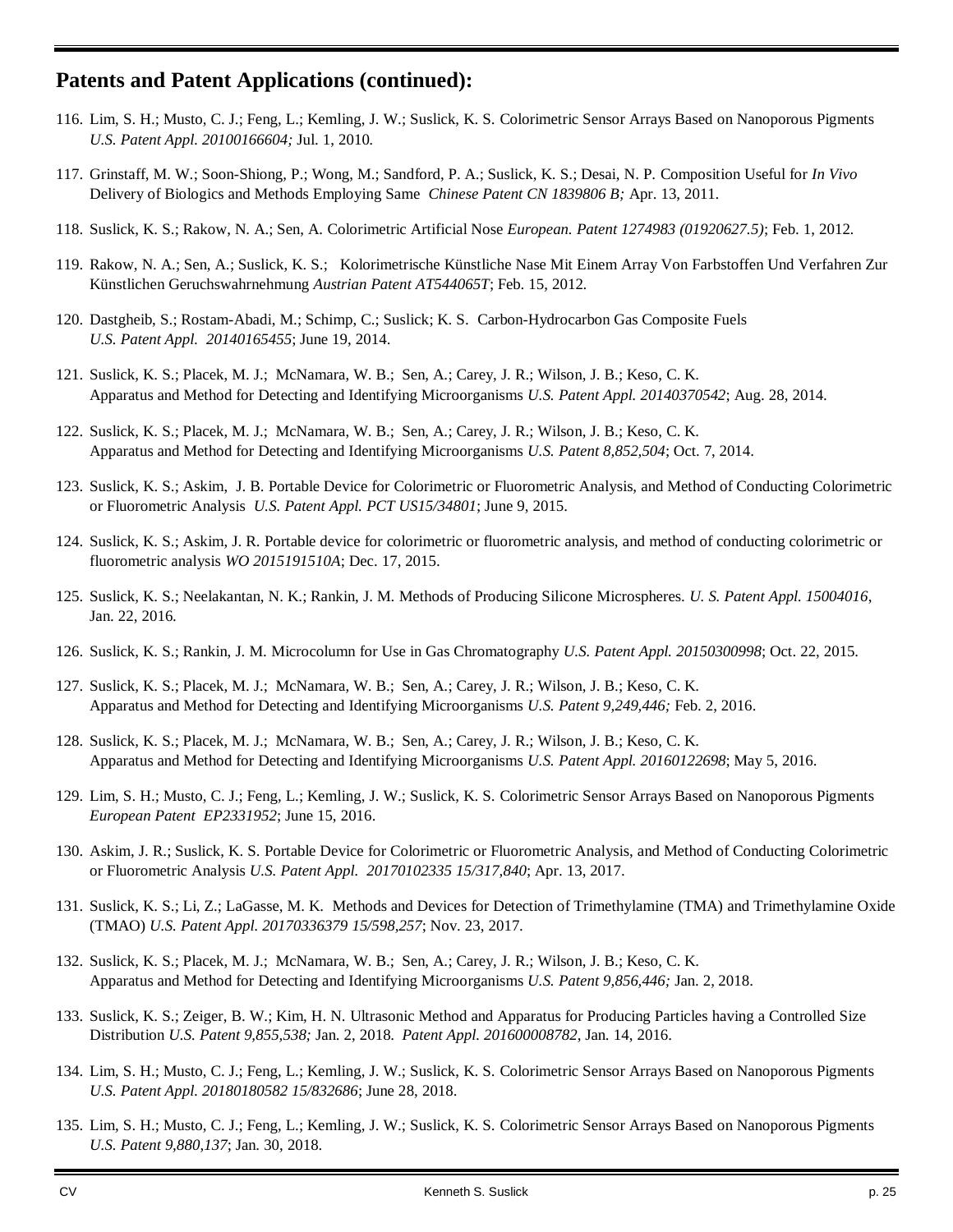## Patents and Patent Applications (continued):

116. Lim, S. H.; Musto, C. J.; Feng, L.; Kemling, J. W.; Suslick, K. S. Colorimetric Sensor Arrays Based on Nanoporous Pigments *U.S. Patent Appl. 20100166604;* Jul. 1, 2010.

117. Grinstaff, M. W.; Soon-Shiong, P.; Wong, M.; Sandford, P. A.; Suslick, K. S.; Desai, N. P. Composition Useful for *In Vivo* Delivery of Biologics and Methods Employing Same *Chinese Patent CN 1839806 B;* Apr. 13, 2011.

118. Suslick, K. S.; Rakow, N. A.; Sen, A. Colorimetric Artificial Nose *European. Patent 1274983 (01920627.5)*; Feb. 1, 2012.

119. Rakow, N. A.; Sen, A.; Suslick, K. S.; Kolorimetrische Künstliche Nase Mit Einem Array Von Farbstoffen Und Verfahren Zur Künstlichen Geruchswahrnehmung *Austrian Patent AT544065T*; Feb. 15, 2012.

120. Dastgheib, S.; Rostam-Abadi, M.; Schimp, C.; Suslick; K. S. Carbon-Hydrocarbon Gas Composite Fuels *U.S. Patent Appl. 20140165455*; June 19, 2014.

121. Suslick, K. S.; Placek, M. J.; McNamara, W. B.; Sen, A.; Carey, J. R.; Wilson, J. B.; Keso, C. K. Apparatus and Method for Detecting and Identifying Microorganisms *U.S. Patent Appl. 20140370542*; Aug. 28, 2014.

122. Suslick, K. S.; Placek, M. J.; McNamara, W. B.; Sen, A.; Carey, J. R.; Wilson, J. B.; Keso, C. K. Apparatus and Method for Detecting and Identifying Microorganisms *U.S. Patent 8,852,504*; Oct. 7, 2014.

123. Suslick, K. S.; Askim, J. B. Portable Device for Colorimetric or Fluorometric Analysis, and Method of Conducting Colorimetric or Fluorometric Analysis *U.S. Patent Appl. PCT US15/34801*; June 9, 2015.

124. Suslick, K. S.; Askim, J. R. Portable device for colorimetric or fluorometric analysis, and method of conducting colorimetric or fluorometric analysis *WO 2015191510A*; Dec. 17, 2015.

125. Suslick, K. S.; Neelakantan, N. K.; Rankin, J. M. Methods of Producing Silicone Microspheres. *U. S. Patent Appl. 15004016*, Jan. 22, 2016.

126. Suslick, K. S.; Rankin, J. M. Microcolumn for Use in Gas Chromatography *U.S. Patent Appl. 20150300998*; Oct. 22, 2015.

127. Suslick, K. S.; Placek, M. J.; McNamara, W. B.; Sen, A.; Carey, J. R.; Wilson, J. B.; Keso, C. K. Apparatus and Method for Detecting and Identifying Microorganisms *U.S. Patent 9,249,446;* Feb. 2, 2016.

128. Suslick, K. S.; Placek, M. J.; McNamara, W. B.; Sen, A.; Carey, J. R.; Wilson, J. B.; Keso, C. K. Apparatus and Method for Detecting and Identifying Microorganisms *U.S. Patent Appl. 20160122698*; May 5, 2016.

129. Lim, S. H.; Musto, C. J.; Feng, L.; Kemling, J. W.; Suslick, K. S. Colorimetric Sensor Arrays Based on Nanoporous Pigments *European Patent EP2331952*; June 15, 2016.

130. Askim, J. R.; Suslick, K. S. Portable Device for Colorimetric or Fluorometric Analysis, and Method of Conducting Colorimetric or Fluorometric Analysis *U.S. Patent Appl. 20170102335 15/317,840*; Apr. 13, 2017.

131. Suslick, K. S.; Li, Z.; LaGasse, M. K. Methods and Devices for Detection of Trimethylamine (TMA) and Trimethylamine Oxide (TMAO) *U.S. Patent Appl. 20170336379 15/598,257*; Nov. 23, 2017.

132. Suslick, K. S.; Placek, M. J.; McNamara, W. B.; Sen, A.; Carey, J. R.; Wilson, J. B.; Keso, C. K. Apparatus and Method for Detecting and Identifying Microorganisms *U.S. Patent 9,856,446;* Jan. 2, 2018.

133. Suslick, K. S.; Zeiger, B. W.; Kim, H. N. Ultrasonic Method and Apparatus for Producing Particles having a Controlled Size Distribution *U.S. Patent 9,855,538;* Jan. 2, 2018. *Patent Appl. 201600008782*, Jan. 14, 2016.

134. Lim, S. H.; Musto, C. J.; Feng, L.; Kemling, J. W.; Suslick, K. S. Colorimetric Sensor Arrays Based on Nanoporous Pigments *U.S. Patent Appl. 20180180582 15/832686*; June 28, 2018.

135. Lim, S. H.; Musto, C. J.; Feng, L.; Kemling, J. W.; Suslick, K. S. Colorimetric Sensor Arrays Based on Nanoporous Pigments *U.S. Patent 9,880,137*; Jan. 30, 2018.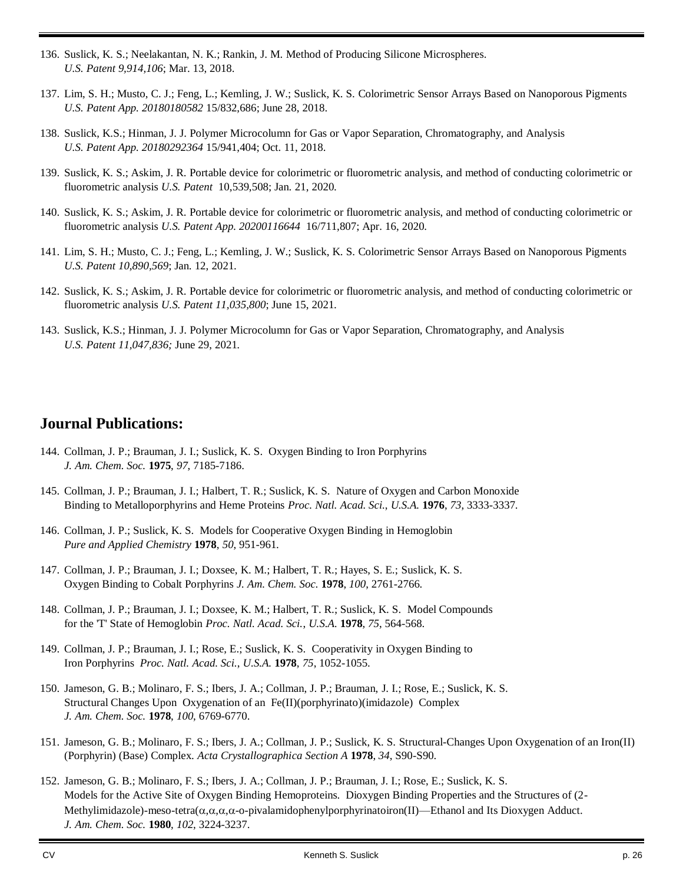136. Suslick, K. S.; Neelakantan, N. K.; Rankin, J. M. Method of Producing Silicone Microspheres. *U.S. Patent 9,914,106*; Mar. 13, 2018.

137. Lim, S. H.; Musto, C. J.; Feng, L.; Kemling, J. W.; Suslick, K. S. Colorimetric Sensor Arrays Based on Nanoporous Pigments *U.S. Patent App. 20180180582* 15/832,686; June 28, 2018.

138. Suslick, K.S.; Hinman, J. J. Polymer Microcolumn for Gas or Vapor Separation, Chromatography, and Analysis *U.S. Patent App. 20180292364* 15/941,404; Oct. 11, 2018.

139. Suslick, K. S.; Askim, J. R. Portable device for colorimetric or fluorometric analysis, and method of conducting colorimetric or fluorometric analysis *U.S. Patent* 10,539,508; Jan. 21, 2020.

140. Suslick, K. S.; Askim, J. R. Portable device for colorimetric or fluorometric analysis, and method of conducting colorimetric or fluorometric analysis *U.S. Patent App. 20200116644* 16/711,807; Apr. 16, 2020.

141. Lim, S. H.; Musto, C. J.; Feng, L.; Kemling, J. W.; Suslick, K. S. Colorimetric Sensor Arrays Based on Nanoporous Pigments *U.S. Patent 10,890,569*; Jan. 12, 2021.

142. Suslick, K. S.; Askim, J. R. Portable device for colorimetric or fluorometric analysis, and method of conducting colorimetric or fluorometric analysis *U.S. Patent 11,035,800*; June 15, 2021.

143. Suslick, K.S.; Hinman, J. J. Polymer Microcolumn for Gas or Vapor Separation, Chromatography, and Analysis *U.S. Patent 11,047,836;* June 29, 2021.

## Journal Publications:

144. Collman, J. P.; Brauman, J. I.; Suslick, K. S. Oxygen Binding to Iron Porphyrins *J. Am. Chem. Soc.* **1975**, *97*, 7185-7186.

145. Collman, J. P.; Brauman, J. I.; Halbert, T. R.; Suslick, K. S. Nature of Oxygen and Carbon Monoxide Binding to Metalloporphyrins and Heme Proteins *Proc. Natl. Acad. Sci., U.S.A.* **1976**, *73*, 3333-3337.

146. Collman, J. P.; Suslick, K. S. Models for Cooperative Oxygen Binding in Hemoglobin *Pure and Applied Chemistry* **1978**, *50*, 951-961.

147. Collman, J. P.; Brauman, J. I.; Doxsee, K. M.; Halbert, T. R.; Hayes, S. E.; Suslick, K. S. Oxygen Binding to Cobalt Porphyrins *J. Am. Chem. Soc.* **1978**, *100*, 2761-2766.

148. Collman, J. P.; Brauman, J. I.; Doxsee, K. M.; Halbert, T. R.; Suslick, K. S. Model Compounds for the 'T' State of Hemoglobin *Proc. Natl. Acad. Sci., U.S.A.* **1978**, *75*, 564-568.

149. Collman, J. P.; Brauman, J. I.; Rose, E.; Suslick, K. S. Cooperativity in Oxygen Binding to Iron Porphyrins *Proc. Natl. Acad. Sci., U.S.A.* **1978**, *75*, 1052-1055.

150. Jameson, G. B.; Molinaro, F. S.; Ibers, J. A.; Collman, J. P.; Brauman, J. I.; Rose, E.; Suslick, K. S. Structural Changes Upon Oxygenation of an Fe(II)(porphyrinato)(imidazole) Complex *J. Am. Chem. Soc.* **1978**, *100*, 6769-6770.

151. Jameson, G. B.; Molinaro, F. S.; Ibers, J. A.; Collman, J. P.; Suslick, K. S. Structural-Changes Upon Oxygenation of an Iron(II) (Porphyrin) (Base) Complex. *Acta Crystallographica Section A* **1978**, *34*, S90-S90.

152. Jameson, G. B.; Molinaro, F. S.; Ibers, J. A.; Collman, J. P.; Brauman, J. I.; Rose, E.; Suslick, K. S. Models for the Active Site of Oxygen Binding Hemoproteins. Dioxygen Binding Properties and the Structures of (2-Methylimidazole)-meso-tetra($\alpha$,$\alpha$,$\alpha$,$\alpha$-o-pivalamidophenylporphyrinatoiron(II)—Ethanol and Its Dioxygen Adduct. *J. Am. Chem. Soc.* **1980**, *102*, 3224-3237.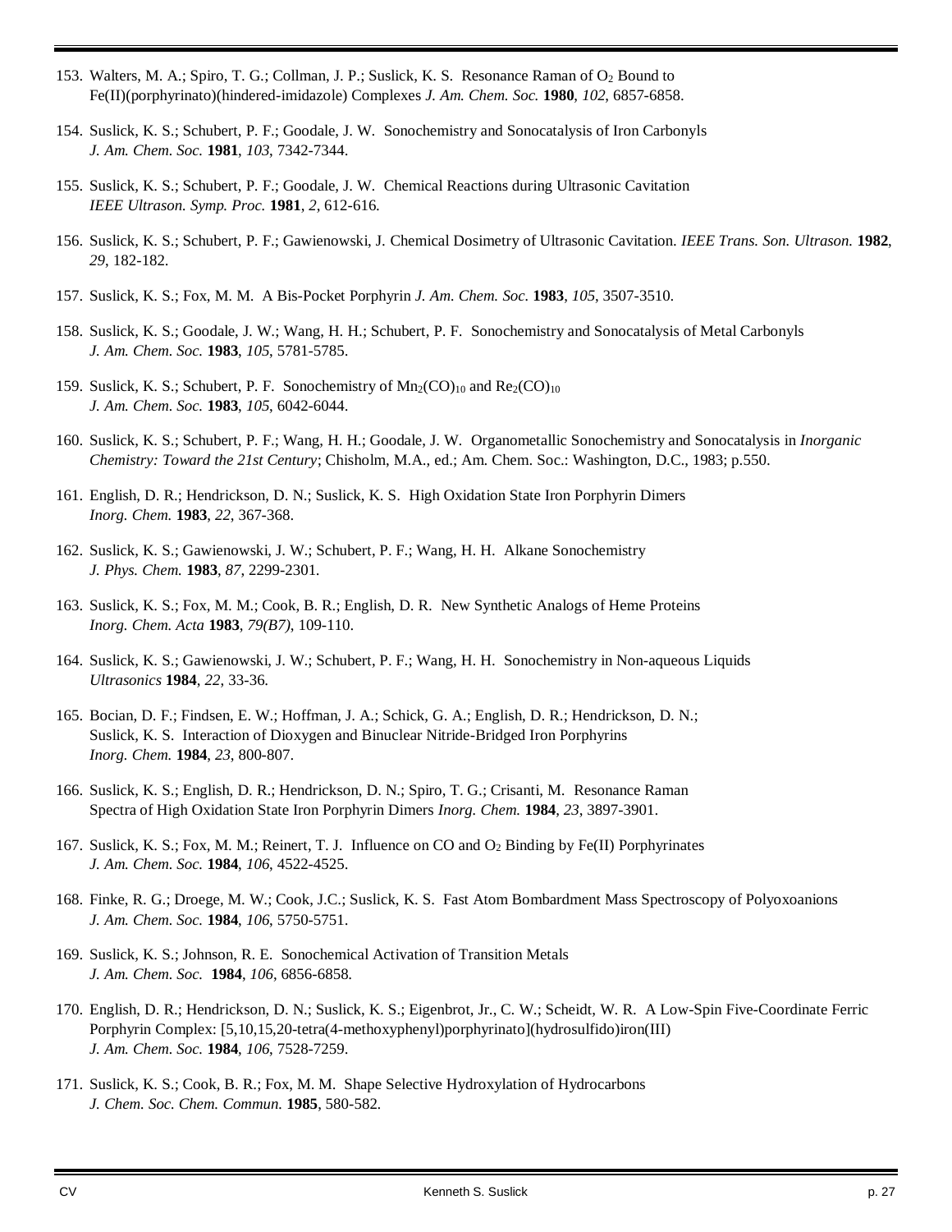153. Walters, M. A.; Spiro, T. G.; Collman, J. P.; Suslick, K. S. Resonance Raman of $O_2$ Bound to Fe(II)(porphyrinato)(hindered-imidazole) Complexes *J. Am. Chem. Soc.* **1980**, *102*, 6857-6858.

154. Suslick, K. S.; Schubert, P. F.; Goodale, J. W. Sonochemistry and Sonocatalysis of Iron Carbonyls *J. Am. Chem. Soc.* **1981**, *103*, 7342-7344.

155. Suslick, K. S.; Schubert, P. F.; Goodale, J. W. Chemical Reactions during Ultrasonic Cavitation *IEEE Ultrason. Symp. Proc.* **1981**, *2*, 612-616.

156. Suslick, K. S.; Schubert, P. F.; Gawienowski, J. Chemical Dosimetry of Ultrasonic Cavitation. *IEEE Trans. Son. Ultrason.* **1982**, *29*, 182-182.

157. Suslick, K. S.; Fox, M. M. A Bis-Pocket Porphyrin *J. Am. Chem. Soc.* **1983**, *105*, 3507-3510.

158. Suslick, K. S.; Goodale, J. W.; Wang, H. H.; Schubert, P. F. Sonochemistry and Sonocatalysis of Metal Carbonyls *J. Am. Chem. Soc.* **1983**, *105*, 5781-5785.

159. Suslick, K. S.; Schubert, P. F. Sonochemistry of $Mn_2(CO)_{10}$ and $Re_2(CO)_{10}$ *J. Am. Chem. Soc.* **1983**, *105*, 6042-6044.

160. Suslick, K. S.; Schubert, P. F.; Wang, H. H.; Goodale, J. W. Organometallic Sonochemistry and Sonocatalysis in *Inorganic Chemistry: Toward the 21st Century*; Chisholm, M.A., ed.; Am. Chem. Soc.: Washington, D.C., 1983; p.550.

161. English, D. R.; Hendrickson, D. N.; Suslick, K. S. High Oxidation State Iron Porphyrin Dimers *Inorg. Chem.* **1983**, *22*, 367-368.

162. Suslick, K. S.; Gawienowski, J. W.; Schubert, P. F.; Wang, H. H. Alkane Sonochemistry *J. Phys. Chem.* **1983**, *87*, 2299-2301.

163. Suslick, K. S.; Fox, M. M.; Cook, B. R.; English, D. R. New Synthetic Analogs of Heme Proteins *Inorg. Chem. Acta* **1983**, *79(B7)*, 109-110.

164. Suslick, K. S.; Gawienowski, J. W.; Schubert, P. F.; Wang, H. H. Sonochemistry in Non-aqueous Liquids *Ultrasonics* **1984**, *22*, 33-36.

165. Bocian, D. F.; Findsen, E. W.; Hoffman, J. A.; Schick, G. A.; English, D. R.; Hendrickson, D. N.; Suslick, K. S. Interaction of Dioxygen and Binuclear Nitride-Bridged Iron Porphyrins *Inorg. Chem.* **1984**, *23*, 800-807.

166. Suslick, K. S.; English, D. R.; Hendrickson, D. N.; Spiro, T. G.; Crisanti, M. Resonance Raman Spectra of High Oxidation State Iron Porphyrin Dimers *Inorg. Chem.* **1984**, *23*, 3897-3901.

167. Suslick, K. S.; Fox, M. M.; Reinert, T. J. Influence on CO and $O_2$ Binding by Fe(II) Porphyrinates *J. Am. Chem. Soc.* **1984**, *106*, 4522-4525.

168. Finke, R. G.; Droege, M. W.; Cook, J.C.; Suslick, K. S. Fast Atom Bombardment Mass Spectroscopy of Polyoxoanions *J. Am. Chem. Soc.* **1984**, *106*, 5750-5751.

169. Suslick, K. S.; Johnson, R. E. Sonochemical Activation of Transition Metals *J. Am. Chem. Soc.* **1984**, *106*, 6856-6858.

170. English, D. R.; Hendrickson, D. N.; Suslick, K. S.; Eigenbrot, Jr., C. W.; Scheidt, W. R. A Low-Spin Five-Coordinate Ferric Porphyrin Complex: [5,10,15,20-tetra(4-methoxyphenyl)porphyrinato](hydrosulfido)iron(III) *J. Am. Chem. Soc.* **1984**, *106*, 7528-7259.

171. Suslick, K. S.; Cook, B. R.; Fox, M. M. Shape Selective Hydroxylation of Hydrocarbons *J. Chem. Soc. Chem. Commun.* **1985**, 580-582.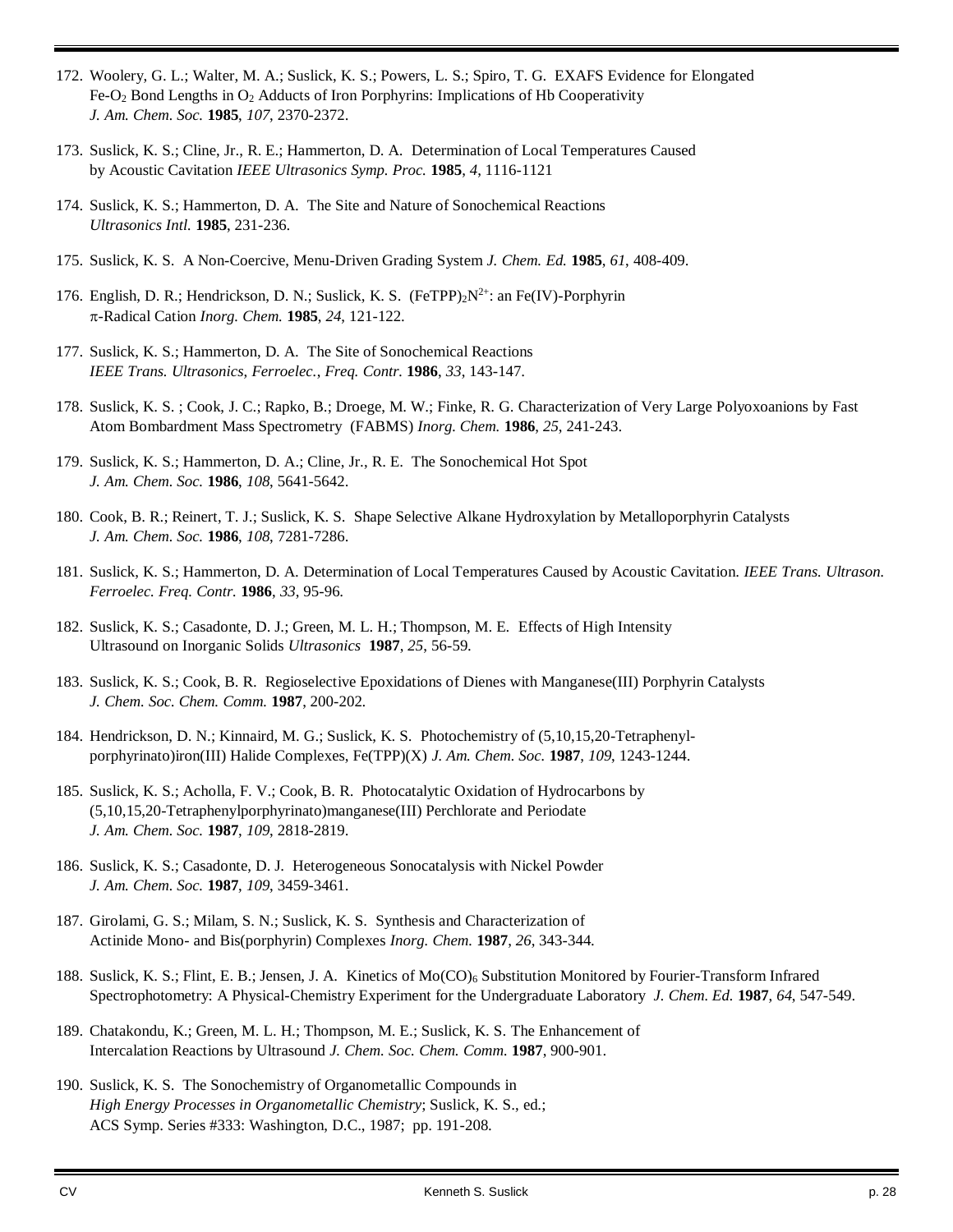172. Woolery, G. L.; Walter, M. A.; Suslick, K. S.; Powers, L. S.; Spiro, T. G. EXAFS Evidence for Elongated $Fe\text{-}O_2$ Bond Lengths in $O_2$ Adducts of Iron Porphyrins: Implications of Hb Cooperativity *J. Am. Chem. Soc.* **1985**, *107*, 2370-2372.

173. Suslick, K. S.; Cline, Jr., R. E.; Hammerton, D. A. Determination of Local Temperatures Caused by Acoustic Cavitation *IEEE Ultrasonics Symp. Proc.* **1985**, *4*, 1116-1121

174. Suslick, K. S.; Hammerton, D. A. The Site and Nature of Sonochemical Reactions *Ultrasonics Intl.* **1985**, 231-236.

175. Suslick, K. S. A Non-Coercive, Menu-Driven Grading System *J. Chem. Ed.* **1985**, *61*, 408-409.

176. English, D. R.; Hendrickson, D. N.; Suslick, K. S. $(FeTPP)_2N^{2+}$: an Fe(IV)-Porphyrin $\pi$-Radical Cation *Inorg. Chem.* **1985**, *24*, 121-122.

177. Suslick, K. S.; Hammerton, D. A. The Site of Sonochemical Reactions *IEEE Trans. Ultrasonics, Ferroelec., Freq. Contr.* **1986**, *33*, 143-147.

178. Suslick, K. S. ; Cook, J. C.; Rapko, B.; Droege, M. W.; Finke, R. G. Characterization of Very Large Polyoxoanions by Fast Atom Bombardment Mass Spectrometry (FABMS) *Inorg. Chem.* **1986**, *25*, 241-243.

179. Suslick, K. S.; Hammerton, D. A.; Cline, Jr., R. E. The Sonochemical Hot Spot *J. Am. Chem. Soc.* **1986**, *108*, 5641-5642.

180. Cook, B. R.; Reinert, T. J.; Suslick, K. S. Shape Selective Alkane Hydroxylation by Metalloporphyrin Catalysts *J. Am. Chem. Soc.* **1986**, *108*, 7281-7286.

181. Suslick, K. S.; Hammerton, D. A. Determination of Local Temperatures Caused by Acoustic Cavitation. *IEEE Trans. Ultrason. Ferroelec. Freq. Contr.* **1986**, *33*, 95-96.

182. Suslick, K. S.; Casadonte, D. J.; Green, M. L. H.; Thompson, M. E. Effects of High Intensity Ultrasound on Inorganic Solids *Ultrasonics* **1987**, *25*, 56-59.

183. Suslick, K. S.; Cook, B. R. Regioselective Epoxidations of Dienes with Manganese(III) Porphyrin Catalysts *J. Chem. Soc. Chem. Comm.* **1987**, 200-202.

184. Hendrickson, D. N.; Kinnaird, M. G.; Suslick, K. S. Photochemistry of (5,10,15,20-Tetraphenyl-porphyrinato)iron(III) Halide Complexes, Fe(TPP)(X) *J. Am. Chem. Soc.* **1987**, *109*, 1243-1244.

185. Suslick, K. S.; Acholla, F. V.; Cook, B. R. Photocatalytic Oxidation of Hydrocarbons by (5,10,15,20-Tetraphenylporphyrinato)manganese(III) Perchlorate and Periodate *J. Am. Chem. Soc.* **1987**, *109*, 2818-2819.

186. Suslick, K. S.; Casadonte, D. J. Heterogeneous Sonocatalysis with Nickel Powder *J. Am. Chem. Soc.* **1987**, *109*, 3459-3461.

187. Girolami, G. S.; Milam, S. N.; Suslick, K. S. Synthesis and Characterization of Actinide Mono- and Bis(porphyrin) Complexes *Inorg. Chem.* **1987**, *26*, 343-344.

188. Suslick, K. S.; Flint, E. B.; Jensen, J. A. Kinetics of $Mo(CO)_6$ Substitution Monitored by Fourier-Transform Infrared Spectrophotometry: A Physical-Chemistry Experiment for the Undergraduate Laboratory *J. Chem. Ed.* **1987**, *64*, 547-549.

189. Chatakondu, K.; Green, M. L. H.; Thompson, M. E.; Suslick, K. S. The Enhancement of Intercalation Reactions by Ultrasound *J. Chem. Soc. Chem. Comm.* **1987**, 900-901.

190. Suslick, K. S. The Sonochemistry of Organometallic Compounds in *High Energy Processes in Organometallic Chemistry*; Suslick, K. S., ed.; ACS Symp. Series #333: Washington, D.C., 1987; pp. 191-208.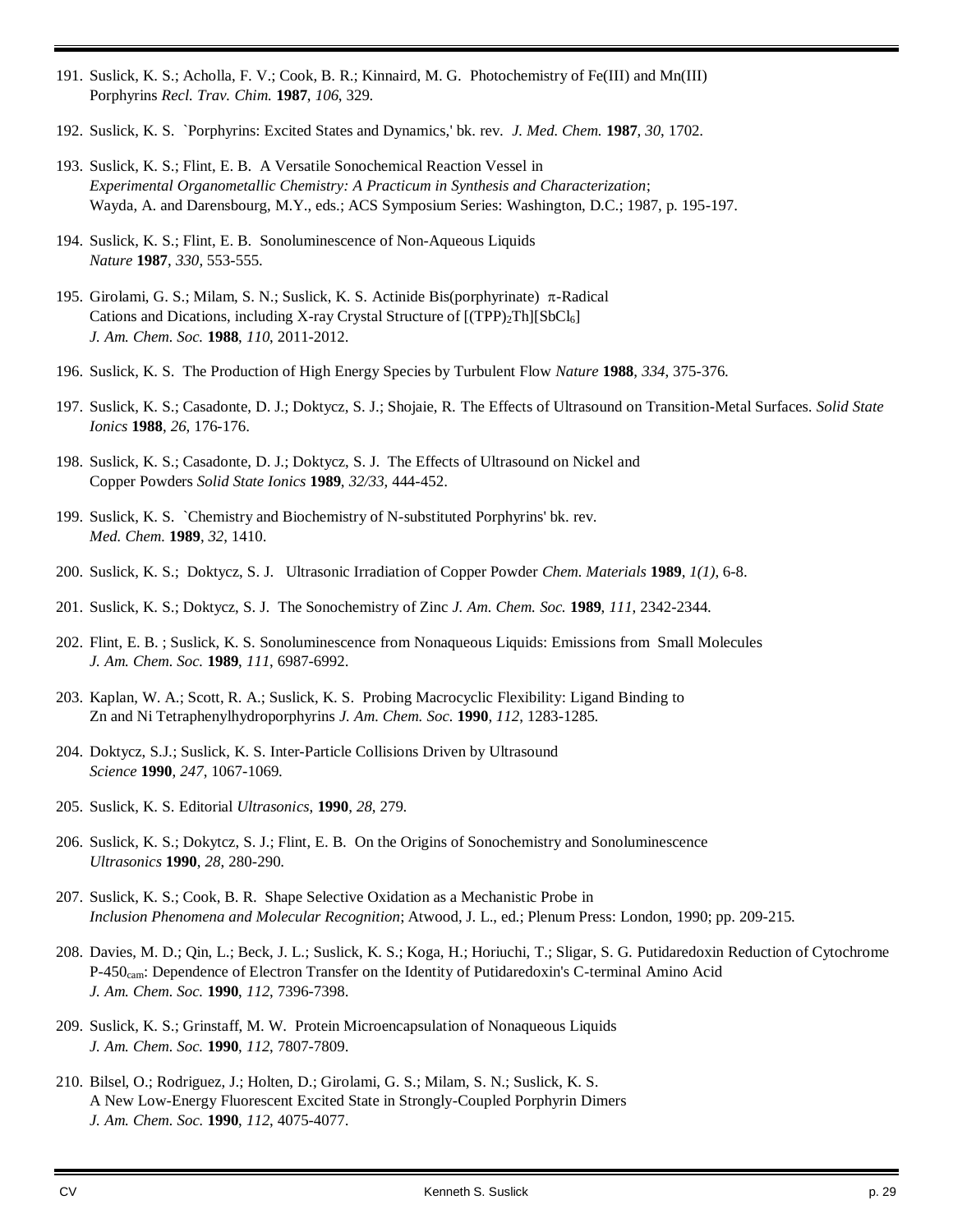191. Suslick, K. S.; Acholla, F. V.; Cook, B. R.; Kinnaird, M. G. Photochemistry of Fe(III) and Mn(III) Porphyrins *Recl. Trav. Chim.* **1987**, *106*, 329.

192. Suslick, K. S. `Porphyrins: Excited States and Dynamics,' bk. rev. *J. Med. Chem.* **1987**, *30*, 1702.

193. Suslick, K. S.; Flint, E. B. A Versatile Sonochemical Reaction Vessel in *Experimental Organometallic Chemistry: A Practicum in Synthesis and Characterization*; Wayda, A. and Darensbourg, M.Y., eds.; ACS Symposium Series: Washington, D.C.; 1987, p. 195-197.

194. Suslick, K. S.; Flint, E. B. Sonoluminescence of Non-Aqueous Liquids *Nature* **1987**, *330*, 553-555.

195. Girolami, G. S.; Milam, S. N.; Suslick, K. S. Actinide Bis(porphyrinate) $\pi$-Radical Cations and Dications, including X-ray Crystal Structure of $[(TPP)_2Th][SbCl_6]$ *J. Am. Chem. Soc.* **1988**, *110*, 2011-2012.

196. Suslick, K. S. The Production of High Energy Species by Turbulent Flow *Nature* **1988**, *334*, 375-376.

197. Suslick, K. S.; Casadonte, D. J.; Doktycz, S. J.; Shojaie, R. The Effects of Ultrasound on Transition-Metal Surfaces. *Solid State Ionics* **1988**, *26*, 176-176.

198. Suslick, K. S.; Casadonte, D. J.; Doktycz, S. J. The Effects of Ultrasound on Nickel and Copper Powders *Solid State Ionics* **1989**, *32/33*, 444-452.

199. Suslick, K. S. `Chemistry and Biochemistry of N-substituted Porphyrins' bk. rev. *Med. Chem.* **1989**, *32*, 1410.

200. Suslick, K. S.; Doktycz, S. J. Ultrasonic Irradiation of Copper Powder *Chem. Materials* **1989**, *1(1)*, 6-8.

201. Suslick, K. S.; Doktycz, S. J. The Sonochemistry of Zinc *J. Am. Chem. Soc.* **1989**, *111*, 2342-2344.

202. Flint, E. B. ; Suslick, K. S. Sonoluminescence from Nonaqueous Liquids: Emissions from Small Molecules *J. Am. Chem. Soc.* **1989**, *111*, 6987-6992.

203. Kaplan, W. A.; Scott, R. A.; Suslick, K. S. Probing Macrocyclic Flexibility: Ligand Binding to Zn and Ni Tetraphenylhydroporphyrins *J. Am. Chem. Soc.* **1990**, *112*, 1283-1285.

204. Doktycz, S.J.; Suslick, K. S. Inter-Particle Collisions Driven by Ultrasound *Science* **1990**, *247*, 1067-1069.

205. Suslick, K. S. Editorial *Ultrasonics*, **1990**, *28*, 279.

206. Suslick, K. S.; Dokytcz, S. J.; Flint, E. B. On the Origins of Sonochemistry and Sonoluminescence *Ultrasonics* **1990**, *28*, 280-290.

207. Suslick, K. S.; Cook, B. R. Shape Selective Oxidation as a Mechanistic Probe in *Inclusion Phenomena and Molecular Recognition*; Atwood, J. L., ed.; Plenum Press: London, 1990; pp. 209-215.

208. Davies, M. D.; Qin, L.; Beck, J. L.; Suslick, K. S.; Koga, H.; Horiuchi, T.; Sligar, S. G. Putidaredoxin Reduction of Cytochrome P-$450_{cam}$: Dependence of Electron Transfer on the Identity of Putidaredoxin's C-terminal Amino Acid *J. Am. Chem. Soc.* **1990**, *112*, 7396-7398.

209. Suslick, K. S.; Grinstaff, M. W. Protein Microencapsulation of Nonaqueous Liquids *J. Am. Chem. Soc.* **1990**, *112*, 7807-7809.

210. Bilsel, O.; Rodriguez, J.; Holten, D.; Girolami, G. S.; Milam, S. N.; Suslick, K. S. A New Low-Energy Fluorescent Excited State in Strongly-Coupled Porphyrin Dimers *J. Am. Chem. Soc.* **1990**, *112*, 4075-4077.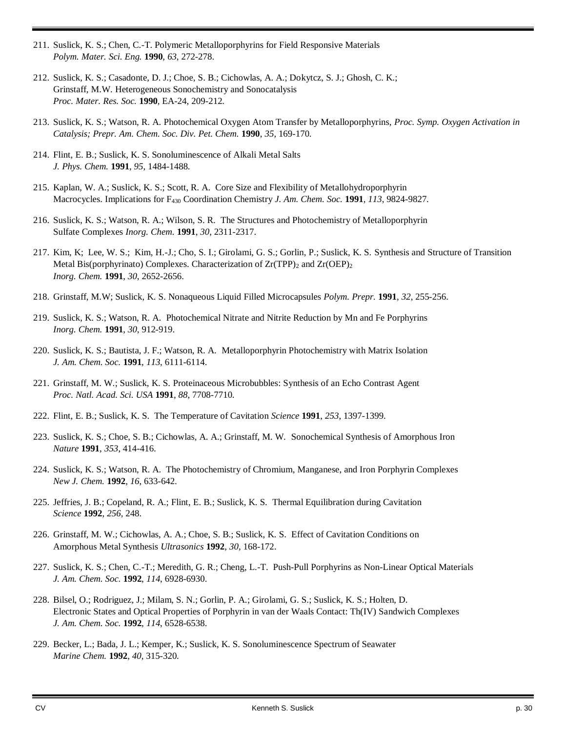211. Suslick, K. S.; Chen, C.-T. Polymeric Metalloporphyrins for Field Responsive Materials *Polym. Mater. Sci. Eng.* **1990**, *63*, 272-278.

212. Suslick, K. S.; Casadonte, D. J.; Choe, S. B.; Cichowlas, A. A.; Dokytcz, S. J.; Ghosh, C. K.; Grinstaff, M.W. Heterogeneous Sonochemistry and Sonocatalysis *Proc. Mater. Res. Soc.* **1990**, EA-24, 209-212.

213. Suslick, K. S.; Watson, R. A. Photochemical Oxygen Atom Transfer by Metalloporphyrins, *Proc. Symp. Oxygen Activation in Catalysis; Prepr. Am. Chem. Soc. Div. Pet. Chem.* **1990**, *35*, 169-170.

214. Flint, E. B.; Suslick, K. S. Sonoluminescence of Alkali Metal Salts *J. Phys. Chem.* **1991**, *95*, 1484-1488.

215. Kaplan, W. A.; Suslick, K. S.; Scott, R. A. Core Size and Flexibility of Metallohydroporphyrin Macrocycles. Implications for $F_{430}$ Coordination Chemistry *J. Am. Chem. Soc.* **1991**, *113*, 9824-9827.

216. Suslick, K. S.; Watson, R. A.; Wilson, S. R. The Structures and Photochemistry of Metalloporphyrin Sulfate Complexes *Inorg. Chem.* **1991**, *30*, 2311-2317.

217. Kim, K; Lee, W. S.; Kim, H.-J.; Cho, S. I.; Girolami, G. S.; Gorlin, P.; Suslick, K. S. Synthesis and Structure of Transition Metal Bis(porphyrinato) Complexes. Characterization of $Zr(TPP)_2$ and $Zr(OEP)_2$ *Inorg. Chem.* **1991**, *30*, 2652-2656.

218. Grinstaff, M.W; Suslick, K. S. Nonaqueous Liquid Filled Microcapsules *Polym. Prepr.* **1991**, *32*, 255-256.

219. Suslick, K. S.; Watson, R. A. Photochemical Nitrate and Nitrite Reduction by Mn and Fe Porphyrins *Inorg. Chem.* **1991**, *30*, 912-919.

220. Suslick, K. S.; Bautista, J. F.; Watson, R. A. Metalloporphyrin Photochemistry with Matrix Isolation *J. Am. Chem. Soc.* **1991**, *113*, 6111-6114.

221. Grinstaff, M. W.; Suslick, K. S. Proteinaceous Microbubbles: Synthesis of an Echo Contrast Agent *Proc. Natl. Acad. Sci. USA* **1991**, *88*, 7708-7710.

222. Flint, E. B.; Suslick, K. S. The Temperature of Cavitation *Science* **1991**, *253*, 1397-1399.

223. Suslick, K. S.; Choe, S. B.; Cichowlas, A. A.; Grinstaff, M. W. Sonochemical Synthesis of Amorphous Iron *Nature* **1991**, *353*, 414-416.

224. Suslick, K. S.; Watson, R. A. The Photochemistry of Chromium, Manganese, and Iron Porphyrin Complexes *New J. Chem.* **1992**, *16*, 633-642.

225. Jeffries, J. B.; Copeland, R. A.; Flint, E. B.; Suslick, K. S. Thermal Equilibration during Cavitation *Science* **1992**, *256*, 248.

226. Grinstaff, M. W.; Cichowlas, A. A.; Choe, S. B.; Suslick, K. S. Effect of Cavitation Conditions on Amorphous Metal Synthesis *Ultrasonics* **1992**, *30*, 168-172.

227. Suslick, K. S.; Chen, C.-T.; Meredith, G. R.; Cheng, L.-T. Push-Pull Porphyrins as Non-Linear Optical Materials *J. Am. Chem. Soc.* **1992**, *114*, 6928-6930.

228. Bilsel, O.; Rodriguez, J.; Milam, S. N.; Gorlin, P. A.; Girolami, G. S.; Suslick, K. S.; Holten, D. Electronic States and Optical Properties of Porphyrin in van der Waals Contact: Th(IV) Sandwich Complexes *J. Am. Chem. Soc.* **1992**, *114*, 6528-6538.

229. Becker, L.; Bada, J. L.; Kemper, K.; Suslick, K. S. Sonoluminescence Spectrum of Seawater *Marine Chem.* **1992**, *40*, 315-320.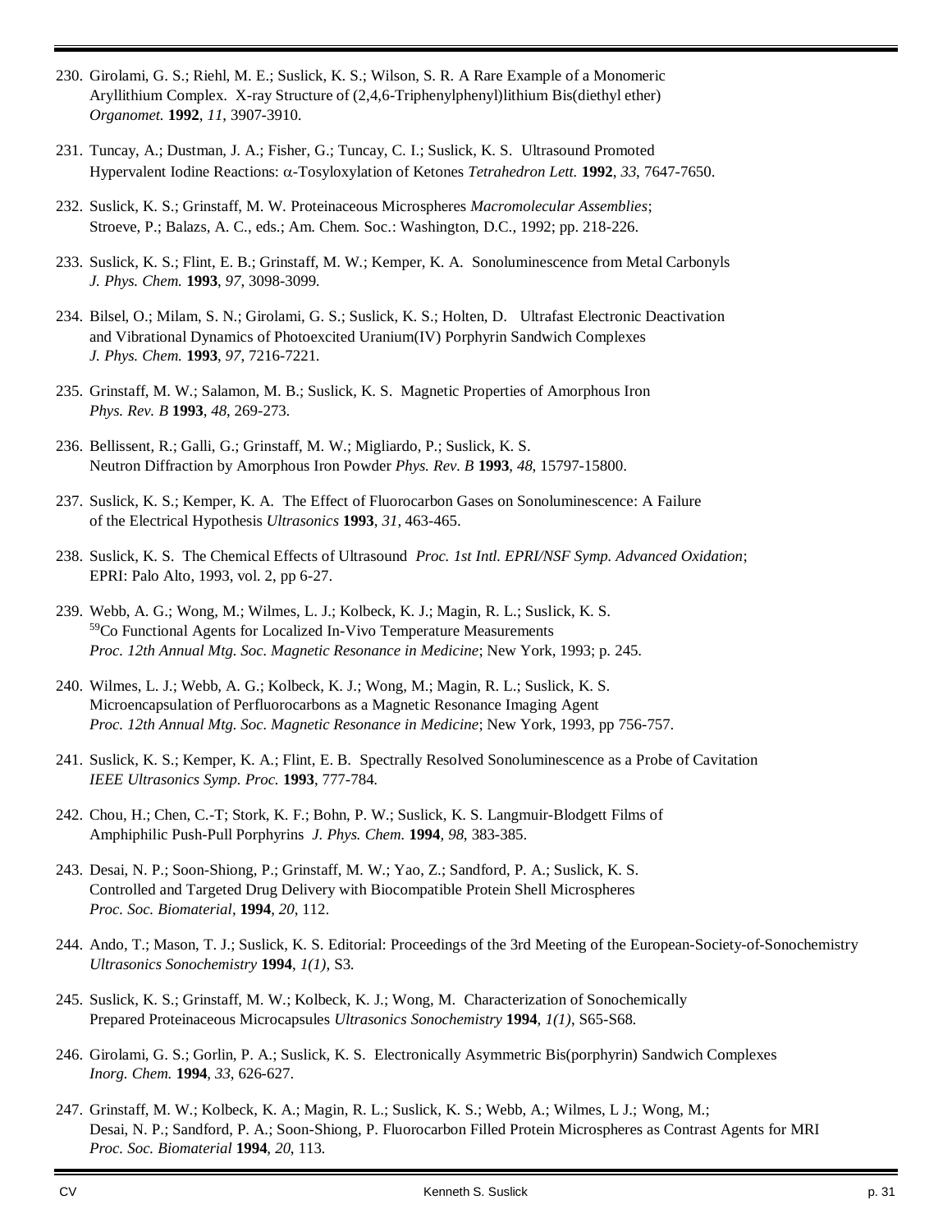230. Girolami, G. S.; Riehl, M. E.; Suslick, K. S.; Wilson, S. R. A Rare Example of a Monomeric Aryllithium Complex. X-ray Structure of (2,4,6-Triphenylphenyl)lithium Bis(diethyl ether) *Organomet.* **1992**, *11*, 3907-3910.

231. Tuncay, A.; Dustman, J. A.; Fisher, G.; Tuncay, C. I.; Suslick, K. S. Ultrasound Promoted Hypervalent Iodine Reactions: α-Tosyloxylation of Ketones *Tetrahedron Lett.* **1992**, *33*, 7647-7650.

232. Suslick, K. S.; Grinstaff, M. W. Proteinaceous Microspheres *Macromolecular Assemblies*; Stroeve, P.; Balazs, A. C., eds.; Am. Chem. Soc.: Washington, D.C., 1992; pp. 218-226.

233. Suslick, K. S.; Flint, E. B.; Grinstaff, M. W.; Kemper, K. A. Sonoluminescence from Metal Carbonyls *J. Phys. Chem.* **1993**, *97*, 3098-3099.

234. Bilsel, O.; Milam, S. N.; Girolami, G. S.; Suslick, K. S.; Holten, D. Ultrafast Electronic Deactivation and Vibrational Dynamics of Photoexcited Uranium(IV) Porphyrin Sandwich Complexes *J. Phys. Chem.* **1993**, *97*, 7216-7221.

235. Grinstaff, M. W.; Salamon, M. B.; Suslick, K. S. Magnetic Properties of Amorphous Iron *Phys. Rev. B* **1993**, *48*, 269-273.

236. Bellissent, R.; Galli, G.; Grinstaff, M. W.; Migliardo, P.; Suslick, K. S. Neutron Diffraction by Amorphous Iron Powder *Phys. Rev. B* **1993**, *48*, 15797-15800.

237. Suslick, K. S.; Kemper, K. A. The Effect of Fluorocarbon Gases on Sonoluminescence: A Failure of the Electrical Hypothesis *Ultrasonics* **1993**, *31*, 463-465.

238. Suslick, K. S. The Chemical Effects of Ultrasound *Proc. 1st Intl. EPRI/NSF Symp. Advanced Oxidation*; EPRI: Palo Alto, 1993, vol. 2, pp 6-27.

239. Webb, A. G.; Wong, M.; Wilmes, L. J.; Kolbeck, K. J.; Magin, R. L.; Suslick, K. S. $^{59}$Co Functional Agents for Localized In-Vivo Temperature Measurements *Proc. 12th Annual Mtg. Soc. Magnetic Resonance in Medicine*; New York, 1993; p. 245.

240. Wilmes, L. J.; Webb, A. G.; Kolbeck, K. J.; Wong, M.; Magin, R. L.; Suslick, K. S. Microencapsulation of Perfluorocarbons as a Magnetic Resonance Imaging Agent *Proc. 12th Annual Mtg. Soc. Magnetic Resonance in Medicine*; New York, 1993, pp 756-757.

241. Suslick, K. S.; Kemper, K. A.; Flint, E. B. Spectrally Resolved Sonoluminescence as a Probe of Cavitation *IEEE Ultrasonics Symp. Proc.* **1993**, 777-784.

242. Chou, H.; Chen, C.-T; Stork, K. F.; Bohn, P. W.; Suslick, K. S. Langmuir-Blodgett Films of Amphiphilic Push-Pull Porphyrins *J. Phys. Chem.* **1994**, *98*, 383-385.

243. Desai, N. P.; Soon-Shiong, P.; Grinstaff, M. W.; Yao, Z.; Sandford, P. A.; Suslick, K. S. Controlled and Targeted Drug Delivery with Biocompatible Protein Shell Microspheres *Proc. Soc. Biomaterial*, **1994**, *20*, 112.

244. Ando, T.; Mason, T. J.; Suslick, K. S. Editorial: Proceedings of the 3rd Meeting of the European-Society-of-Sonochemistry *Ultrasonics Sonochemistry* **1994**, *1(1)*, S3.

245. Suslick, K. S.; Grinstaff, M. W.; Kolbeck, K. J.; Wong, M. Characterization of Sonochemically Prepared Proteinaceous Microcapsules *Ultrasonics Sonochemistry* **1994**, *1(1)*, S65-S68.

246. Girolami, G. S.; Gorlin, P. A.; Suslick, K. S. Electronically Asymmetric Bis(porphyrin) Sandwich Complexes *Inorg. Chem.* **1994**, *33*, 626-627.

247. Grinstaff, M. W.; Kolbeck, K. A.; Magin, R. L.; Suslick, K. S.; Webb, A.; Wilmes, L J.; Wong, M.; Desai, N. P.; Sandford, P. A.; Soon-Shiong, P. Fluorocarbon Filled Protein Microspheres as Contrast Agents for MRI *Proc. Soc. Biomaterial* **1994**, *20*, 113.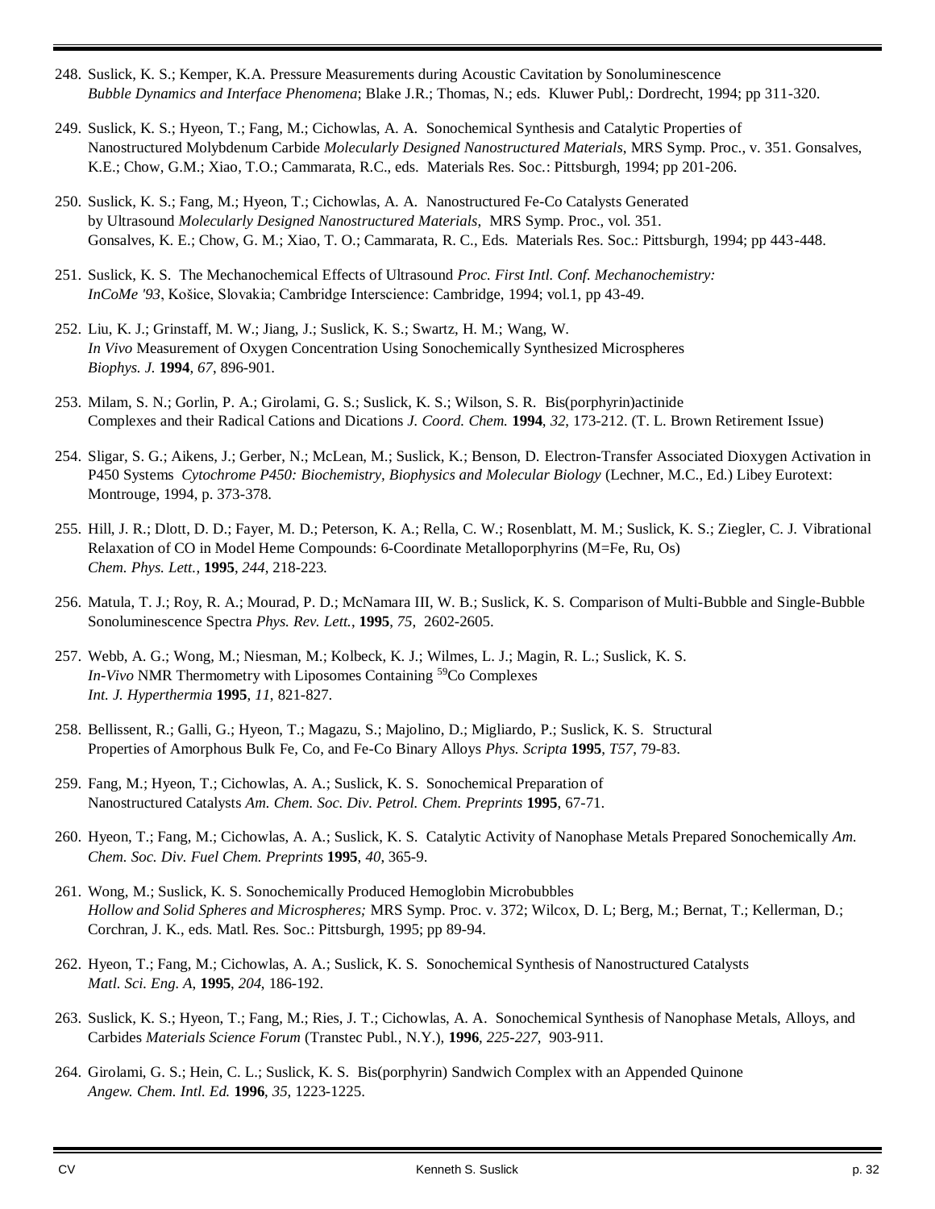248. Suslick, K. S.; Kemper, K.A. Pressure Measurements during Acoustic Cavitation by Sonoluminescence *Bubble Dynamics and Interface Phenomena*; Blake J.R.; Thomas, N.; eds. Kluwer Publ,: Dordrecht, 1994; pp 311-320.

249. Suslick, K. S.; Hyeon, T.; Fang, M.; Cichowlas, A. A. Sonochemical Synthesis and Catalytic Properties of Nanostructured Molybdenum Carbide *Molecularly Designed Nanostructured Materials*, MRS Symp. Proc., v. 351. Gonsalves, K.E.; Chow, G.M.; Xiao, T.O.; Cammarata, R.C., eds. Materials Res. Soc.: Pittsburgh, 1994; pp 201-206.

250. Suslick, K. S.; Fang, M.; Hyeon, T.; Cichowlas, A. A. Nanostructured Fe-Co Catalysts Generated by Ultrasound *Molecularly Designed Nanostructured Materials*, MRS Symp. Proc., vol. 351. Gonsalves, K. E.; Chow, G. M.; Xiao, T. O.; Cammarata, R. C., Eds. Materials Res. Soc.: Pittsburgh, 1994; pp 443-448.

251. Suslick, K. S. The Mechanochemical Effects of Ultrasound *Proc. First Intl. Conf. Mechanochemistry: InCoMe '93*, Košice, Slovakia; Cambridge Interscience: Cambridge, 1994; vol.1, pp 43-49.

252. Liu, K. J.; Grinstaff, M. W.; Jiang, J.; Suslick, K. S.; Swartz, H. M.; Wang, W. *In Vivo* Measurement of Oxygen Concentration Using Sonochemically Synthesized Microspheres *Biophys. J.* **1994**, *67*, 896-901.

253. Milam, S. N.; Gorlin, P. A.; Girolami, G. S.; Suslick, K. S.; Wilson, S. R. Bis(porphyrin)actinide Complexes and their Radical Cations and Dications *J. Coord. Chem.* **1994**, *32*, 173-212. (T. L. Brown Retirement Issue)

254. Sligar, S. G.; Aikens, J.; Gerber, N.; McLean, M.; Suslick, K.; Benson, D. Electron-Transfer Associated Dioxygen Activation in P450 Systems *Cytochrome P450: Biochemistry, Biophysics and Molecular Biology* (Lechner, M.C., Ed.) Libey Eurotext: Montrouge, 1994, p. 373-378.

255. Hill, J. R.; Dlott, D. D.; Fayer, M. D.; Peterson, K. A.; Rella, C. W.; Rosenblatt, M. M.; Suslick, K. S.; Ziegler, C. J. Vibrational Relaxation of CO in Model Heme Compounds: 6-Coordinate Metalloporphyrins (M=Fe, Ru, Os) *Chem. Phys. Lett.*, **1995**, *244*, 218-223.

256. Matula, T. J.; Roy, R. A.; Mourad, P. D.; McNamara III, W. B.; Suslick, K. S. Comparison of Multi-Bubble and Single-Bubble Sonoluminescence Spectra *Phys. Rev. Lett.*, **1995**, *75*, 2602-2605.

257. Webb, A. G.; Wong, M.; Niesman, M.; Kolbeck, K. J.; Wilmes, L. J.; Magin, R. L.; Suslick, K. S. *In-Vivo* NMR Thermometry with Liposomes Containing $^{59}$Co Complexes *Int. J. Hyperthermia* **1995**, *11*, 821-827.

258. Bellissent, R.; Galli, G.; Hyeon, T.; Magazu, S.; Majolino, D.; Migliardo, P.; Suslick, K. S. Structural Properties of Amorphous Bulk Fe, Co, and Fe-Co Binary Alloys *Phys. Scripta* **1995**, *T57*, 79-83.

259. Fang, M.; Hyeon, T.; Cichowlas, A. A.; Suslick, K. S. Sonochemical Preparation of Nanostructured Catalysts *Am. Chem. Soc. Div. Petrol. Chem. Preprints* **1995**, 67-71.

260. Hyeon, T.; Fang, M.; Cichowlas, A. A.; Suslick, K. S. Catalytic Activity of Nanophase Metals Prepared Sonochemically *Am. Chem. Soc. Div. Fuel Chem. Preprints* **1995**, *40*, 365-9.

261. Wong, M.; Suslick, K. S. Sonochemically Produced Hemoglobin Microbubbles *Hollow and Solid Spheres and Microspheres;* MRS Symp. Proc. v. 372; Wilcox, D. L; Berg, M.; Bernat, T.; Kellerman, D.; Corchran, J. K., eds. Matl. Res. Soc.: Pittsburgh, 1995; pp 89-94.

262. Hyeon, T.; Fang, M.; Cichowlas, A. A.; Suslick, K. S. Sonochemical Synthesis of Nanostructured Catalysts *Matl. Sci. Eng. A*, **1995**, *204*, 186-192.

263. Suslick, K. S.; Hyeon, T.; Fang, M.; Ries, J. T.; Cichowlas, A. A. Sonochemical Synthesis of Nanophase Metals, Alloys, and Carbides *Materials Science Forum* (Transtec Publ., N.Y.), **1996**, *225-227*, 903-911.

264. Girolami, G. S.; Hein, C. L.; Suslick, K. S. Bis(porphyrin) Sandwich Complex with an Appended Quinone *Angew. Chem. Intl. Ed.* **1996**, *35*, 1223-1225.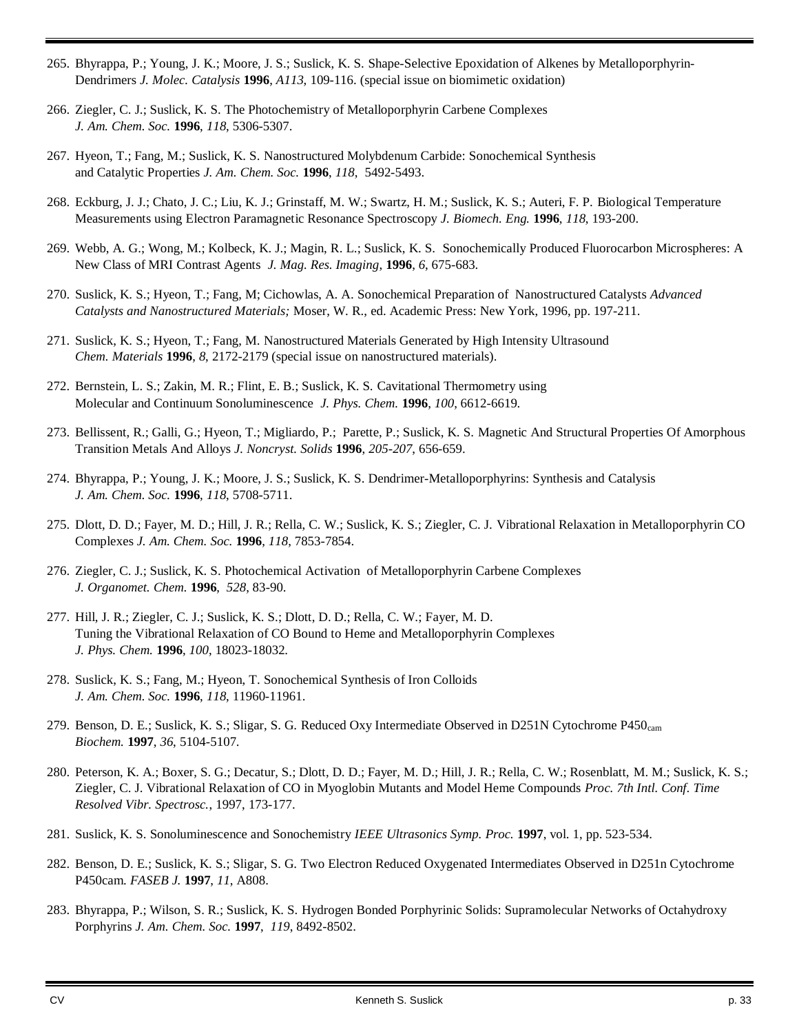265. Bhyrappa, P.; Young, J. K.; Moore, J. S.; Suslick, K. S. Shape-Selective Epoxidation of Alkenes by Metalloporphyrin-Dendrimers *J. Molec. Catalysis* **1996**, *A113*, 109-116. (special issue on biomimetic oxidation)

266. Ziegler, C. J.; Suslick, K. S. The Photochemistry of Metalloporphyrin Carbene Complexes *J. Am. Chem. Soc.* **1996**, *118*, 5306-5307.

267. Hyeon, T.; Fang, M.; Suslick, K. S. Nanostructured Molybdenum Carbide: Sonochemical Synthesis and Catalytic Properties *J. Am. Chem. Soc.* **1996**, *118*, 5492-5493.

268. Eckburg, J. J.; Chato, J. C.; Liu, K. J.; Grinstaff, M. W.; Swartz, H. M.; Suslick, K. S.; Auteri, F. P. Biological Temperature Measurements using Electron Paramagnetic Resonance Spectroscopy *J. Biomech. Eng.* **1996**, *118*, 193-200.

269. Webb, A. G.; Wong, M.; Kolbeck, K. J.; Magin, R. L.; Suslick, K. S. Sonochemically Produced Fluorocarbon Microspheres: A New Class of MRI Contrast Agents *J. Mag. Res. Imaging*, **1996**, *6*, 675-683.

270. Suslick, K. S.; Hyeon, T.; Fang, M; Cichowlas, A. A. Sonochemical Preparation of Nanostructured Catalysts *Advanced Catalysts and Nanostructured Materials;* Moser, W. R., ed. Academic Press: New York, 1996, pp. 197-211.

271. Suslick, K. S.; Hyeon, T.; Fang, M. Nanostructured Materials Generated by High Intensity Ultrasound *Chem. Materials* **1996**, *8*, 2172-2179 (special issue on nanostructured materials).

272. Bernstein, L. S.; Zakin, M. R.; Flint, E. B.; Suslick, K. S. Cavitational Thermometry using Molecular and Continuum Sonoluminescence *J. Phys. Chem.* **1996**, *100*, 6612-6619.

273. Bellissent, R.; Galli, G.; Hyeon, T.; Migliardo, P.; Parette, P.; Suslick, K. S. Magnetic And Structural Properties Of Amorphous Transition Metals And Alloys *J. Noncryst. Solids* **1996**, *205-207*, 656-659.

274. Bhyrappa, P.; Young, J. K.; Moore, J. S.; Suslick, K. S. Dendrimer-Metalloporphyrins: Synthesis and Catalysis *J. Am. Chem. Soc.* **1996**, *118*, 5708-5711.

275. Dlott, D. D.; Fayer, M. D.; Hill, J. R.; Rella, C. W.; Suslick, K. S.; Ziegler, C. J. Vibrational Relaxation in Metalloporphyrin CO Complexes *J. Am. Chem. Soc.* **1996**, *118*, 7853-7854.

276. Ziegler, C. J.; Suslick, K. S. Photochemical Activation of Metalloporphyrin Carbene Complexes *J. Organomet. Chem.* **1996**, *528*, 83-90.

277. Hill, J. R.; Ziegler, C. J.; Suslick, K. S.; Dlott, D. D.; Rella, C. W.; Fayer, M. D. Tuning the Vibrational Relaxation of CO Bound to Heme and Metalloporphyrin Complexes *J. Phys. Chem.* **1996**, *100*, 18023-18032.

278. Suslick, K. S.; Fang, M.; Hyeon, T. Sonochemical Synthesis of Iron Colloids *J. Am. Chem. Soc.* **1996**, *118*, 11960-11961.

279. Benson, D. E.; Suslick, K. S.; Sligar, S. G. Reduced Oxy Intermediate Observed in D251N Cytochrome $P450_{cam}$ *Biochem.* **1997**, *36*, 5104-5107.

280. Peterson, K. A.; Boxer, S. G.; Decatur, S.; Dlott, D. D.; Fayer, M. D.; Hill, J. R.; Rella, C. W.; Rosenblatt, M. M.; Suslick, K. S.; Ziegler, C. J. Vibrational Relaxation of CO in Myoglobin Mutants and Model Heme Compounds *Proc. 7th Intl. Conf. Time Resolved Vibr. Spectrosc.*, 1997, 173-177.

281. Suslick, K. S. Sonoluminescence and Sonochemistry *IEEE Ultrasonics Symp. Proc.* **1997**, vol. 1, pp. 523-534.

282. Benson, D. E.; Suslick, K. S.; Sligar, S. G. Two Electron Reduced Oxygenated Intermediates Observed in D251n Cytochrome P450cam. *FASEB J.* **1997**, *11*, A808.

283. Bhyrappa, P.; Wilson, S. R.; Suslick, K. S. Hydrogen Bonded Porphyrinic Solids: Supramolecular Networks of Octahydroxy Porphyrins *J. Am. Chem. Soc.* **1997**, *119*, 8492-8502.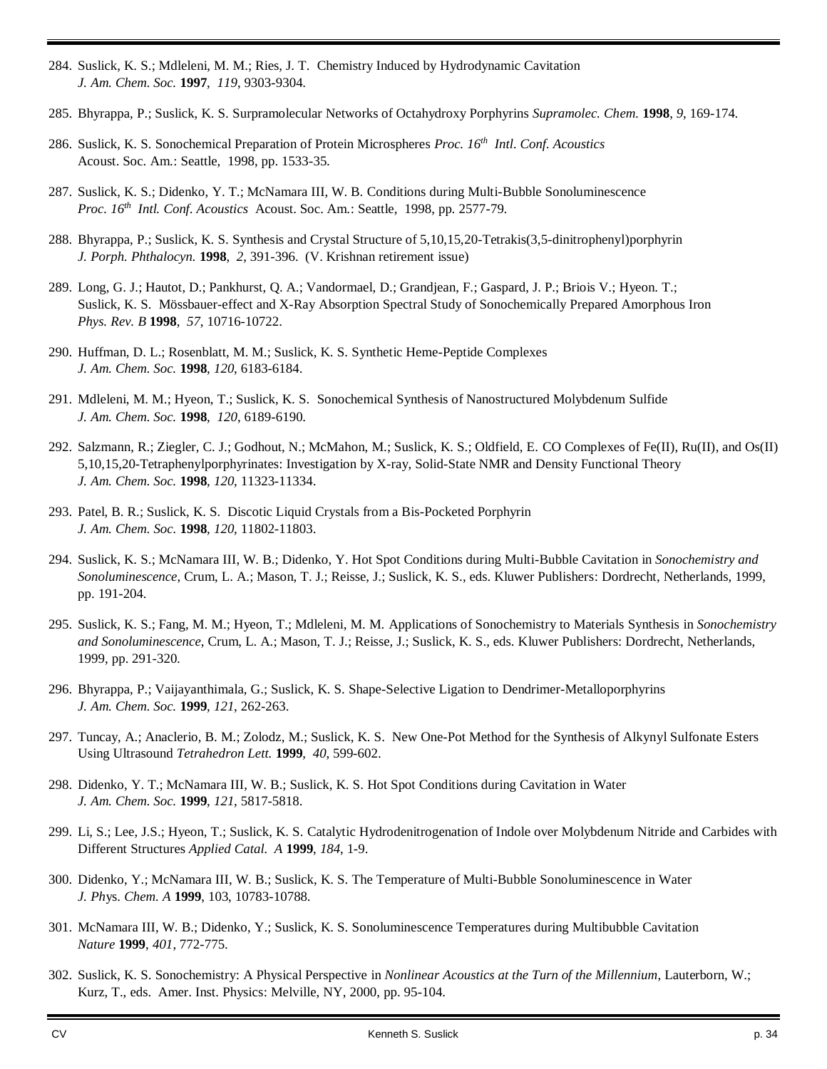284. Suslick, K. S.; Mdleleni, M. M.; Ries, J. T. Chemistry Induced by Hydrodynamic Cavitation *J. Am. Chem. Soc.* **1997**, *119*, 9303-9304.

285. Bhyrappa, P.; Suslick, K. S. Surpramolecular Networks of Octahydroxy Porphyrins *Supramolec. Chem.* **1998**, *9*, 169-174.

286. Suslick, K. S. Sonochemical Preparation of Protein Microspheres *Proc. 16th Intl. Conf. Acoustics* Acoust. Soc. Am.: Seattle, 1998, pp. 1533-35.

287. Suslick, K. S.; Didenko, Y. T.; McNamara III, W. B. Conditions during Multi-Bubble Sonoluminescence *Proc. 16th Intl. Conf. Acoustics* Acoust. Soc. Am.: Seattle, 1998, pp. 2577-79.

288. Bhyrappa, P.; Suslick, K. S. Synthesis and Crystal Structure of 5,10,15,20-Tetrakis(3,5-dinitrophenyl)porphyrin *J. Porph. Phthalocyn.* **1998**, *2*, 391-396. (V. Krishnan retirement issue)

289. Long, G. J.; Hautot, D.; Pankhurst, Q. A.; Vandormael, D.; Grandjean, F.; Gaspard, J. P.; Briois V.; Hyeon. T.; Suslick, K. S. Mössbauer-effect and X-Ray Absorption Spectral Study of Sonochemically Prepared Amorphous Iron *Phys. Rev. B* **1998**, *57*, 10716-10722.

290. Huffman, D. L.; Rosenblatt, M. M.; Suslick, K. S. Synthetic Heme-Peptide Complexes *J. Am. Chem. Soc.* **1998**, *120*, 6183-6184.

291. Mdleleni, M. M.; Hyeon, T.; Suslick, K. S. Sonochemical Synthesis of Nanostructured Molybdenum Sulfide *J. Am. Chem. Soc.* **1998**, *120*, 6189-6190.

292. Salzmann, R.; Ziegler, C. J.; Godhout, N.; McMahon, M.; Suslick, K. S.; Oldfield, E. CO Complexes of Fe(II), Ru(II), and Os(II) 5,10,15,20-Tetraphenylporphyrinates: Investigation by X-ray, Solid-State NMR and Density Functional Theory *J. Am. Chem. Soc.* **1998**, *120*, 11323-11334.

293. Patel, B. R.; Suslick, K. S. Discotic Liquid Crystals from a Bis-Pocketed Porphyrin *J. Am. Chem. Soc.* **1998**, *120*, 11802-11803.

294. Suslick, K. S.; McNamara III, W. B.; Didenko, Y. Hot Spot Conditions during Multi-Bubble Cavitation in *Sonochemistry and Sonoluminescence*, Crum, L. A.; Mason, T. J.; Reisse, J.; Suslick, K. S., eds. Kluwer Publishers: Dordrecht, Netherlands, 1999, pp. 191-204.

295. Suslick, K. S.; Fang, M. M.; Hyeon, T.; Mdleleni, M. M. Applications of Sonochemistry to Materials Synthesis in *Sonochemistry and Sonoluminescence*, Crum, L. A.; Mason, T. J.; Reisse, J.; Suslick, K. S., eds. Kluwer Publishers: Dordrecht, Netherlands, 1999, pp. 291-320.

296. Bhyrappa, P.; Vaijayanthimala, G.; Suslick, K. S. Shape-Selective Ligation to Dendrimer-Metalloporphyrins *J. Am. Chem. Soc.* **1999**, *121*, 262-263.

297. Tuncay, A.; Anaclerio, B. M.; Zolodz, M.; Suslick, K. S. New One-Pot Method for the Synthesis of Alkynyl Sulfonate Esters Using Ultrasound *Tetrahedron Lett.* **1999**, *40*, 599-602.

298. Didenko, Y. T.; McNamara III, W. B.; Suslick, K. S. Hot Spot Conditions during Cavitation in Water *J. Am. Chem. Soc.* **1999**, *121*, 5817-5818.

299. Li, S.; Lee, J.S.; Hyeon, T.; Suslick, K. S. Catalytic Hydrodenitrogenation of Indole over Molybdenum Nitride and Carbides with Different Structures *Applied Catal. A* **1999**, *184*, 1-9.

300. Didenko, Y.; McNamara III, W. B.; Suslick, K. S. The Temperature of Multi-Bubble Sonoluminescence in Water *J. Phys. Chem. A* **1999**, 103, 10783-10788.

301. McNamara III, W. B.; Didenko, Y.; Suslick, K. S. Sonoluminescence Temperatures during Multibubble Cavitation *Nature* **1999**, *401*, 772-775.

302. Suslick, K. S. Sonochemistry: A Physical Perspective in *Nonlinear Acoustics at the Turn of the Millennium*, Lauterborn, W.; Kurz, T., eds. Amer. Inst. Physics: Melville, NY, 2000, pp. 95-104.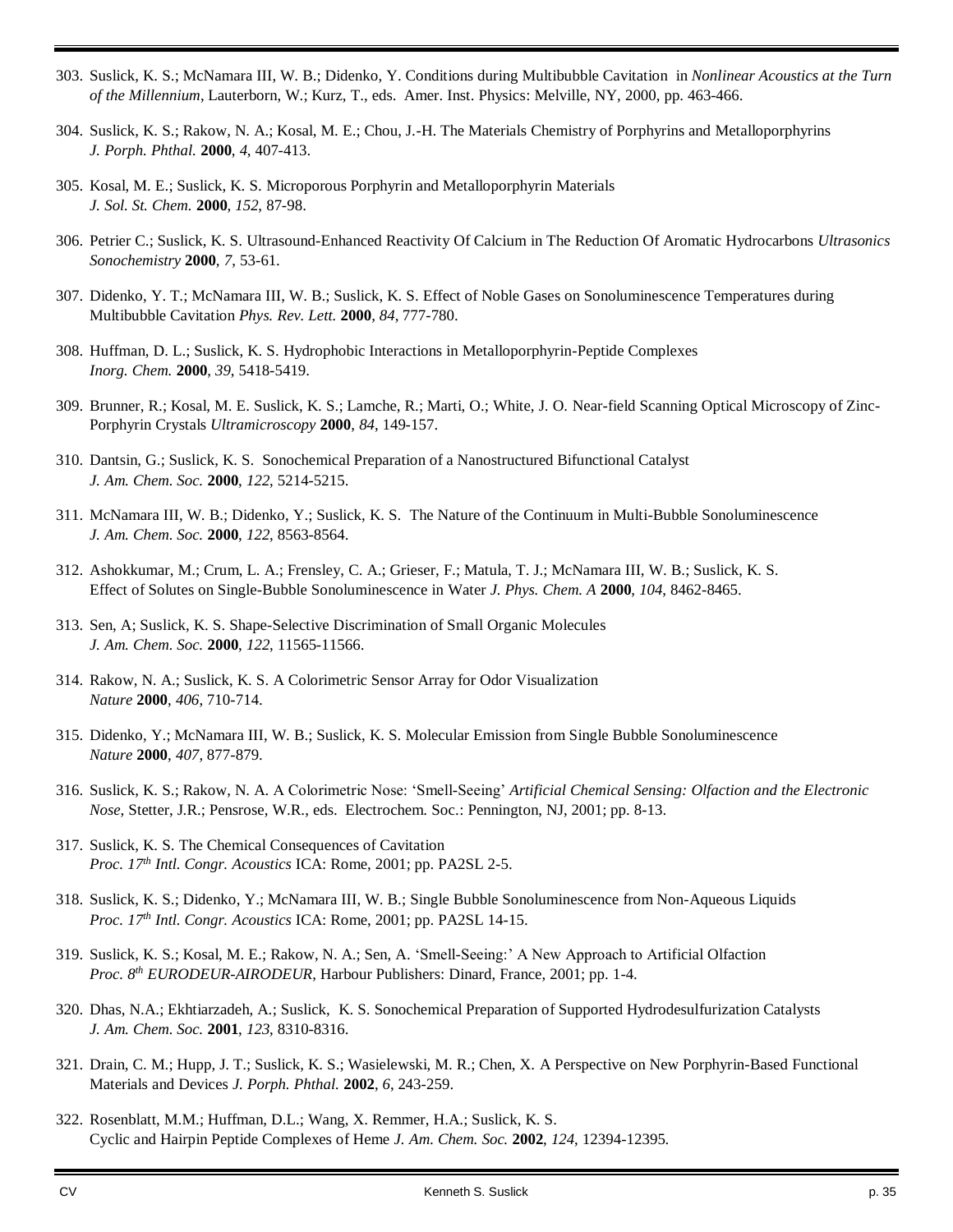303. Suslick, K. S.; McNamara III, W. B.; Didenko, Y. Conditions during Multibubble Cavitation in *Nonlinear Acoustics at the Turn of the Millennium*, Lauterborn, W.; Kurz, T., eds. Amer. Inst. Physics: Melville, NY, 2000, pp. 463-466.

304. Suslick, K. S.; Rakow, N. A.; Kosal, M. E.; Chou, J.-H. The Materials Chemistry of Porphyrins and Metalloporphyrins *J. Porph. Phthal.* **2000**, *4*, 407-413.

305. Kosal, M. E.; Suslick, K. S. Microporous Porphyrin and Metalloporphyrin Materials *J. Sol. St. Chem.* **2000**, *152*, 87-98.

306. Petrier C.; Suslick, K. S. Ultrasound-Enhanced Reactivity Of Calcium in The Reduction Of Aromatic Hydrocarbons *Ultrasonics Sonochemistry* **2000**, *7*, 53-61.

307. Didenko, Y. T.; McNamara III, W. B.; Suslick, K. S. Effect of Noble Gases on Sonoluminescence Temperatures during Multibubble Cavitation *Phys. Rev. Lett.* **2000**, *84*, 777-780.

308. Huffman, D. L.; Suslick, K. S. Hydrophobic Interactions in Metalloporphyrin-Peptide Complexes *Inorg. Chem.* **2000**, *39*, 5418-5419.

309. Brunner, R.; Kosal, M. E. Suslick, K. S.; Lamche, R.; Marti, O.; White, J. O. Near-field Scanning Optical Microscopy of Zinc-Porphyrin Crystals *Ultramicroscopy* **2000**, *84*, 149-157.

310. Dantsin, G.; Suslick, K. S. Sonochemical Preparation of a Nanostructured Bifunctional Catalyst *J. Am. Chem. Soc.* **2000**, *122*, 5214-5215.

311. McNamara III, W. B.; Didenko, Y.; Suslick, K. S. The Nature of the Continuum in Multi-Bubble Sonoluminescence *J. Am. Chem. Soc.* **2000**, *122*, 8563-8564.

312. Ashokkumar, M.; Crum, L. A.; Frensley, C. A.; Grieser, F.; Matula, T. J.; McNamara III, W. B.; Suslick, K. S. Effect of Solutes on Single-Bubble Sonoluminescence in Water *J. Phys. Chem. A* **2000**, *104*, 8462-8465.

313. Sen, A; Suslick, K. S. Shape-Selective Discrimination of Small Organic Molecules *J. Am. Chem. Soc.* **2000**, *122*, 11565-11566.

314. Rakow, N. A.; Suslick, K. S. A Colorimetric Sensor Array for Odor Visualization *Nature* **2000**, *406*, 710-714.

315. Didenko, Y.; McNamara III, W. B.; Suslick, K. S. Molecular Emission from Single Bubble Sonoluminescence *Nature* **2000**, *407*, 877-879.

316. Suslick, K. S.; Rakow, N. A. A Colorimetric Nose: 'Smell-Seeing' *Artificial Chemical Sensing: Olfaction and the Electronic Nose*, Stetter, J.R.; Pensrose, W.R., eds. Electrochem. Soc.: Pennington, NJ, 2001; pp. 8-13.

317. Suslick, K. S. The Chemical Consequences of Cavitation *Proc. 17th Intl. Congr. Acoustics* ICA: Rome, 2001; pp. PA2SL 2-5.

318. Suslick, K. S.; Didenko, Y.; McNamara III, W. B.; Single Bubble Sonoluminescence from Non-Aqueous Liquids *Proc. 17th Intl. Congr. Acoustics* ICA: Rome, 2001; pp. PA2SL 14-15.

319. Suslick, K. S.; Kosal, M. E.; Rakow, N. A.; Sen, A. 'Smell-Seeing:' A New Approach to Artificial Olfaction *Proc. 8th EURODEUR-AIRODEUR*, Harbour Publishers: Dinard, France, 2001; pp. 1-4.

320. Dhas, N.A.; Ekhtiarzadeh, A.; Suslick, K. S. Sonochemical Preparation of Supported Hydrodesulfurization Catalysts *J. Am. Chem. Soc.* **2001**, *123*, 8310-8316.

321. Drain, C. M.; Hupp, J. T.; Suslick, K. S.; Wasielewski, M. R.; Chen, X. A Perspective on New Porphyrin-Based Functional Materials and Devices *J. Porph. Phthal.* **2002**, *6*, 243-259.

322. Rosenblatt, M.M.; Huffman, D.L.; Wang, X. Remmer, H.A.; Suslick, K. S. Cyclic and Hairpin Peptide Complexes of Heme *J. Am. Chem. Soc.* **2002**, *124*, 12394-12395.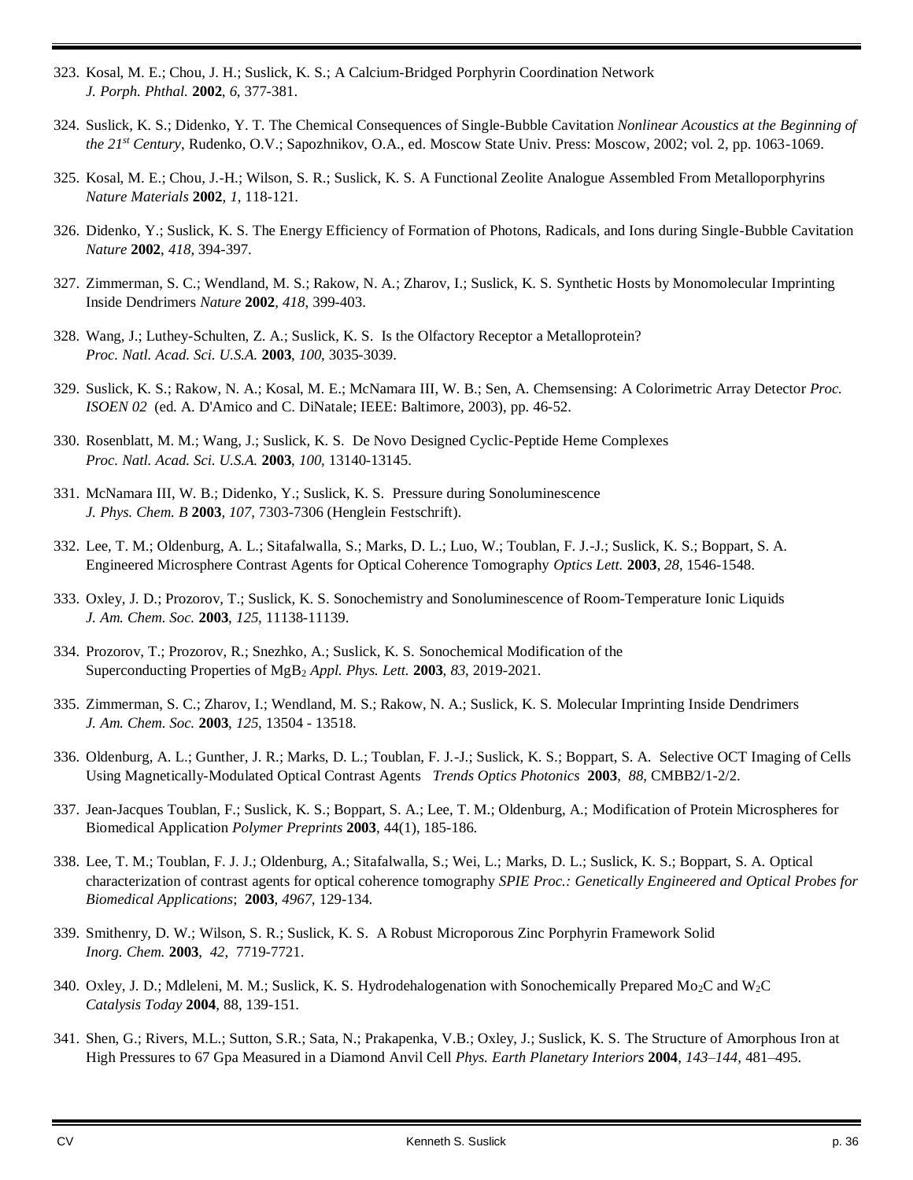323. Kosal, M. E.; Chou, J. H.; Suslick, K. S.; A Calcium-Bridged Porphyrin Coordination Network *J. Porph. Phthal.* **2002**, *6*, 377-381.

324. Suslick, K. S.; Didenko, Y. T. The Chemical Consequences of Single-Bubble Cavitation *Nonlinear Acoustics at the Beginning of the 21st Century*, Rudenko, O.V.; Sapozhnikov, O.A., ed. Moscow State Univ. Press: Moscow, 2002; vol. 2, pp. 1063-1069.

325. Kosal, M. E.; Chou, J.-H.; Wilson, S. R.; Suslick, K. S. A Functional Zeolite Analogue Assembled From Metalloporphyrins *Nature Materials* **2002**, *1*, 118-121.

326. Didenko, Y.; Suslick, K. S. The Energy Efficiency of Formation of Photons, Radicals, and Ions during Single-Bubble Cavitation *Nature* **2002**, *418*, 394-397.

327. Zimmerman, S. C.; Wendland, M. S.; Rakow, N. A.; Zharov, I.; Suslick, K. S. Synthetic Hosts by Monomolecular Imprinting Inside Dendrimers *Nature* **2002**, *418*, 399-403.

328. Wang, J.; Luthey-Schulten, Z. A.; Suslick, K. S. Is the Olfactory Receptor a Metalloprotein? *Proc. Natl. Acad. Sci. U.S.A.* **2003**, *100*, 3035-3039.

329. Suslick, K. S.; Rakow, N. A.; Kosal, M. E.; McNamara III, W. B.; Sen, A. Chemsensing: A Colorimetric Array Detector *Proc. ISOEN 02* (ed. A. D'Amico and C. DiNatale; IEEE: Baltimore, 2003), pp. 46-52.

330. Rosenblatt, M. M.; Wang, J.; Suslick, K. S. De Novo Designed Cyclic-Peptide Heme Complexes *Proc. Natl. Acad. Sci. U.S.A.* **2003**, *100*, 13140-13145.

331. McNamara III, W. B.; Didenko, Y.; Suslick, K. S. Pressure during Sonoluminescence *J. Phys. Chem. B* **2003**, *107*, 7303-7306 (Henglein Festschrift).

332. Lee, T. M.; Oldenburg, A. L.; Sitafalwalla, S.; Marks, D. L.; Luo, W.; Toublan, F. J.-J.; Suslick, K. S.; Boppart, S. A. Engineered Microsphere Contrast Agents for Optical Coherence Tomography *Optics Lett.* **2003**, *28*, 1546-1548.

333. Oxley, J. D.; Prozorov, T.; Suslick, K. S. Sonochemistry and Sonoluminescence of Room-Temperature Ionic Liquids *J. Am. Chem. Soc.* **2003**, *125*, 11138-11139.

334. Prozorov, T.; Prozorov, R.; Snezhko, A.; Suslick, K. S. Sonochemical Modification of the Superconducting Properties of $MgB_2$ *Appl. Phys. Lett.* **2003**, *83*, 2019-2021.

335. Zimmerman, S. C.; Zharov, I.; Wendland, M. S.; Rakow, N. A.; Suslick, K. S. Molecular Imprinting Inside Dendrimers *J. Am. Chem. Soc.* **2003**, *125*, 13504 - 13518.

336. Oldenburg, A. L.; Gunther, J. R.; Marks, D. L.; Toublan, F. J.-J.; Suslick, K. S.; Boppart, S. A. Selective OCT Imaging of Cells Using Magnetically-Modulated Optical Contrast Agents *Trends Optics Photonics* **2003**, *88*, CMBB2/1-2/2.

337. Jean-Jacques Toublan, F.; Suslick, K. S.; Boppart, S. A.; Lee, T. M.; Oldenburg, A.; Modification of Protein Microspheres for Biomedical Application *Polymer Preprints* **2003**, 44(1), 185-186.

338. Lee, T. M.; Toublan, F. J. J.; Oldenburg, A.; Sitafalwalla, S.; Wei, L.; Marks, D. L.; Suslick, K. S.; Boppart, S. A. Optical characterization of contrast agents for optical coherence tomography *SPIE Proc.: Genetically Engineered and Optical Probes for Biomedical Applications*; **2003**, *4967*, 129-134.

339. Smithenry, D. W.; Wilson, S. R.; Suslick, K. S. A Robust Microporous Zinc Porphyrin Framework Solid *Inorg. Chem.* **2003**, *42*, 7719-7721.

340. Oxley, J. D.; Mdleleni, M. M.; Suslick, K. S. Hydrodehalogenation with Sonochemically Prepared $Mo_2C$ and $W_2C$ *Catalysis Today* **2004**, 88, 139-151.

341. Shen, G.; Rivers, M.L.; Sutton, S.R.; Sata, N.; Prakapenka, V.B.; Oxley, J.; Suslick, K. S. The Structure of Amorphous Iron at High Pressures to 67 Gpa Measured in a Diamond Anvil Cell *Phys. Earth Planetary Interiors* **2004**, *143–144*, 481–495.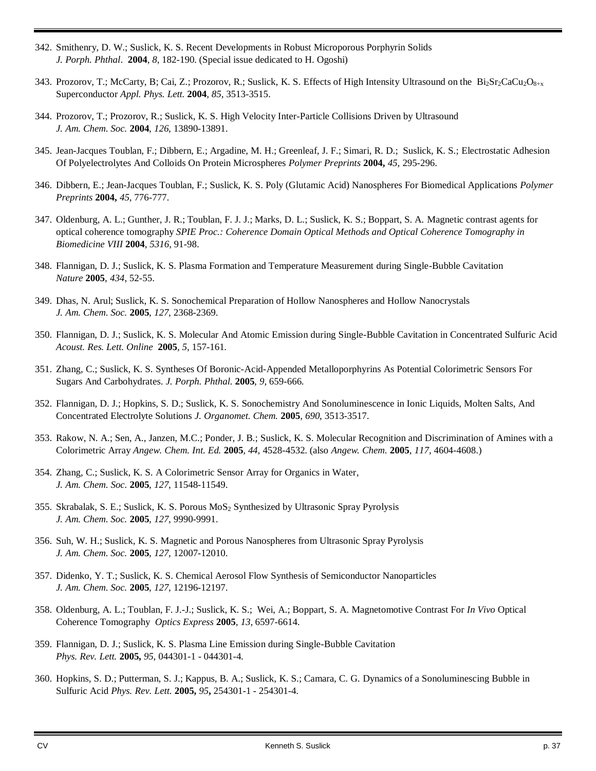342. Smithenry, D. W.; Suslick, K. S. Recent Developments in Robust Microporous Porphyrin Solids *J. Porph. Phthal*. **2004**, *8*, 182-190. (Special issue dedicated to H. Ogoshi)

343. Prozorov, T.; McCarty, B; Cai, Z.; Prozorov, R.; Suslick, K. S. Effects of High Intensity Ultrasound on the $Bi_2Sr_2CaCu_2O_{8+x}$ Superconductor *Appl. Phys. Lett.* **2004**, *85*, 3513-3515.

344. Prozorov, T.; Prozorov, R.; Suslick, K. S. High Velocity Inter-Particle Collisions Driven by Ultrasound *J. Am. Chem. Soc.* **2004**, *126*, 13890-13891.

345. Jean-Jacques Toublan, F.; Dibbern, E.; Argadine, M. H.; Greenleaf, J. F.; Simari, R. D.; Suslick, K. S.; Electrostatic Adhesion Of Polyelectrolytes And Colloids On Protein Microspheres *Polymer Preprints* **2004,** *45*, 295-296.

346. Dibbern, E.; Jean-Jacques Toublan, F.; Suslick, K. S. Poly (Glutamic Acid) Nanospheres For Biomedical Applications *Polymer Preprints* **2004,** *45*, 776-777.

347. Oldenburg, A. L.; Gunther, J. R.; Toublan, F. J. J.; Marks, D. L.; Suslick, K. S.; Boppart, S. A. Magnetic contrast agents for optical coherence tomography *SPIE Proc.: Coherence Domain Optical Methods and Optical Coherence Tomography in Biomedicine VIII* **2004**, *5316*, 91-98.

348. Flannigan, D. J.; Suslick, K. S. Plasma Formation and Temperature Measurement during Single-Bubble Cavitation *Nature* **2005**, *434*, 52-55.

349. Dhas, N. Arul; Suslick, K. S. Sonochemical Preparation of Hollow Nanospheres and Hollow Nanocrystals *J. Am. Chem. Soc.* **2005**, *127*, 2368-2369.

350. Flannigan, D. J.; Suslick, K. S. Molecular And Atomic Emission during Single-Bubble Cavitation in Concentrated Sulfuric Acid *Acoust. Res. Lett. Online* **2005**, *5*, 157-161.

351. Zhang, C.; Suslick, K. S. Syntheses Of Boronic-Acid-Appended Metalloporphyrins As Potential Colorimetric Sensors For Sugars And Carbohydrates. *J. Porph. Phthal.* **2005**, *9*, 659-666.

352. Flannigan, D. J.; Hopkins, S. D.; Suslick, K. S. Sonochemistry And Sonoluminescence in Ionic Liquids, Molten Salts, And Concentrated Electrolyte Solutions *J. Organomet. Chem.* **2005**, *690*, 3513-3517.

353. Rakow, N. A.; Sen, A., Janzen, M.C.; Ponder, J. B.; Suslick, K. S. Molecular Recognition and Discrimination of Amines with a Colorimetric Array *Angew. Chem. Int. Ed.* **2005**, *44*, 4528-4532. (also *Angew. Chem.* **2005**, *117*, 4604-4608.)

354. Zhang, C.; Suslick, K. S. A Colorimetric Sensor Array for Organics in Water, *J. Am. Chem. Soc.* **2005**, *127*, 11548-11549.

355. Skrabalak, S. E.; Suslick, K. S. Porous $MoS_2$ Synthesized by Ultrasonic Spray Pyrolysis *J. Am. Chem. Soc.* **2005**, *127*, 9990-9991.

356. Suh, W. H.; Suslick, K. S. Magnetic and Porous Nanospheres from Ultrasonic Spray Pyrolysis *J. Am. Chem. Soc.* **2005**, *127*, 12007-12010.

357. Didenko, Y. T.; Suslick, K. S. Chemical Aerosol Flow Synthesis of Semiconductor Nanoparticles *J. Am. Chem. Soc.* **2005**, *127*, 12196-12197.

358. Oldenburg, A. L.; Toublan, F. J.-J.; Suslick, K. S.; Wei, A.; Boppart, S. A. Magnetomotive Contrast For *In Vivo* Optical Coherence Tomography *Optics Express* **2005**, *13*, 6597-6614.

359. Flannigan, D. J.; Suslick, K. S. Plasma Line Emission during Single-Bubble Cavitation *Phys. Rev. Lett.* **2005,** *95*, 044301-1 - 044301-4.

360. Hopkins, S. D.; Putterman, S. J.; Kappus, B. A.; Suslick, K. S.; Camara, C. G. Dynamics of a Sonoluminescing Bubble in Sulfuric Acid *Phys. Rev. Lett.* **2005,** *95***,** 254301-1 - 254301-4.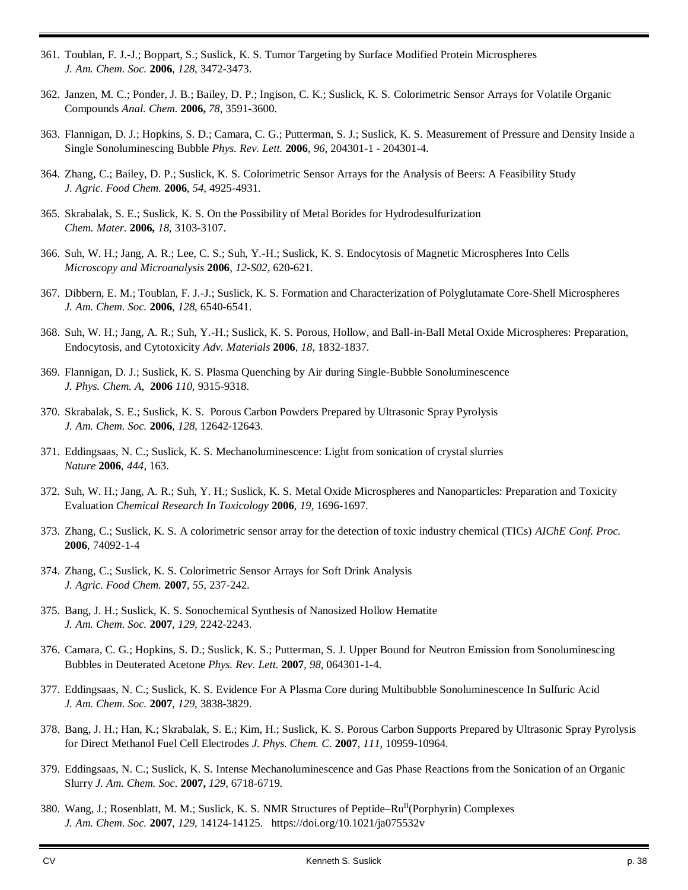361. Toublan, F. J.-J.; Boppart, S.; Suslick, K. S. Tumor Targeting by Surface Modified Protein Microspheres *J. Am. Chem. Soc.* **2006**, *128*, 3472-3473.

362. Janzen, M. C.; Ponder, J. B.; Bailey, D. P.; Ingison, C. K.; Suslick, K. S. Colorimetric Sensor Arrays for Volatile Organic Compounds *Anal. Chem.* **2006,** *78*, 3591-3600.

363. Flannigan, D. J.; Hopkins, S. D.; Camara, C. G.; Putterman, S. J.; Suslick, K. S. Measurement of Pressure and Density Inside a Single Sonoluminescing Bubble *Phys. Rev. Lett.* **2006**, *96*, 204301-1 - 204301-4.

364. Zhang, C.; Bailey, D. P.; Suslick, K. S. Colorimetric Sensor Arrays for the Analysis of Beers: A Feasibility Study *J. Agric. Food Chem.* **2006**, *54*, 4925-4931.

365. Skrabalak, S. E.; Suslick, K. S. On the Possibility of Metal Borides for Hydrodesulfurization *Chem. Mater.* **2006,** *18*, 3103-3107.

366. Suh, W. H.; Jang, A. R.; Lee, C. S.; Suh, Y.-H.; Suslick, K. S. Endocytosis of Magnetic Microspheres Into Cells *Microscopy and Microanalysis* **2006**, *12-S02*, 620-621.

367. Dibbern, E. M.; Toublan, F. J.-J.; Suslick, K. S. Formation and Characterization of Polyglutamate Core-Shell Microspheres *J. Am. Chem. Soc.* **2006**, *128*, 6540-6541.

368. Suh, W. H.; Jang, A. R.; Suh, Y.-H.; Suslick, K. S. Porous, Hollow, and Ball-in-Ball Metal Oxide Microspheres: Preparation, Endocytosis, and Cytotoxicity *Adv. Materials* **2006**, *18*, 1832-1837.

369. Flannigan, D. J.; Suslick, K. S. Plasma Quenching by Air during Single-Bubble Sonoluminescence *J. Phys. Chem. A*, **2006** *110*, 9315-9318.

370. Skrabalak, S. E.; Suslick, K. S. Porous Carbon Powders Prepared by Ultrasonic Spray Pyrolysis *J. Am. Chem. Soc.* **2006**, *128*, 12642-12643.

371. Eddingsaas, N. C.; Suslick, K. S. Mechanoluminescence: Light from sonication of crystal slurries *Nature* **2006**, *444*, 163.

372. Suh, W. H.; Jang, A. R.; Suh, Y. H.; Suslick, K. S. Metal Oxide Microspheres and Nanoparticles: Preparation and Toxicity Evaluation *Chemical Research In Toxicology* **2006**, *19*, 1696-1697.

373. Zhang, C.; Suslick, K. S. A colorimetric sensor array for the detection of toxic industry chemical (TICs) *AIChE Conf. Proc.* **2006**, 74092-1-4

374. Zhang, C.; Suslick, K. S. Colorimetric Sensor Arrays for Soft Drink Analysis *J. Agric. Food Chem.* **2007**, *55*, 237-242.

375. Bang, J. H.; Suslick, K. S. Sonochemical Synthesis of Nanosized Hollow Hematite *J. Am. Chem. Soc.* **2007**, *129*, 2242-2243.

376. Camara, C. G.; Hopkins, S. D.; Suslick, K. S.; Putterman, S. J. Upper Bound for Neutron Emission from Sonoluminescing Bubbles in Deuterated Acetone *Phys. Rev. Lett.* **2007**, *98*, 064301-1-4.

377. Eddingsaas, N. C.; Suslick, K. S. Evidence For A Plasma Core during Multibubble Sonoluminescence In Sulfuric Acid *J. Am. Chem. Soc.* **2007**, *129*, 3838-3829.

378. Bang, J. H.; Han, K.; Skrabalak, S. E.; Kim, H.; Suslick, K. S. Porous Carbon Supports Prepared by Ultrasonic Spray Pyrolysis for Direct Methanol Fuel Cell Electrodes *J. Phys. Chem. C.* **2007**, *111*, 10959-10964.

379. Eddingsaas, N. C.; Suslick, K. S. Intense Mechanoluminescence and Gas Phase Reactions from the Sonication of an Organic Slurry *J. Am. Chem. Soc.* **2007,** *129*, 6718-6719.

380. Wang, J.; Rosenblatt, M. M.; Suslick, K. S. NMR Structures of Peptide–$Ru^{II}$(Porphyrin) Complexes *J. Am. Chem. Soc.* **2007**, *129*, 14124-14125. https://doi.org/10.1021/ja075532v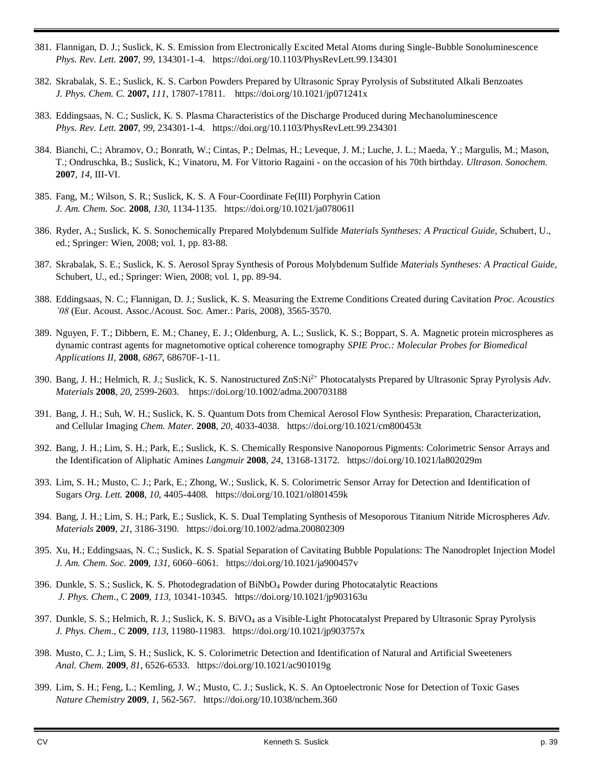381. Flannigan, D. J.; Suslick, K. S. Emission from Electronically Excited Metal Atoms during Single-Bubble Sonoluminescence *Phys. Rev. Lett.* **2007**, *99*, 134301-1-4. https://doi.org/10.1103/PhysRevLett.99.134301

382. Skrabalak, S. E.; Suslick, K. S. Carbon Powders Prepared by Ultrasonic Spray Pyrolysis of Substituted Alkali Benzoates *J. Phys. Chem. C.* **2007,** *111*, 17807-17811. https://doi.org/10.1021/jp071241x

383. Eddingsaas, N. C.; Suslick, K. S. Plasma Characteristics of the Discharge Produced during Mechanoluminescence *Phys. Rev. Lett.* **2007**, *99*, 234301-1-4. https://doi.org/10.1103/PhysRevLett.99.234301

384. Bianchi, C.; Abramov, O.; Bonrath, W.; Cintas, P.; Delmas, H.; Leveque, J. M.; Luche, J. L.; Maeda, Y.; Margulis, M.; Mason, T.; Ondruschka, B.; Suslick, K.; Vinatoru, M. For Vittorio Ragaini - on the occasion of his 70th birthday. *Ultrason. Sonochem.* **2007**, *14*, III-VI.

385. Fang, M.; Wilson, S. R.; Suslick, K. S. A Four-Coordinate Fe(III) Porphyrin Cation *J. Am. Chem. Soc.* **2008**, *130*, 1134-1135. https://doi.org/10.1021/ja078061l

386. Ryder, A.; Suslick, K. S. Sonochemically Prepared Molybdenum Sulfide *Materials Syntheses: A Practical Guide*, Schubert, U., ed.; Springer: Wien, 2008; vol. 1, pp. 83-88.

387. Skrabalak, S. E.; Suslick, K. S. Aerosol Spray Synthesis of Porous Molybdenum Sulfide *Materials Syntheses: A Practical Guide*, Schubert, U., ed.; Springer: Wien, 2008; vol. 1, pp. 89-94.

388. Eddingsaas, N. C.; Flannigan, D. J.; Suslick, K. S. Measuring the Extreme Conditions Created during Cavitation *Proc. Acoustics '08* (Eur. Acoust. Assoc./Acoust. Soc. Amer.: Paris, 2008), 3565-3570.

389. Nguyen, F. T.; Dibbern, E. M.; Chaney, E. J.; Oldenburg, A. L.; Suslick, K. S.; Boppart, S. A. Magnetic protein microspheres as dynamic contrast agents for magnetomotive optical coherence tomography *SPIE Proc.: Molecular Probes for Biomedical Applications II*, **2008**, *6867*, 68670F-1-11.

390. Bang, J. H.; Helmich, R. J.; Suslick, K. S. Nanostructured $ZnS:Ni^{2+}$ Photocatalysts Prepared by Ultrasonic Spray Pyrolysis *Adv. Materials* **2008**, *20*, 2599-2603. https://doi.org/10.1002/adma.200703188

391. Bang, J. H.; Suh, W. H.; Suslick, K. S. Quantum Dots from Chemical Aerosol Flow Synthesis: Preparation, Characterization, and Cellular Imaging *Chem. Mater.* **2008**, *20*, 4033-4038. https://doi.org/10.1021/cm800453t

392. Bang, J. H.; Lim, S. H.; Park, E.; Suslick, K. S. Chemically Responsive Nanoporous Pigments: Colorimetric Sensor Arrays and the Identification of Aliphatic Amines *Langmuir* **2008**, *24*, 13168-13172. https://doi.org/10.1021/la802029m

393. Lim, S. H.; Musto, C. J.; Park, E.; Zhong, W.; Suslick, K. S. Colorimetric Sensor Array for Detection and Identification of Sugars *Org. Lett.* **2008**, *10*, 4405-4408. https://doi.org/10.1021/ol801459k

394. Bang, J. H.; Lim, S. H.; Park, E.; Suslick, K. S. Dual Templating Synthesis of Mesoporous Titanium Nitride Microspheres *Adv. Materials* **2009**, *21*, 3186-3190. https://doi.org/10.1002/adma.200802309

395. Xu, H.; Eddingsaas, N. C.; Suslick, K. S. Spatial Separation of Cavitating Bubble Populations: The Nanodroplet Injection Model *J. Am. Chem. Soc.* **2009**, *131*, 6060–6061. https://doi.org/10.1021/ja900457v

396. Dunkle, S. S.; Suslick, K. S. Photodegradation of $BiNbO_4$ Powder during Photocatalytic Reactions *J. Phys. Chem*., C **2009**, *113*, 10341-10345. https://doi.org/10.1021/jp903163u

397. Dunkle, S. S.; Helmich, R. J.; Suslick, K. S. $BiVO_4$ as a Visible-Light Photocatalyst Prepared by Ultrasonic Spray Pyrolysis *J. Phys. Chem*., C **2009**, *113*, 11980-11983. https://doi.org/10.1021/jp903757x

398. Musto, C. J.; Lim, S. H.; Suslick, K. S. Colorimetric Detection and Identification of Natural and Artificial Sweeteners *Anal. Chem.* **2009**, *81*, 6526-6533. https://doi.org/10.1021/ac901019g

399. Lim, S. H.; Feng, L.; Kemling, J. W.; Musto, C. J.; Suslick, K. S. An Optoelectronic Nose for Detection of Toxic Gases *Nature Chemistry* **2009**, *1*, 562-567. https://doi.org/10.1038/nchem.360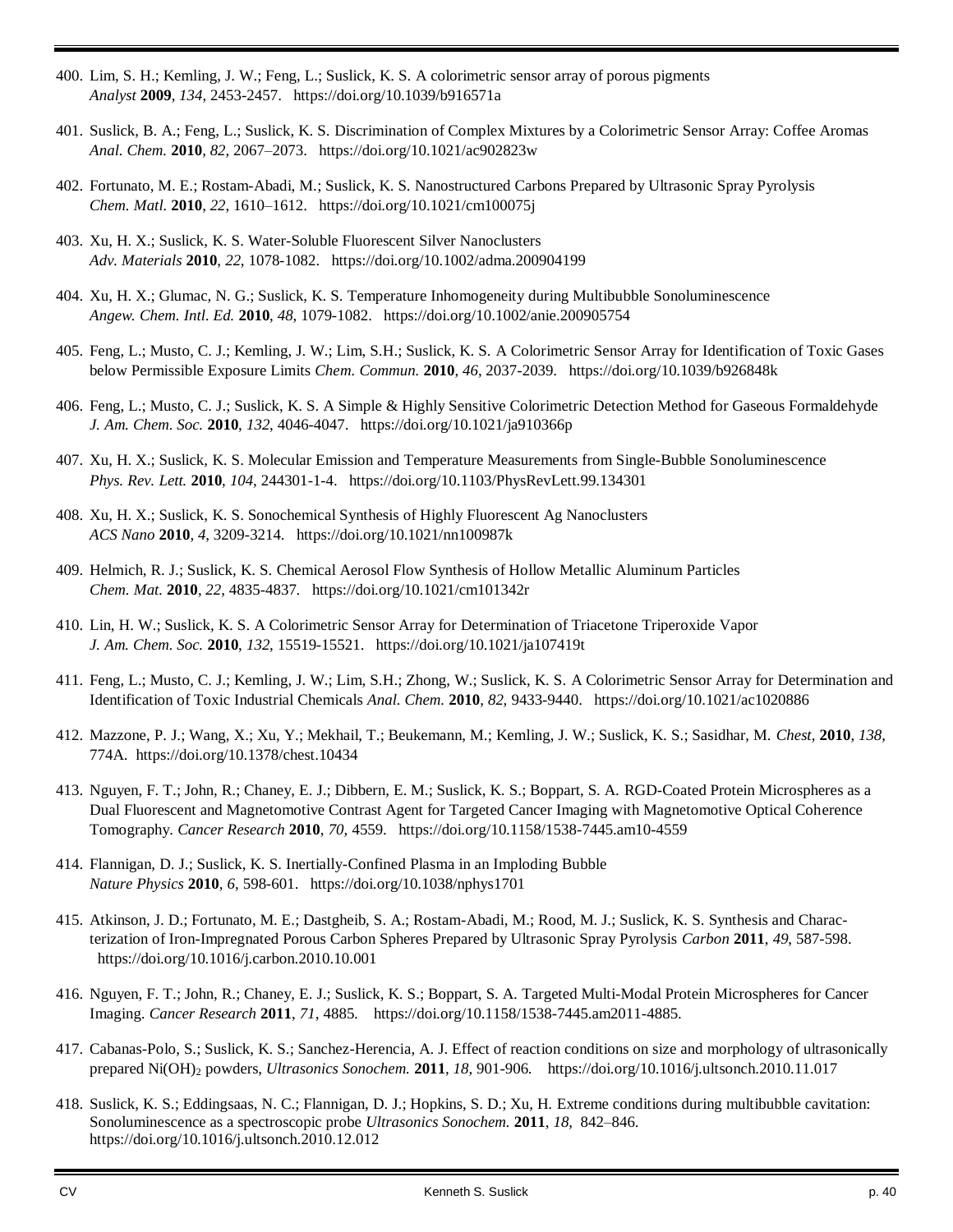400. Lim, S. H.; Kemling, J. W.; Feng, L.; Suslick, K. S. A colorimetric sensor array of porous pigments *Analyst* **2009**, *134*, 2453-2457. https://doi.org/10.1039/b916571a

401. Suslick, B. A.; Feng, L.; Suslick, K. S. Discrimination of Complex Mixtures by a Colorimetric Sensor Array: Coffee Aromas *Anal. Chem.* **2010**, *82*, 2067–2073. https://doi.org/10.1021/ac902823w

402. Fortunato, M. E.; Rostam-Abadi, M.; Suslick, K. S. Nanostructured Carbons Prepared by Ultrasonic Spray Pyrolysis *Chem. Matl.* **2010**, *22*, 1610–1612. https://doi.org/10.1021/cm100075j

403. Xu, H. X.; Suslick, K. S. Water-Soluble Fluorescent Silver Nanoclusters *Adv. Materials* **2010**, *22*, 1078-1082. https://doi.org/10.1002/adma.200904199

404. Xu, H. X.; Glumac, N. G.; Suslick, K. S. Temperature Inhomogeneity during Multibubble Sonoluminescence *Angew. Chem. Intl. Ed.* **2010**, *48*, 1079-1082. https://doi.org/10.1002/anie.200905754

405. Feng, L.; Musto, C. J.; Kemling, J. W.; Lim, S.H.; Suslick, K. S. A Colorimetric Sensor Array for Identification of Toxic Gases below Permissible Exposure Limits *Chem. Commun.* **2010**, *46*, 2037-2039. https://doi.org/10.1039/b926848k

406. Feng, L.; Musto, C. J.; Suslick, K. S. A Simple & Highly Sensitive Colorimetric Detection Method for Gaseous Formaldehyde *J. Am. Chem. Soc.* **2010**, *132*, 4046-4047. https://doi.org/10.1021/ja910366p

407. Xu, H. X.; Suslick, K. S. Molecular Emission and Temperature Measurements from Single-Bubble Sonoluminescence *Phys. Rev. Lett.* **2010**, *104*, 244301-1-4. https://doi.org/10.1103/PhysRevLett.99.134301

408. Xu, H. X.; Suslick, K. S. Sonochemical Synthesis of Highly Fluorescent Ag Nanoclusters *ACS Nano* **2010**, *4*, 3209-3214. https://doi.org/10.1021/nn100987k

409. Helmich, R. J.; Suslick, K. S. Chemical Aerosol Flow Synthesis of Hollow Metallic Aluminum Particles *Chem. Mat.* **2010**, *22*, 4835-4837. https://doi.org/10.1021/cm101342r

410. Lin, H. W.; Suslick, K. S. A Colorimetric Sensor Array for Determination of Triacetone Triperoxide Vapor *J. Am. Chem. Soc.* **2010**, *132*, 15519-15521. https://doi.org/10.1021/ja107419t

411. Feng, L.; Musto, C. J.; Kemling, J. W.; Lim, S.H.; Zhong, W.; Suslick, K. S. A Colorimetric Sensor Array for Determination and Identification of Toxic Industrial Chemicals *Anal. Chem.* **2010**, *82*, 9433-9440. https://doi.org/10.1021/ac1020886

412. Mazzone, P. J.; Wang, X.; Xu, Y.; Mekhail, T.; Beukemann, M.; Kemling, J. W.; Suslick, K. S.; Sasidhar, M. *Chest*, **2010**, *138*, 774A. https://doi.org/10.1378/chest.10434

413. Nguyen, F. T.; John, R.; Chaney, E. J.; Dibbern, E. M.; Suslick, K. S.; Boppart, S. A. RGD-Coated Protein Microspheres as a Dual Fluorescent and Magnetomotive Contrast Agent for Targeted Cancer Imaging with Magnetomotive Optical Coherence Tomography. *Cancer Research* **2010**, *70,* 4559. https://doi.org/10.1158/1538-7445.am10-4559

414. Flannigan, D. J.; Suslick, K. S. Inertially-Confined Plasma in an Imploding Bubble *Nature Physics* **2010**, *6*, 598-601. https://doi.org/10.1038/nphys1701

415. Atkinson, J. D.; Fortunato, M. E.; Dastgheib, S. A.; Rostam-Abadi, M.; Rood, M. J.; Suslick, K. S. Synthesis and Characterization of Iron-Impregnated Porous Carbon Spheres Prepared by Ultrasonic Spray Pyrolysis *Carbon* **2011**, *49*, 587-598. https://doi.org/10.1016/j.carbon.2010.10.001

416. Nguyen, F. T.; John, R.; Chaney, E. J.; Suslick, K. S.; Boppart, S. A. Targeted Multi-Modal Protein Microspheres for Cancer Imaging. *Cancer Research* **2011**, *71,* 4885. https://doi.org/10.1158/1538-7445.am2011-4885.

417. Cabanas-Polo, S.; Suslick, K. S.; Sanchez-Herencia, A. J. Effect of reaction conditions on size and morphology of ultrasonically prepared $Ni(OH)_2$ powders, *Ultrasonics Sonochem.* **2011**, *18,* 901-906. https://doi.org/10.1016/j.ultsonch.2010.11.017

418. Suslick, K. S.; Eddingsaas, N. C.; Flannigan, D. J.; Hopkins, S. D.; Xu, H. Extreme conditions during multibubble cavitation: Sonoluminescence as a spectroscopic probe *Ultrasonics Sonochem.* **2011**, *18*, 842–846. https://doi.org/10.1016/j.ultsonch.2010.12.012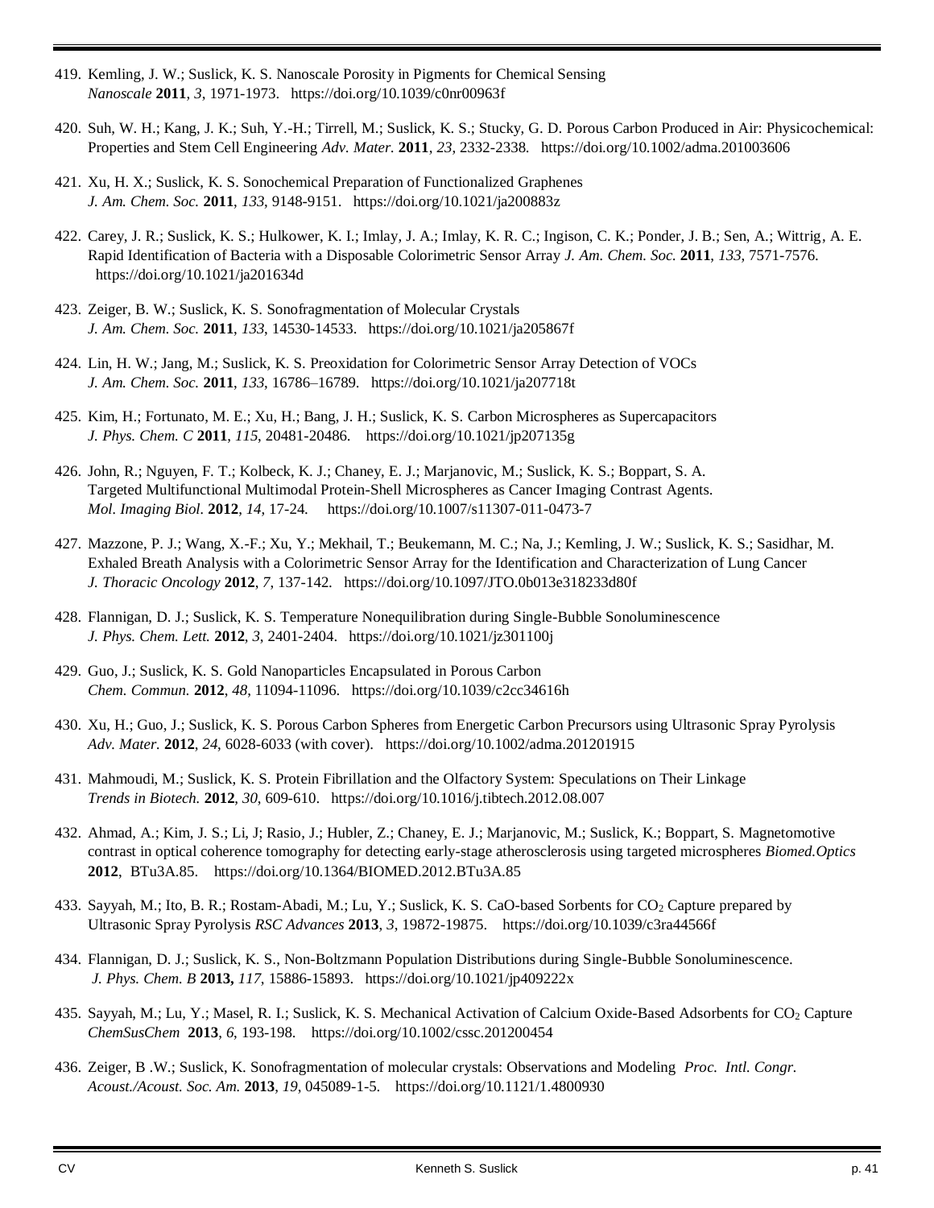419. Kemling, J. W.; Suslick, K. S. Nanoscale Porosity in Pigments for Chemical Sensing *Nanoscale* **2011**, *3*, 1971-1973. https://doi.org/10.1039/c0nr00963f

420. Suh, W. H.; Kang, J. K.; Suh, Y.-H.; Tirrell, M.; Suslick, K. S.; Stucky, G. D. Porous Carbon Produced in Air: Physicochemical: Properties and Stem Cell Engineering *Adv. Mater.* **2011**, *23*, 2332-2338. https://doi.org/10.1002/adma.201003606

421. Xu, H. X.; Suslick, K. S. Sonochemical Preparation of Functionalized Graphenes *J. Am. Chem. Soc.* **2011**, *133*, 9148-9151. https://doi.org/10.1021/ja200883z

422. Carey, J. R.; Suslick, K. S.; Hulkower, K. I.; Imlay, J. A.; Imlay, K. R. C.; Ingison, C. K.; Ponder, J. B.; Sen, A.; Wittrig, A. E. Rapid Identification of Bacteria with a Disposable Colorimetric Sensor Array *J. Am. Chem. Soc.* **2011**, *133*, 7571-7576. https://doi.org/10.1021/ja201634d

423. Zeiger, B. W.; Suslick, K. S. Sonofragmentation of Molecular Crystals *J. Am. Chem. Soc.* **2011**, *133*, 14530-14533. https://doi.org/10.1021/ja205867f

424. Lin, H. W.; Jang, M.; Suslick, K. S. Preoxidation for Colorimetric Sensor Array Detection of VOCs *J. Am. Chem. Soc.* **2011**, *133*, 16786–16789. https://doi.org/10.1021/ja207718t

425. Kim, H.; Fortunato, M. E.; Xu, H.; Bang, J. H.; Suslick, K. S. Carbon Microspheres as Supercapacitors *J. Phys. Chem. C* **2011**, *115*, 20481-20486. https://doi.org/10.1021/jp207135g

426. John, R.; Nguyen, F. T.; Kolbeck, K. J.; Chaney, E. J.; Marjanovic, M.; Suslick, K. S.; Boppart, S. A. Targeted Multifunctional Multimodal Protein-Shell Microspheres as Cancer Imaging Contrast Agents. *Mol. Imaging Biol.* **2012**, *14*, 17-24. https://doi.org/10.1007/s11307-011-0473-7

427. Mazzone, P. J.; Wang, X.-F.; Xu, Y.; Mekhail, T.; Beukemann, M. C.; Na, J.; Kemling, J. W.; Suslick, K. S.; Sasidhar, M. Exhaled Breath Analysis with a Colorimetric Sensor Array for the Identification and Characterization of Lung Cancer *J. Thoracic Oncology* **2012**, *7*, 137-142. https://doi.org/10.1097/JTO.0b013e318233d80f

428. Flannigan, D. J.; Suslick, K. S. Temperature Nonequilibration during Single-Bubble Sonoluminescence *J. Phys. Chem. Lett.* **2012**, *3*, 2401-2404. https://doi.org/10.1021/jz301100j

429. Guo, J.; Suslick, K. S. Gold Nanoparticles Encapsulated in Porous Carbon *Chem. Commun.* **2012**, *48*, 11094-11096. https://doi.org/10.1039/c2cc34616h

430. Xu, H.; Guo, J.; Suslick, K. S. Porous Carbon Spheres from Energetic Carbon Precursors using Ultrasonic Spray Pyrolysis *Adv. Mater.* **2012**, *24*, 6028-6033 (with cover). https://doi.org/10.1002/adma.201201915

431. Mahmoudi, M.; Suslick, K. S. Protein Fibrillation and the Olfactory System: Speculations on Their Linkage *Trends in Biotech.* **2012**, *30*, 609-610. https://doi.org/10.1016/j.tibtech.2012.08.007

432. Ahmad, A.; Kim, J. S.; Li, J; Rasio, J.; Hubler, Z.; Chaney, E. J.; Marjanovic, M.; Suslick, K.; Boppart, S. Magnetomotive contrast in optical coherence tomography for detecting early-stage atherosclerosis using targeted microspheres *Biomed.Optics* **2012**, BTu3A.85. https://doi.org/10.1364/BIOMED.2012.BTu3A.85

433. Sayyah, M.; Ito, B. R.; Rostam-Abadi, M.; Lu, Y.; Suslick, K. S. CaO-based Sorbents for $CO_2$ Capture prepared by Ultrasonic Spray Pyrolysis *RSC Advances* **2013**, *3*, 19872-19875. https://doi.org/10.1039/c3ra44566f

434. Flannigan, D. J.; Suslick, K. S., Non-Boltzmann Population Distributions during Single-Bubble Sonoluminescence. *J. Phys. Chem. B* **2013,** *117*, 15886-15893. https://doi.org/10.1021/jp409222x

435. Sayyah, M.; Lu, Y.; Masel, R. I.; Suslick, K. S. Mechanical Activation of Calcium Oxide-Based Adsorbents for $CO_2$ Capture *ChemSusChem* **2013**, *6*, 193-198. https://doi.org/10.1002/cssc.201200454

436. Zeiger, B .W.; Suslick, K. Sonofragmentation of molecular crystals: Observations and Modeling *Proc. Intl. Congr. Acoust./Acoust. Soc. Am.* **2013**, *19*, 045089-1-5. https://doi.org/10.1121/1.4800930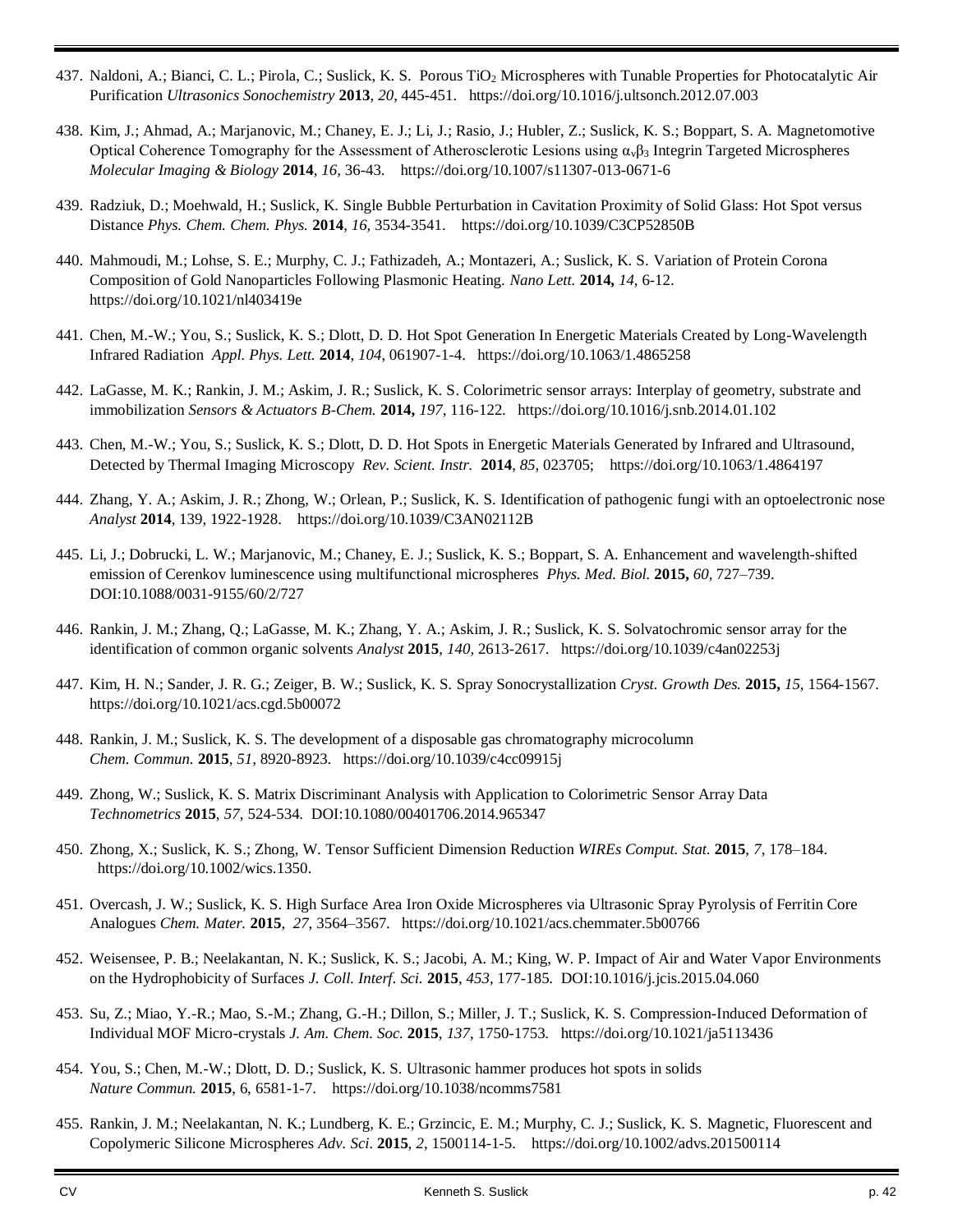437. Naldoni, A.; Bianci, C. L.; Pirola, C.; Suslick, K. S. Porous $TiO_2$ Microspheres with Tunable Properties for Photocatalytic Air Purification *Ultrasonics Sonochemistry* **2013**, *20*, 445-451. https://doi.org/10.1016/j.ultsonch.2012.07.003

438. Kim, J.; Ahmad, A.; Marjanovic, M.; Chaney, E. J.; Li, J.; Rasio, J.; Hubler, Z.; Suslick, K. S.; Boppart, S. A. Magnetomotive Optical Coherence Tomography for the Assessment of Atherosclerotic Lesions using $\alpha_v\beta_3$ Integrin Targeted Microspheres *Molecular Imaging & Biology* **2014**, *16,* 36-43. https://doi.org/10.1007/s11307-013-0671-6

439. Radziuk, D.; Moehwald, H.; Suslick, K. Single Bubble Perturbation in Cavitation Proximity of Solid Glass: Hot Spot versus Distance *Phys. Chem. Chem. Phys.* **2014**, *16,* 3534-3541. https://doi.org/10.1039/C3CP52850B

440. Mahmoudi, M.; Lohse, S. E.; Murphy, C. J.; Fathizadeh, A.; Montazeri, A.; Suslick, K. S. Variation of Protein Corona Composition of Gold Nanoparticles Following Plasmonic Heating. *Nano Lett.* **2014,** *14*, 6-12. https://doi.org/10.1021/nl403419e

441. Chen, M.-W.; You, S.; Suslick, K. S.; Dlott, D. D. Hot Spot Generation In Energetic Materials Created by Long-Wavelength Infrared Radiation *Appl. Phys. Lett.* **2014**, *104*, 061907-1-4. https://doi.org/10.1063/1.4865258

442. LaGasse, M. K.; Rankin, J. M.; Askim, J. R.; Suslick, K. S. Colorimetric sensor arrays: Interplay of geometry, substrate and immobilization *Sensors & Actuators B-Chem.* **2014,** *197*, 116-122. https://doi.org/10.1016/j.snb.2014.01.102

443. Chen, M.-W.; You, S.; Suslick, K. S.; Dlott, D. D. Hot Spots in Energetic Materials Generated by Infrared and Ultrasound, Detected by Thermal Imaging Microscopy *Rev. Scient. Instr.* **2014**, *85*, 023705; https://doi.org/10.1063/1.4864197

444. Zhang, Y. A.; Askim, J. R.; Zhong, W.; Orlean, P.; Suslick, K. S. Identification of pathogenic fungi with an optoelectronic nose *Analyst* **2014**, 139, 1922-1928. https://doi.org/10.1039/C3AN02112B

445. Li, J.; Dobrucki, L. W.; Marjanovic, M.; Chaney, E. J.; Suslick, K. S.; Boppart, S. A. Enhancement and wavelength-shifted emission of Cerenkov luminescence using multifunctional microspheres *Phys. Med. Biol.* **2015,** *60,* 727–739. DOI:10.1088/0031-9155/60/2/727

446. Rankin, J. M.; Zhang, Q.; LaGasse, M. K.; Zhang, Y. A.; Askim, J. R.; Suslick, K. S. Solvatochromic sensor array for the identification of common organic solvents *Analyst* **2015**, *140*, 2613-2617. https://doi.org/10.1039/c4an02253j

447. Kim, H. N.; Sander, J. R. G.; Zeiger, B. W.; Suslick, K. S. Spray Sonocrystallization *Cryst. Growth Des.* **2015,** *15*, 1564-1567. https://doi.org/10.1021/acs.cgd.5b00072

448. Rankin, J. M.; Suslick, K. S. The development of a disposable gas chromatography microcolumn *Chem. Commun.* **2015**, *51,* 8920-8923. https://doi.org/10.1039/c4cc09915j

449. Zhong, W.; Suslick, K. S. Matrix Discriminant Analysis with Application to Colorimetric Sensor Array Data *Technometrics* **2015**, *57*, 524-534. DOI:10.1080/00401706.2014.965347

450. Zhong, X.; Suslick, K. S.; Zhong, W. Tensor Sufficient Dimension Reduction *WIREs Comput. Stat.* **2015**, *7*, 178–184. https://doi.org/10.1002/wics.1350.

451. Overcash, J. W.; Suslick, K. S. High Surface Area Iron Oxide Microspheres via Ultrasonic Spray Pyrolysis of Ferritin Core Analogues *Chem. Mater.* **2015**, *27*, 3564–3567. https://doi.org/10.1021/acs.chemmater.5b00766

452. Weisensee, P. B.; Neelakantan, N. K.; Suslick, K. S.; Jacobi, A. M.; King, W. P. Impact of Air and Water Vapor Environments on the Hydrophobicity of Surfaces *J. Coll. Interf. Sci.* **2015**, *453*, 177-185. DOI:10.1016/j.jcis.2015.04.060

453. Su, Z.; Miao, Y.-R.; Mao, S.-M.; Zhang, G.-H.; Dillon, S.; Miller, J. T.; Suslick, K. S. Compression-Induced Deformation of Individual MOF Micro-crystals *J. Am. Chem. Soc.* **2015**, *137,* 1750-1753. https://doi.org/10.1021/ja5113436

454. You, S.; Chen, M.-W.; Dlott, D. D.; Suslick, K. S. Ultrasonic hammer produces hot spots in solids *Nature Commun.* **2015**, 6, 6581-1-7. https://doi.org/10.1038/ncomms7581

455. Rankin, J. M.; Neelakantan, N. K.; Lundberg, K. E.; Grzincic, E. M.; Murphy, C. J.; Suslick, K. S. Magnetic, Fluorescent and Copolymeric Silicone Microspheres *Adv. Sci.* **2015**, *2,* 1500114-1-5. https://doi.org/10.1002/advs.201500114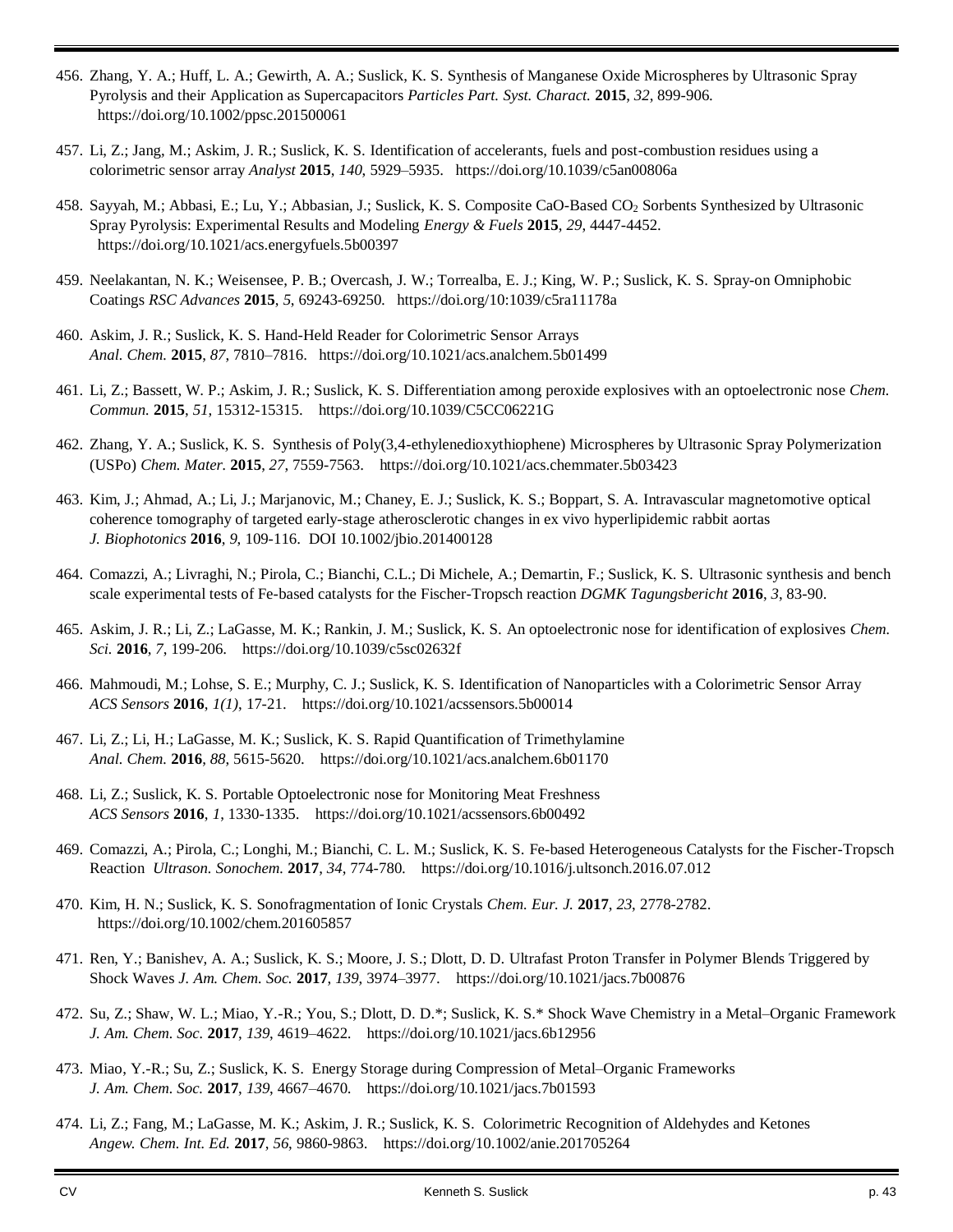456. Zhang, Y. A.; Huff, L. A.; Gewirth, A. A.; Suslick, K. S. Synthesis of Manganese Oxide Microspheres by Ultrasonic Spray Pyrolysis and their Application as Supercapacitors *Particles Part. Syst. Charact.* **2015**, *32*, 899-906. https://doi.org/10.1002/ppsc.201500061

457. Li, Z.; Jang, M.; Askim, J. R.; Suslick, K. S. Identification of accelerants, fuels and post-combustion residues using a colorimetric sensor array *Analyst* **2015**, *140*, 5929–5935. https://doi.org/10.1039/c5an00806a

458. Sayyah, M.; Abbasi, E.; Lu, Y.; Abbasian, J.; Suslick, K. S. Composite CaO-Based $CO_2$ Sorbents Synthesized by Ultrasonic Spray Pyrolysis: Experimental Results and Modeling *Energy & Fuels* **2015**, *29*, 4447-4452. https://doi.org/10.1021/acs.energyfuels.5b00397

459. Neelakantan, N. K.; Weisensee, P. B.; Overcash, J. W.; Torrealba, E. J.; King, W. P.; Suslick, K. S. Spray-on Omniphobic Coatings *RSC Advances* **2015**, *5*, 69243-69250. https://doi.org/10:1039/c5ra11178a

460. Askim, J. R.; Suslick, K. S. Hand-Held Reader for Colorimetric Sensor Arrays *Anal. Chem.* **2015**, *87*, 7810–7816. https://doi.org/10.1021/acs.analchem.5b01499

461. Li, Z.; Bassett, W. P.; Askim, J. R.; Suslick, K. S. Differentiation among peroxide explosives with an optoelectronic nose *Chem. Commun.* **2015**, *51*, 15312-15315. https://doi.org/10.1039/C5CC06221G

462. Zhang, Y. A.; Suslick, K. S. Synthesis of Poly(3,4-ethylenedioxythiophene) Microspheres by Ultrasonic Spray Polymerization (USPo) *Chem. Mater.* **2015**, *27*, 7559-7563. https://doi.org/10.1021/acs.chemmater.5b03423

463. Kim, J.; Ahmad, A.; Li, J.; Marjanovic, M.; Chaney, E. J.; Suslick, K. S.; Boppart, S. A. Intravascular magnetomotive optical coherence tomography of targeted early-stage atherosclerotic changes in ex vivo hyperlipidemic rabbit aortas *J. Biophotonics* **2016**, *9*, 109-116. DOI 10.1002/jbio.201400128

464. Comazzi, A.; Livraghi, N.; Pirola, C.; Bianchi, C.L.; Di Michele, A.; Demartin, F.; Suslick, K. S. Ultrasonic synthesis and bench scale experimental tests of Fe-based catalysts for the Fischer-Tropsch reaction *DGMK Tagungsbericht* **2016**, *3*, 83-90.

465. Askim, J. R.; Li, Z.; LaGasse, M. K.; Rankin, J. M.; Suslick, K. S. An optoelectronic nose for identification of explosives *Chem. Sci.* **2016**, *7*, 199-206. https://doi.org/10.1039/c5sc02632f

466. Mahmoudi, M.; Lohse, S. E.; Murphy, C. J.; Suslick, K. S. Identification of Nanoparticles with a Colorimetric Sensor Array *ACS Sensors* **2016**, *1(1)*, 17-21. https://doi.org/10.1021/acssensors.5b00014

467. Li, Z.; Li, H.; LaGasse, M. K.; Suslick, K. S. Rapid Quantification of Trimethylamine *Anal. Chem.* **2016**, *88*, 5615-5620. https://doi.org/10.1021/acs.analchem.6b01170

468. Li, Z.; Suslick, K. S. Portable Optoelectronic nose for Monitoring Meat Freshness *ACS Sensors* **2016**, *1*, 1330-1335. https://doi.org/10.1021/acssensors.6b00492

469. Comazzi, A.; Pirola, C.; Longhi, M.; Bianchi, C. L. M.; Suslick, K. S. Fe-based Heterogeneous Catalysts for the Fischer-Tropsch Reaction *Ultrason. Sonochem.* **2017**, *34*, 774-780. https://doi.org/10.1016/j.ultsonch.2016.07.012

470. Kim, H. N.; Suslick, K. S. Sonofragmentation of Ionic Crystals *Chem. Eur. J.* **2017**, *23*, 2778-2782. https://doi.org/10.1002/chem.201605857

471. Ren, Y.; Banishev, A. A.; Suslick, K. S.; Moore, J. S.; Dlott, D. D. Ultrafast Proton Transfer in Polymer Blends Triggered by Shock Waves *J. Am. Chem. Soc.* **2017**, *139*, 3974–3977. https://doi.org/10.1021/jacs.7b00876

472. Su, Z.; Shaw, W. L.; Miao, Y.-R.; You, S.; Dlott, D. D.*; Suslick, K. S.* Shock Wave Chemistry in a Metal–Organic Framework *J. Am. Chem. Soc.* **2017**, *139*, 4619–4622. https://doi.org/10.1021/jacs.6b12956

473. Miao, Y.-R.; Su, Z.; Suslick, K. S. Energy Storage during Compression of Metal–Organic Frameworks *J. Am. Chem. Soc.* **2017**, *139*, 4667–4670. https://doi.org/10.1021/jacs.7b01593

474. Li, Z.; Fang, M.; LaGasse, M. K.; Askim, J. R.; Suslick, K. S. Colorimetric Recognition of Aldehydes and Ketones *Angew. Chem. Int. Ed.* **2017**, *56*, 9860-9863. https://doi.org/10.1002/anie.201705264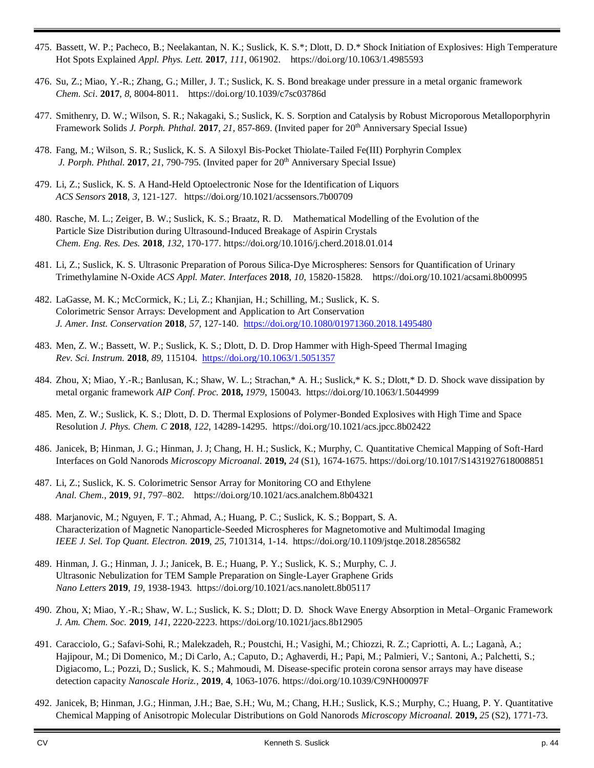475. Bassett, W. P.; Pacheco, B.; Neelakantan, N. K.; Suslick, K. S.*; Dlott, D. D.* Shock Initiation of Explosives: High Temperature Hot Spots Explained *Appl. Phys. Lett.* **2017**, *111*, 061902. https://doi.org/10.1063/1.4985593

476. Su, Z.; Miao, Y.-R.; Zhang, G.; Miller, J. T.; Suslick, K. S. Bond breakage under pressure in a metal organic framework *Chem. Sci*. **2017**, *8*, 8004-8011. https://doi.org/10.1039/c7sc03786d

477. Smithenry, D. W.; Wilson, S. R.; Nakagaki, S.; Suslick, K. S. Sorption and Catalysis by Robust Microporous Metalloporphyrin Framework Solids *J. Porph. Phthal.* **2017**, *21*, 857-869. (Invited paper for 20th Anniversary Special Issue)

478. Fang, M.; Wilson, S. R.; Suslick, K. S. A Siloxyl Bis-Pocket Thiolate-Tailed Fe(III) Porphyrin Complex *J. Porph. Phthal.* **2017**, *21*, 790-795. (Invited paper for 20th Anniversary Special Issue)

479. Li, Z.; Suslick, K. S. A Hand-Held Optoelectronic Nose for the Identification of Liquors *ACS Sensors* **2018**, *3*, 121-127. https://doi.org/10.1021/acssensors.7b00709

480. Rasche, M. L.; Zeiger, B. W.; Suslick, K. S.; Braatz, R. D. Mathematical Modelling of the Evolution of the Particle Size Distribution during Ultrasound-Induced Breakage of Aspirin Crystals *Chem. Eng. Res. Des.* **2018**, *132*, 170-177. https://doi.org/10.1016/j.cherd.2018.01.014

481. Li, Z.; Suslick, K. S. Ultrasonic Preparation of Porous Silica-Dye Microspheres: Sensors for Quantification of Urinary Trimethylamine N-Oxide *ACS Appl. Mater. Interfaces* **2018**, *10*, 15820-15828. https://doi.org/10.1021/acsami.8b00995

482. LaGasse, M. K.; McCormick, K.; Li, Z.; Khanjian, H.; Schilling, M.; Suslick, K. S. Colorimetric Sensor Arrays: Development and Application to Art Conservation *J. Amer. Inst. Conservation* **2018**, *57*, 127-140. https://doi.org/10.1080/01971360.2018.1495480

483. Men, Z. W.; Bassett, W. P.; Suslick, K. S.; Dlott, D. D. Drop Hammer with High-Speed Thermal Imaging *Rev. Sci. Instrum.* **2018**, *89*, 115104. https://doi.org/10.1063/1.5051357

484. Zhou, X; Miao, Y.-R.; Banlusan, K.; Shaw, W. L.; Strachan,* A. H.; Suslick,* K. S.; Dlott,* D. D. Shock wave dissipation by metal organic framework *AIP Conf. Proc.* **2018,** *1979*, 150043. https://doi.org/10.1063/1.5044999

485. Men, Z. W.; Suslick, K. S.; Dlott, D. D. Thermal Explosions of Polymer-Bonded Explosives with High Time and Space Resolution *J. Phys. Chem. C* **2018**, *122*, 14289-14295. https://doi.org/10.1021/acs.jpcc.8b02422

486. Janicek, B; Hinman, J. G.; Hinman, J. J; Chang, H. H.; Suslick, K.; Murphy, C. Quantitative Chemical Mapping of Soft-Hard Interfaces on Gold Nanorods *Microscopy Microanal.* **2019,** *24* (S1), 1674-1675. https://doi.org/10.1017/S1431927618008851

487. Li, Z.; Suslick, K. S. Colorimetric Sensor Array for Monitoring CO and Ethylene *Anal. Chem.*, **2019**, *91*, 797–802. https://doi.org/10.1021/acs.analchem.8b04321

488. Marjanovic, M.; Nguyen, F. T.; Ahmad, A.; Huang, P. C.; Suslick, K. S.; Boppart, S. A. Characterization of Magnetic Nanoparticle-Seeded Microspheres for Magnetomotive and Multimodal Imaging *IEEE J. Sel. Top Quant. Electron.* **2019**, *25*, 7101314, 1-14. https://doi.org/10.1109/jstqe.2018.2856582

489. Hinman, J. G.; Hinman, J. J.; Janicek, B. E.; Huang, P. Y.; Suslick, K. S.; Murphy, C. J. Ultrasonic Nebulization for TEM Sample Preparation on Single-Layer Graphene Grids *Nano Letters* **2019**, *19*, 1938-1943. https://doi.org/10.1021/acs.nanolett.8b05117

490. Zhou, X; Miao, Y.-R.; Shaw, W. L.; Suslick, K. S.; Dlott; D. D. Shock Wave Energy Absorption in Metal–Organic Framework *J. Am. Chem. Soc.* **2019**, *141*, 2220-2223. https://doi.org/10.1021/jacs.8b12905

491. Caracciolo, G.; Safavi-Sohi, R.; Malekzadeh, R.; Poustchi, H.; Vasighi, M.; Chiozzi, R. Z.; Capriotti, A. L.; Laganà, A.; Hajipour, M.; Di Domenico, M.; Di Carlo, A.; Caputo, D.; Aghaverdi, H.; Papi, M.; Palmieri, V.; Santoni, A.; Palchetti, S.; Digiacomo, L.; Pozzi, D.; Suslick, K. S.; Mahmoudi, M. Disease-specific protein corona sensor arrays may have disease detection capacity *Nanoscale Horiz.*, **2019**, **4**, 1063-1076. https://doi.org/10.1039/C9NH00097F

492. Janicek, B; Hinman, J.G.; Hinman, J.H.; Bae, S.H.; Wu, M.; Chang, H.H.; Suslick, K.S.; Murphy, C.; Huang, P. Y. Quantitative Chemical Mapping of Anisotropic Molecular Distributions on Gold Nanorods *Microscopy Microanal.* **2019,** *25* (S2), 1771-73.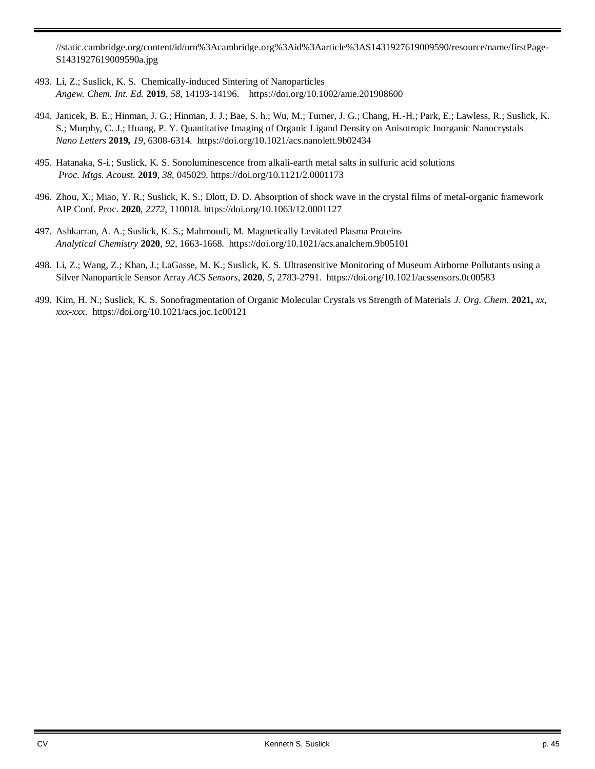//static.cambridge.org/content/id/urn%3Acambridge.org%3Aid%3Aarticle%3AS1431927619009590/resource/name/firstPage-S1431927619009590a.jpg

493. Li, Z.; Suslick, K. S. Chemically-induced Sintering of Nanoparticles *Angew. Chem. Int. Ed.* **2019**, *58*, 14193-14196. https://doi.org/10.1002/anie.201908600

494. Janicek, B. E.; Hinman, J. G.; Hinman, J. J.; Bae, S. h.; Wu, M.; Turner, J. G.; Chang, H.-H.; Park, E.; Lawless, R.; Suslick, K. S.; Murphy, C. J.; Huang, P. Y. Quantitative Imaging of Organic Ligand Density on Anisotropic Inorganic Nanocrystals *Nano Letters* **2019,** *19*, 6308-6314. https://doi.org/10.1021/acs.nanolett.9b02434

495. Hatanaka, S-i.; Suslick, K. S. Sonoluminescence from alkali-earth metal salts in sulfuric acid solutions *Proc. Mtgs. Acoust.* **2019**, *38*, 045029. https://doi.org/10.1121/2.0001173

496. Zhou, X.; Miao, Y. R.; Suslick, K. S.; Dlott, D. D. Absorption of shock wave in the crystal films of metal-organic framework AIP Conf. Proc. **2020**, *2272*, 110018. https://doi.org/10.1063/12.0001127

497. Ashkarran, A. A.; Suslick, K. S.; Mahmoudi, M. Magnetically Levitated Plasma Proteins *Analytical Chemistry* **2020**, *92*, 1663-1668. https://doi.org/10.1021/acs.analchem.9b05101

498. Li, Z.; Wang, Z.; Khan, J.; LaGasse, M. K.; Suslick, K. S. Ultrasensitive Monitoring of Museum Airborne Pollutants using a Silver Nanoparticle Sensor Array *ACS Sensors*, **2020**, *5*, 2783-2791. https://doi.org/10.1021/acssensors.0c00583

499. Kim, H. N.; Suslick, K. S. Sonofragmentation of Organic Molecular Crystals vs Strength of Materials *J. Org. Chem.* **2021,** *xx*, *xxx-xxx*. https://doi.org/10.1021/acs.joc.1c00121